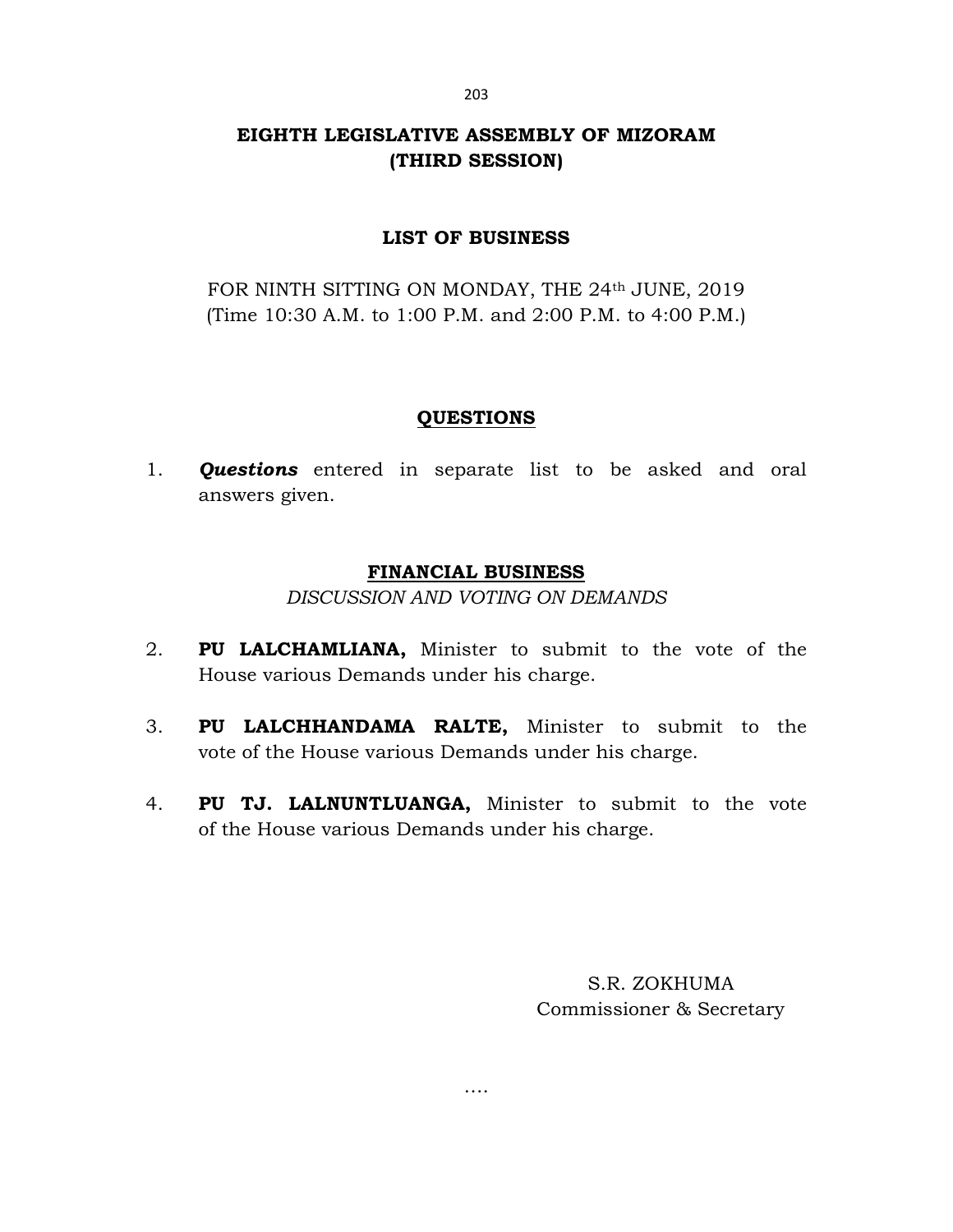# EIGHTH LEGISLATIVE ASSEMBLY OF MIZORAM
# (THIRD SESSION)

## LIST OF BUSINESS

FOR NINTH SITTING ON MONDAY, THE 24th JUNE, 2019
(Time 10:30 A.M. to 1:00 P.M. and 2:00 P.M. to 4:00 P.M.)

## QUESTIONS

1. ***Questions*** entered in separate list to be asked and oral answers given.

## FINANCIAL BUSINESS

*DISCUSSION AND VOTING ON DEMANDS*

2. **PU LALCHAMLIANA,** Minister to submit to the vote of the House various Demands under his charge.

3. **PU LALCHHANDAMA RALTE,** Minister to submit to the vote of the House various Demands under his charge.

4. **PU TJ. LALNUNTLUANGA,** Minister to submit to the vote of the House various Demands under his charge.

S.R. ZOKHUMA
Commissioner & Secretary

….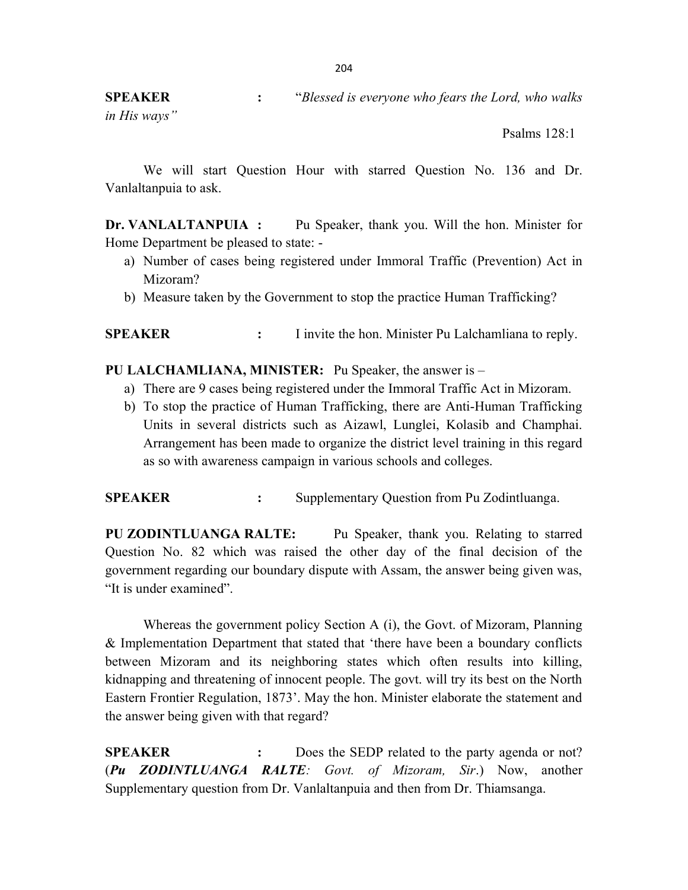**SPEAKER** : "*Blessed is everyone who fears the Lord, who walks in His ways"*

Psalms 128:1

We will start Question Hour with starred Question No. 136 and Dr. Vanlaltanpuia to ask.

**Dr. VANLALTANPUIA :** Pu Speaker, thank you. Will the hon. Minister for Home Department be pleased to state: -

a) Number of cases being registered under Immoral Traffic (Prevention) Act in Mizoram?
b) Measure taken by the Government to stop the practice Human Trafficking?

**SPEAKER** : I invite the hon. Minister Pu Lalchamliana to reply.

**PU LALCHAMLIANA, MINISTER:** Pu Speaker, the answer is –

a) There are 9 cases being registered under the Immoral Traffic Act in Mizoram.
b) To stop the practice of Human Trafficking, there are Anti-Human Trafficking Units in several districts such as Aizawl, Lunglei, Kolasib and Champhai. Arrangement has been made to organize the district level training in this regard as so with awareness campaign in various schools and colleges.

**SPEAKER** : Supplementary Question from Pu Zodintluanga.

**PU ZODINTLUANGA RALTE:** Pu Speaker, thank you. Relating to starred Question No. 82 which was raised the other day of the final decision of the government regarding our boundary dispute with Assam, the answer being given was, "It is under examined".

Whereas the government policy Section A (i), the Govt. of Mizoram, Planning & Implementation Department that stated that 'there have been a boundary conflicts between Mizoram and its neighboring states which often results into killing, kidnapping and threatening of innocent people. The govt. will try its best on the North Eastern Frontier Regulation, 1873'. May the hon. Minister elaborate the statement and the answer being given with that regard?

**SPEAKER** : Does the SEDP related to the party agenda or not? (***Pu ZODINTLUANGA RALTE****: Govt. of Mizoram, Sir*.) Now, another Supplementary question from Dr. Vanlaltanpuia and then from Dr. Thiamsanga.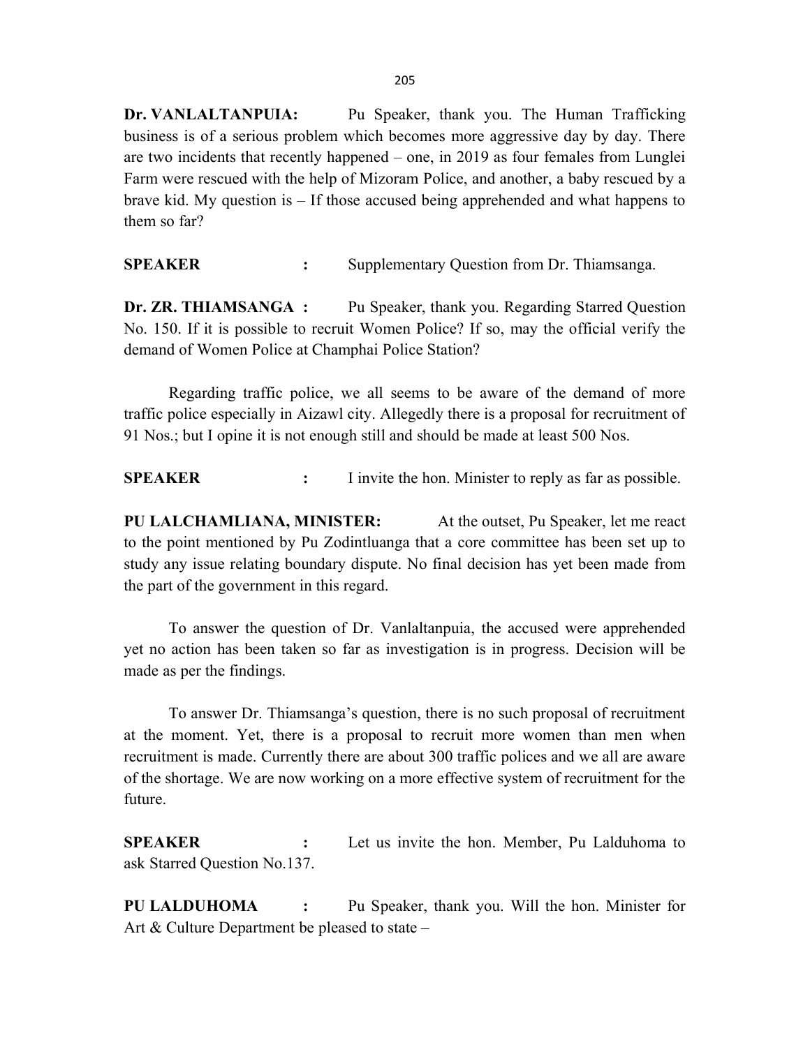**Dr. VANLALTANPUIA:** Pu Speaker, thank you. The Human Trafficking business is of a serious problem which becomes more aggressive day by day. There are two incidents that recently happened – one, in 2019 as four females from Lunglei Farm were rescued with the help of Mizoram Police, and another, a baby rescued by a brave kid. My question is – If those accused being apprehended and what happens to them so far?

**SPEAKER :** Supplementary Question from Dr. Thiamsanga.

**Dr. ZR. THIAMSANGA :** Pu Speaker, thank you. Regarding Starred Question No. 150. If it is possible to recruit Women Police? If so, may the official verify the demand of Women Police at Champhai Police Station?

Regarding traffic police, we all seems to be aware of the demand of more traffic police especially in Aizawl city. Allegedly there is a proposal for recruitment of 91 Nos.; but I opine it is not enough still and should be made at least 500 Nos.

**SPEAKER :** I invite the hon. Minister to reply as far as possible.

**PU LALCHAMLIANA, MINISTER:** At the outset, Pu Speaker, let me react to the point mentioned by Pu Zodintluanga that a core committee has been set up to study any issue relating boundary dispute. No final decision has yet been made from the part of the government in this regard.

To answer the question of Dr. Vanlaltanpuia, the accused were apprehended yet no action has been taken so far as investigation is in progress. Decision will be made as per the findings.

To answer Dr. Thiamsanga's question, there is no such proposal of recruitment at the moment. Yet, there is a proposal to recruit more women than men when recruitment is made. Currently there are about 300 traffic polices and we all are aware of the shortage. We are now working on a more effective system of recruitment for the future.

**SPEAKER :** Let us invite the hon. Member, Pu Lalduhoma to ask Starred Question No.137.

**PU LALDUHOMA :** Pu Speaker, thank you. Will the hon. Minister for Art & Culture Department be pleased to state –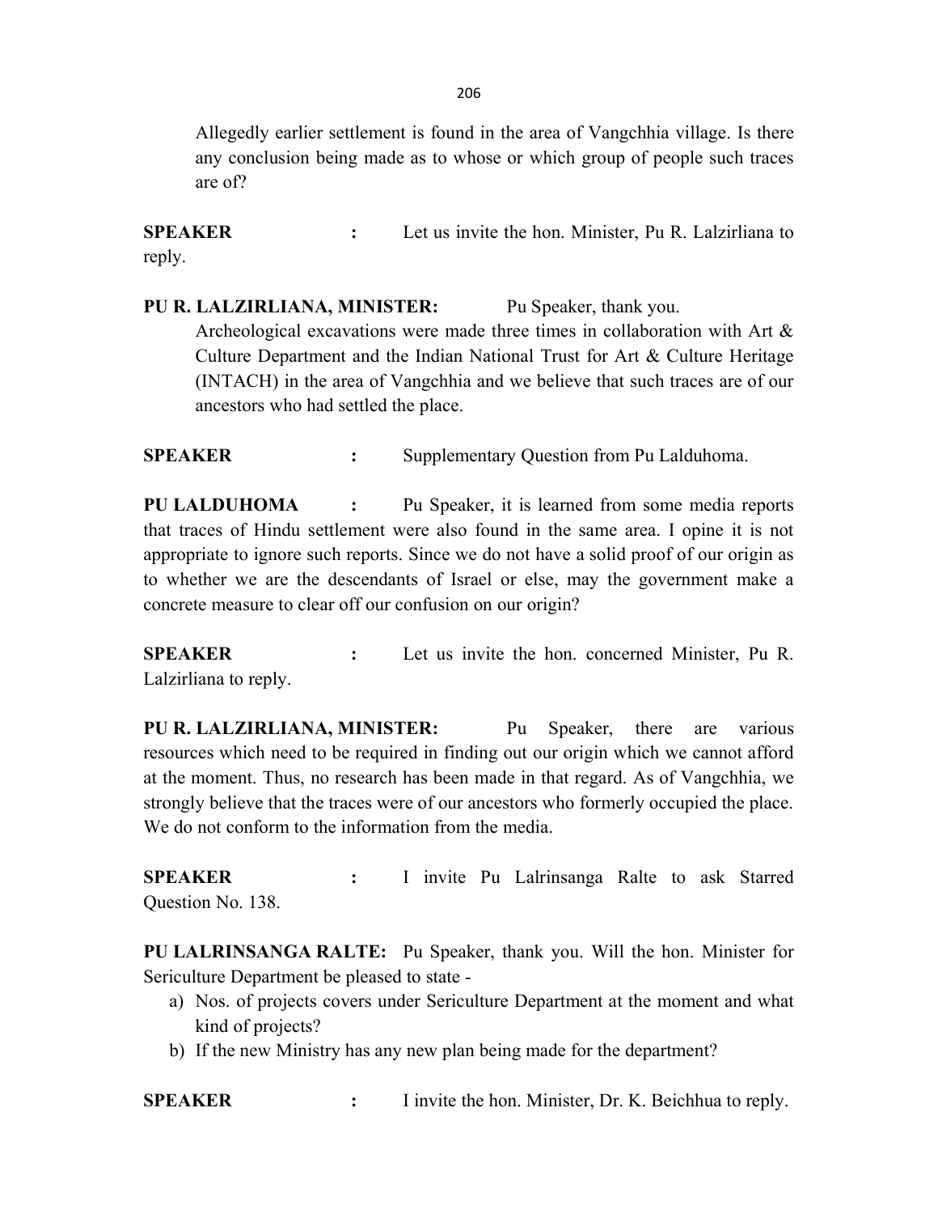Allegedly earlier settlement is found in the area of Vangchhia village. Is there any conclusion being made as to whose or which group of people such traces are of?

**SPEAKER** **:** Let us invite the hon. Minister, Pu R. Lalzirliana to reply.

**PU R. LALZIRLIANA, MINISTER:** Pu Speaker, thank you.

Archeological excavations were made three times in collaboration with Art & Culture Department and the Indian National Trust for Art & Culture Heritage (INTACH) in the area of Vangchhia and we believe that such traces are of our ancestors who had settled the place.

**SPEAKER** **:** Supplementary Question from Pu Lalduhoma.

**PU LALDUHOMA** **:** Pu Speaker, it is learned from some media reports that traces of Hindu settlement were also found in the same area. I opine it is not appropriate to ignore such reports. Since we do not have a solid proof of our origin as to whether we are the descendants of Israel or else, may the government make a concrete measure to clear off our confusion on our origin?

**SPEAKER** **:** Let us invite the hon. concerned Minister, Pu R. Lalzirliana to reply.

**PU R. LALZIRLIANA, MINISTER:** Pu Speaker, there are various resources which need to be required in finding out our origin which we cannot afford at the moment. Thus, no research has been made in that regard. As of Vangchhia, we strongly believe that the traces were of our ancestors who formerly occupied the place. We do not conform to the information from the media.

**SPEAKER** **:** I invite Pu Lalrinsanga Ralte to ask Starred Question No. 138.

**PU LALRINSANGA RALTE:** Pu Speaker, thank you. Will the hon. Minister for Sericulture Department be pleased to state -

a) Nos. of projects covers under Sericulture Department at the moment and what kind of projects?
b) If the new Ministry has any new plan being made for the department?

**SPEAKER** **:** I invite the hon. Minister, Dr. K. Beichhua to reply.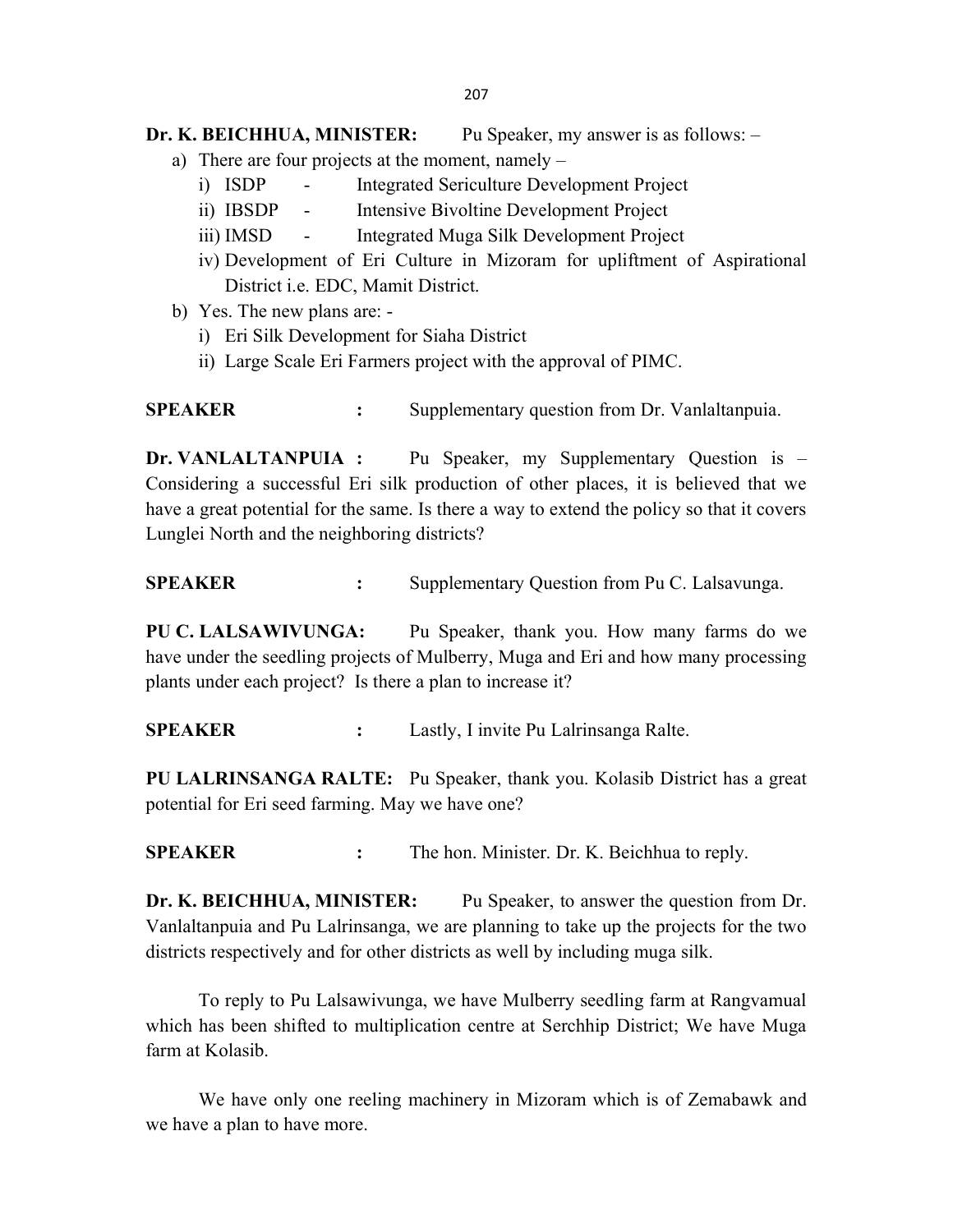**Dr. K. BEICHHUA, MINISTER:** Pu Speaker, my answer is as follows: –

a) There are four projects at the moment, namely –
   i) ISDP - Integrated Sericulture Development Project
   ii) IBSDP - Intensive Bivoltine Development Project
   iii) IMSD - Integrated Muga Silk Development Project
   iv) Development of Eri Culture in Mizoram for upliftment of Aspirational District i.e. EDC, Mamit District.

b) Yes. The new plans are: -
   i) Eri Silk Development for Siaha District
   ii) Large Scale Eri Farmers project with the approval of PIMC.

**SPEAKER :** Supplementary question from Dr. Vanlaltanpuia.

**Dr. VANLALTANPUIA :** Pu Speaker, my Supplementary Question is – Considering a successful Eri silk production of other places, it is believed that we have a great potential for the same. Is there a way to extend the policy so that it covers Lunglei North and the neighboring districts?

**SPEAKER :** Supplementary Question from Pu C. Lalsavunga.

**PU C. LALSAWIVUNGA:** Pu Speaker, thank you. How many farms do we have under the seedling projects of Mulberry, Muga and Eri and how many processing plants under each project? Is there a plan to increase it?

**SPEAKER :** Lastly, I invite Pu Lalrinsanga Ralte.

**PU LALRINSANGA RALTE:** Pu Speaker, thank you. Kolasib District has a great potential for Eri seed farming. May we have one?

**SPEAKER :** The hon. Minister. Dr. K. Beichhua to reply.

**Dr. K. BEICHHUA, MINISTER:** Pu Speaker, to answer the question from Dr. Vanlaltanpuia and Pu Lalrinsanga, we are planning to take up the projects for the two districts respectively and for other districts as well by including muga silk.

To reply to Pu Lalsawivunga, we have Mulberry seedling farm at Rangvamual which has been shifted to multiplication centre at Serchhip District; We have Muga farm at Kolasib.

We have only one reeling machinery in Mizoram which is of Zemabawk and we have a plan to have more.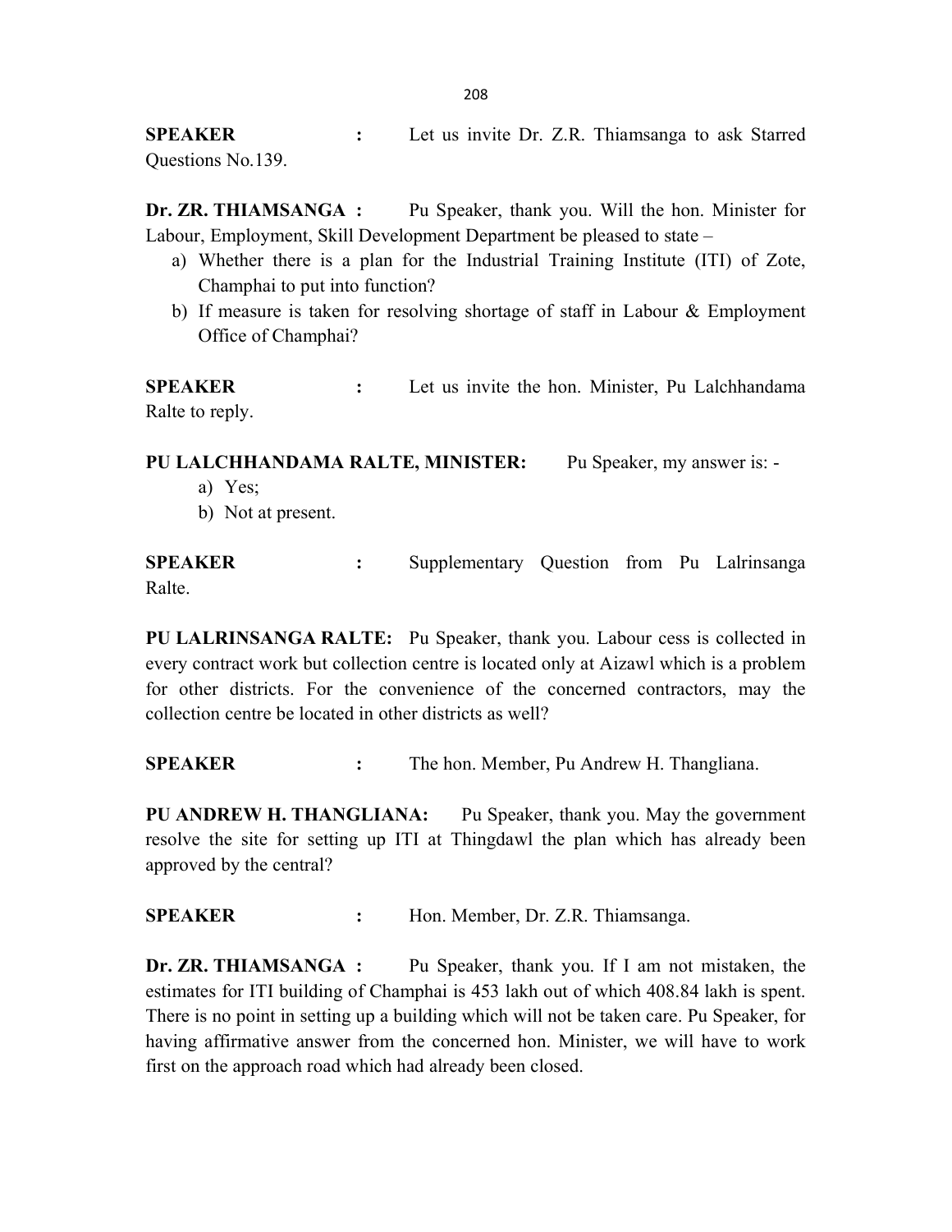**SPEAKER :** Let us invite Dr. Z.R. Thiamsanga to ask Starred Questions No.139.

**Dr. ZR. THIAMSANGA :** Pu Speaker, thank you. Will the hon. Minister for Labour, Employment, Skill Development Department be pleased to state –

a) Whether there is a plan for the Industrial Training Institute (ITI) of Zote, Champhai to put into function?
b) If measure is taken for resolving shortage of staff in Labour & Employment Office of Champhai?

**SPEAKER :** Let us invite the hon. Minister, Pu Lalchhandama Ralte to reply.

**PU LALCHHANDAMA RALTE, MINISTER:** Pu Speaker, my answer is: -

a) Yes;
b) Not at present.

**SPEAKER :** Supplementary Question from Pu Lalrinsanga Ralte.

**PU LALRINSANGA RALTE:** Pu Speaker, thank you. Labour cess is collected in every contract work but collection centre is located only at Aizawl which is a problem for other districts. For the convenience of the concerned contractors, may the collection centre be located in other districts as well?

**SPEAKER :** The hon. Member, Pu Andrew H. Thangliana.

**PU ANDREW H. THANGLIANA:** Pu Speaker, thank you. May the government resolve the site for setting up ITI at Thingdawl the plan which has already been approved by the central?

**SPEAKER :** Hon. Member, Dr. Z.R. Thiamsanga.

**Dr. ZR. THIAMSANGA :** Pu Speaker, thank you. If I am not mistaken, the estimates for ITI building of Champhai is 453 lakh out of which 408.84 lakh is spent. There is no point in setting up a building which will not be taken care. Pu Speaker, for having affirmative answer from the concerned hon. Minister, we will have to work first on the approach road which had already been closed.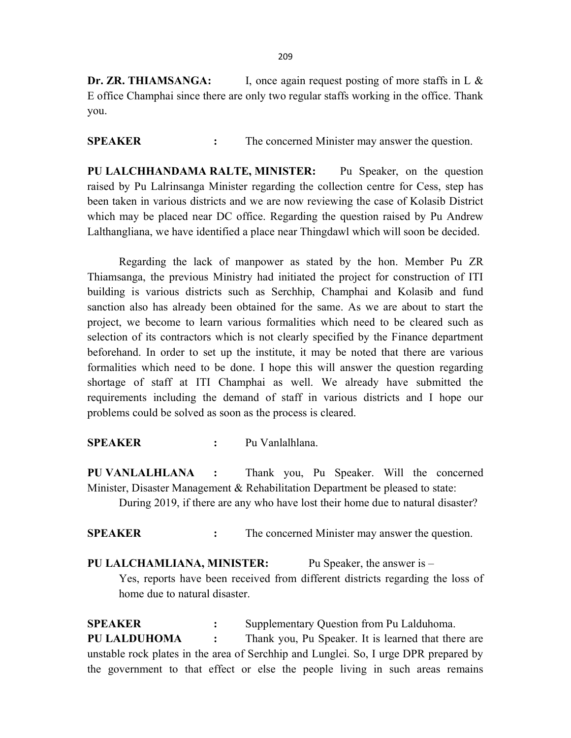**Dr. ZR. THIAMSANGA:** I, once again request posting of more staffs in L & E office Champhai since there are only two regular staffs working in the office. Thank you.

**SPEAKER :** The concerned Minister may answer the question.

**PU LALCHHANDAMA RALTE, MINISTER:** Pu Speaker, on the question raised by Pu Lalrinsanga Minister regarding the collection centre for Cess, step has been taken in various districts and we are now reviewing the case of Kolasib District which may be placed near DC office. Regarding the question raised by Pu Andrew Lalthangliana, we have identified a place near Thingdawl which will soon be decided.

Regarding the lack of manpower as stated by the hon. Member Pu ZR Thiamsanga, the previous Ministry had initiated the project for construction of ITI building is various districts such as Serchhip, Champhai and Kolasib and fund sanction also has already been obtained for the same. As we are about to start the project, we become to learn various formalities which need to be cleared such as selection of its contractors which is not clearly specified by the Finance department beforehand. In order to set up the institute, it may be noted that there are various formalities which need to be done. I hope this will answer the question regarding shortage of staff at ITI Champhai as well. We already have submitted the requirements including the demand of staff in various districts and I hope our problems could be solved as soon as the process is cleared.

**SPEAKER :** Pu Vanlalhlana.

**PU VANLALHLANA :** Thank you, Pu Speaker. Will the concerned Minister, Disaster Management & Rehabilitation Department be pleased to state:

During 2019, if there are any who have lost their home due to natural disaster?

**SPEAKER :** The concerned Minister may answer the question.

**PU LALCHAMLIANA, MINISTER:** Pu Speaker, the answer is –

Yes, reports have been received from different districts regarding the loss of home due to natural disaster.

**SPEAKER :** Supplementary Question from Pu Lalduhoma.

**PU LALDUHOMA :** Thank you, Pu Speaker. It is learned that there are unstable rock plates in the area of Serchhip and Lunglei. So, I urge DPR prepared by the government to that effect or else the people living in such areas remains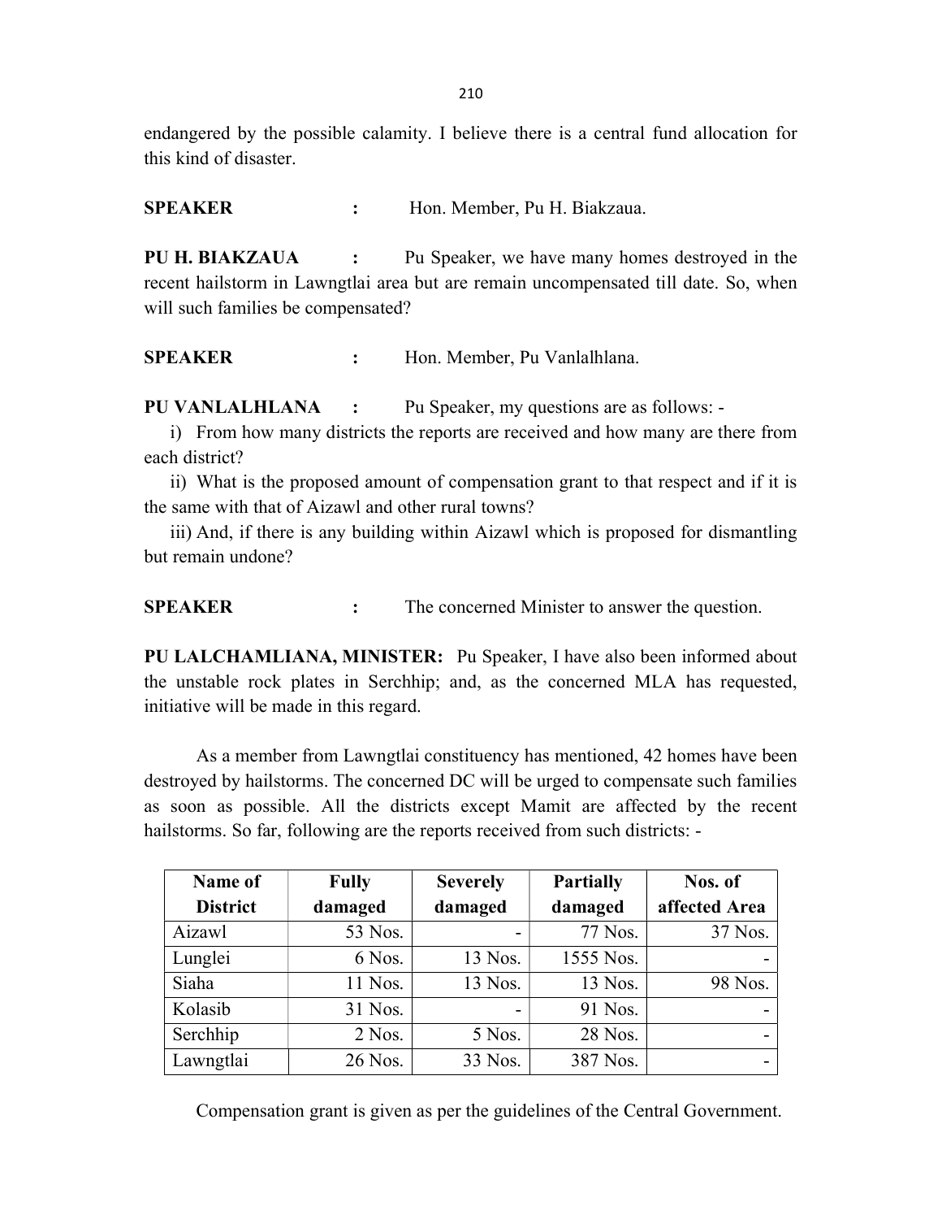endangered by the possible calamity. I believe there is a central fund allocation for this kind of disaster.

**SPEAKER** : Hon. Member, Pu H. Biakzaua.

**PU H. BIAKZAUA** : Pu Speaker, we have many homes destroyed in the recent hailstorm in Lawngtlai area but are remain uncompensated till date. So, when will such families be compensated?

**SPEAKER** : Hon. Member, Pu Vanlalhlana.

**PU VANLALHLANA** : Pu Speaker, my questions are as follows: -

i) From how many districts the reports are received and how many are there from each district?

ii) What is the proposed amount of compensation grant to that respect and if it is the same with that of Aizawl and other rural towns?

iii) And, if there is any building within Aizawl which is proposed for dismantling but remain undone?

**SPEAKER** : The concerned Minister to answer the question.

**PU LALCHAMLIANA, MINISTER:** Pu Speaker, I have also been informed about the unstable rock plates in Serchhip; and, as the concerned MLA has requested, initiative will be made in this regard.

As a member from Lawngtlai constituency has mentioned, 42 homes have been destroyed by hailstorms. The concerned DC will be urged to compensate such families as soon as possible. All the districts except Mamit are affected by the recent hailstorms. So far, following are the reports received from such districts: -

| Name of District | Fully damaged | Severely damaged | Partially damaged | Nos. of affected Area |
|---|---|---|---|---|
| Aizawl | 53 Nos. | - | 77 Nos. | 37 Nos. |
| Lunglei | 6 Nos. | 13 Nos. | 1555 Nos. | - |
| Siaha | 11 Nos. | 13 Nos. | 13 Nos. | 98 Nos. |
| Kolasib | 31 Nos. | - | 91 Nos. | - |
| Serchhip | 2 Nos. | 5 Nos. | 28 Nos. | - |
| Lawngtlai | 26 Nos. | 33 Nos. | 387 Nos. | - |

Compensation grant is given as per the guidelines of the Central Government.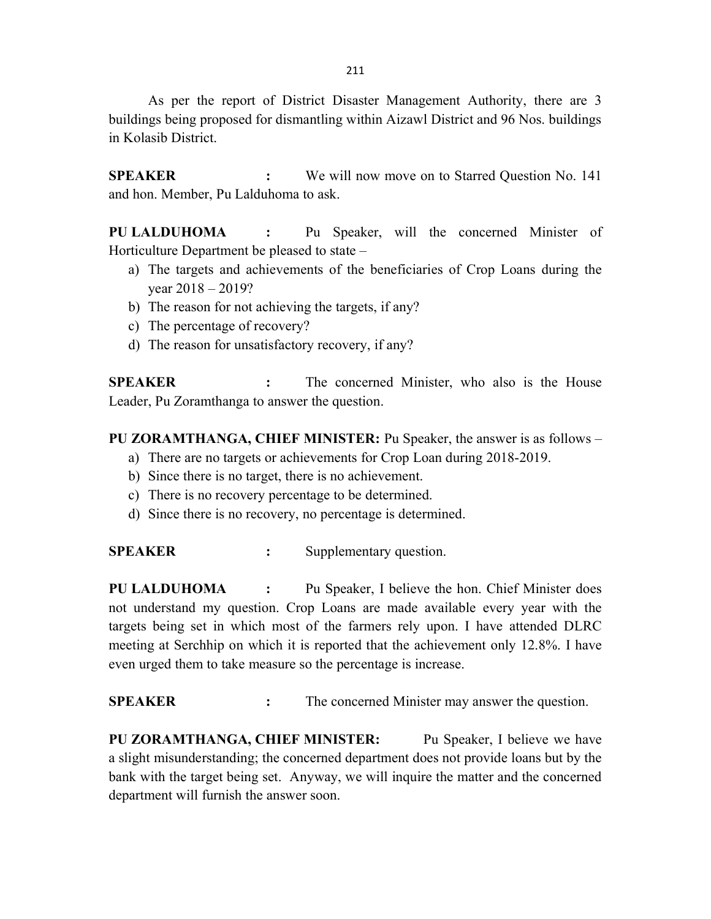As per the report of District Disaster Management Authority, there are 3 buildings being proposed for dismantling within Aizawl District and 96 Nos. buildings in Kolasib District.

**SPEAKER :** We will now move on to Starred Question No. 141 and hon. Member, Pu Lalduhoma to ask.

**PU LALDUHOMA :** Pu Speaker, will the concerned Minister of Horticulture Department be pleased to state –

a) The targets and achievements of the beneficiaries of Crop Loans during the year 2018 – 2019?
b) The reason for not achieving the targets, if any?
c) The percentage of recovery?
d) The reason for unsatisfactory recovery, if any?

**SPEAKER :** The concerned Minister, who also is the House Leader, Pu Zoramthanga to answer the question.

**PU ZORAMTHANGA, CHIEF MINISTER:** Pu Speaker, the answer is as follows –

a) There are no targets or achievements for Crop Loan during 2018-2019.
b) Since there is no target, there is no achievement.
c) There is no recovery percentage to be determined.
d) Since there is no recovery, no percentage is determined.

**SPEAKER :** Supplementary question.

**PU LALDUHOMA :** Pu Speaker, I believe the hon. Chief Minister does not understand my question. Crop Loans are made available every year with the targets being set in which most of the farmers rely upon. I have attended DLRC meeting at Serchhip on which it is reported that the achievement only 12.8%. I have even urged them to take measure so the percentage is increase.

**SPEAKER :** The concerned Minister may answer the question.

**PU ZORAMTHANGA, CHIEF MINISTER:** Pu Speaker, I believe we have a slight misunderstanding; the concerned department does not provide loans but by the bank with the target being set. Anyway, we will inquire the matter and the concerned department will furnish the answer soon.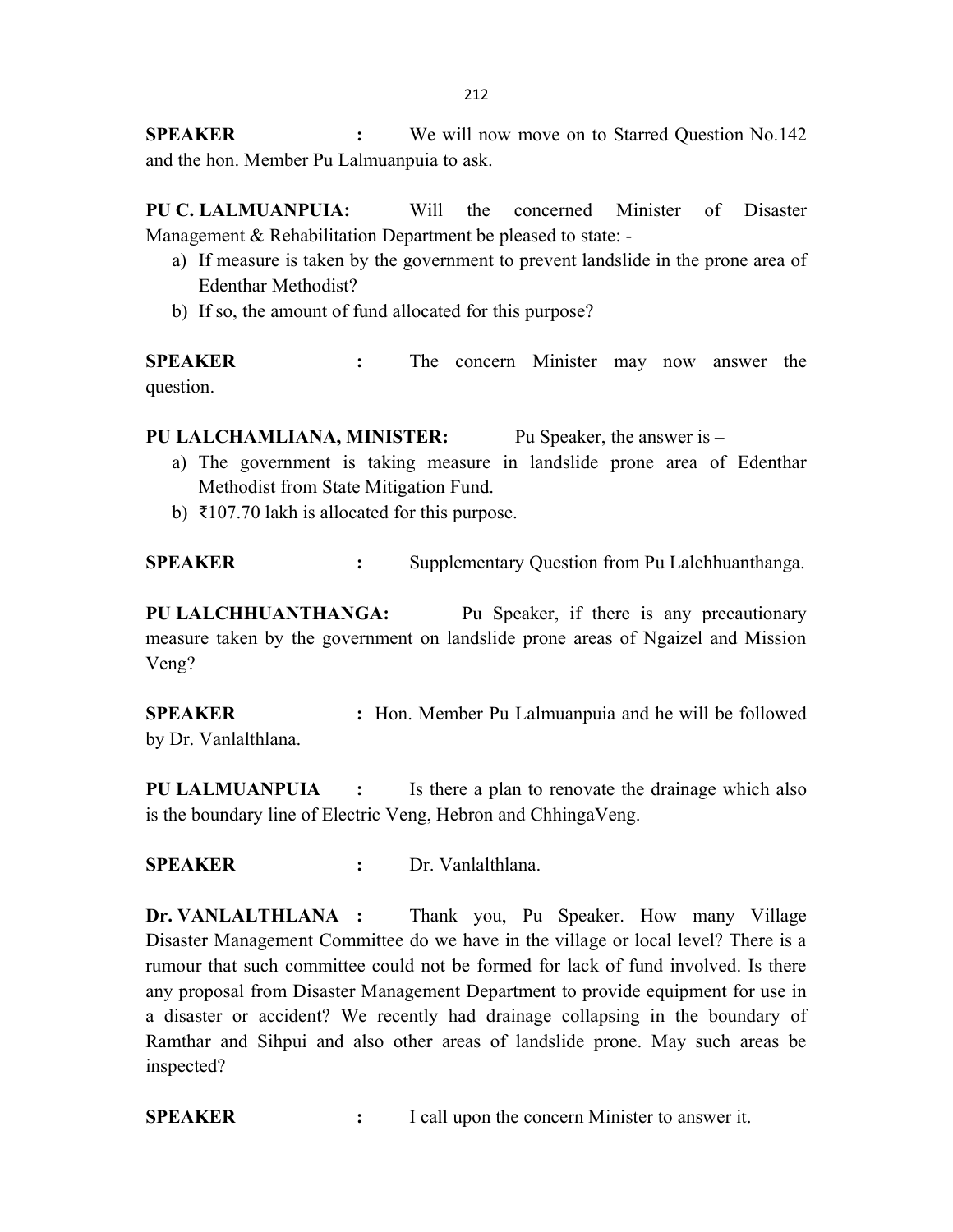**SPEAKER** : We will now move on to Starred Question No.142 and the hon. Member Pu Lalmuanpuia to ask.

**PU C. LALMUANPUIA:** Will the concerned Minister of Disaster Management & Rehabilitation Department be pleased to state: -

a) If measure is taken by the government to prevent landslide in the prone area of Edenthar Methodist?
b) If so, the amount of fund allocated for this purpose?

**SPEAKER** : The concern Minister may now answer the question.

**PU LALCHAMLIANA, MINISTER:** Pu Speaker, the answer is –

a) The government is taking measure in landslide prone area of Edenthar Methodist from State Mitigation Fund.
b) ₹107.70 lakh is allocated for this purpose.

**SPEAKER** : Supplementary Question from Pu Lalchhuanthanga.

**PU LALCHHUANTHANGA:** Pu Speaker, if there is any precautionary measure taken by the government on landslide prone areas of Ngaizel and Mission Veng?

**SPEAKER** : Hon. Member Pu Lalmuanpuia and he will be followed by Dr. Vanlalthlana.

**PU LALMUANPUIA** : Is there a plan to renovate the drainage which also is the boundary line of Electric Veng, Hebron and ChhingaVeng.

**SPEAKER** : Dr. Vanlalthlana.

**Dr. VANLALTHLANA** : Thank you, Pu Speaker. How many Village Disaster Management Committee do we have in the village or local level? There is a rumour that such committee could not be formed for lack of fund involved. Is there any proposal from Disaster Management Department to provide equipment for use in a disaster or accident? We recently had drainage collapsing in the boundary of Ramthar and Sihpui and also other areas of landslide prone. May such areas be inspected?

**SPEAKER** : I call upon the concern Minister to answer it.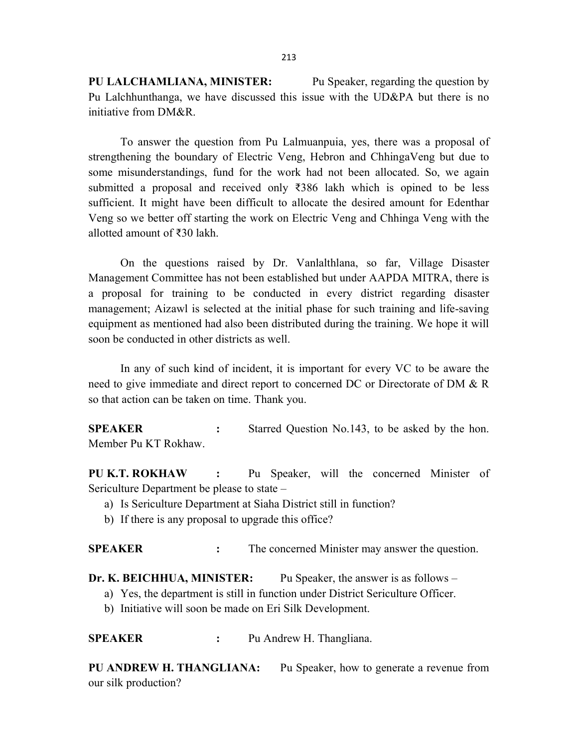**PU LALCHAMLIANA, MINISTER:** Pu Speaker, regarding the question by Pu Lalchhunthanga, we have discussed this issue with the UD&PA but there is no initiative from DM&R.

To answer the question from Pu Lalmuanpuia, yes, there was a proposal of strengthening the boundary of Electric Veng, Hebron and ChhingaVeng but due to some misunderstandings, fund for the work had not been allocated. So, we again submitted a proposal and received only ₹386 lakh which is opined to be less sufficient. It might have been difficult to allocate the desired amount for Edenthar Veng so we better off starting the work on Electric Veng and Chhinga Veng with the allotted amount of ₹30 lakh.

On the questions raised by Dr. Vanlalthlana, so far, Village Disaster Management Committee has not been established but under AAPDA MITRA, there is a proposal for training to be conducted in every district regarding disaster management; Aizawl is selected at the initial phase for such training and life-saving equipment as mentioned had also been distributed during the training. We hope it will soon be conducted in other districts as well.

In any of such kind of incident, it is important for every VC to be aware the need to give immediate and direct report to concerned DC or Directorate of DM & R so that action can be taken on time. Thank you.

**SPEAKER :** Starred Question No.143, to be asked by the hon. Member Pu KT Rokhaw.

**PU K.T. ROKHAW :** Pu Speaker, will the concerned Minister of Sericulture Department be please to state –

a) Is Sericulture Department at Siaha District still in function?
b) If there is any proposal to upgrade this office?

**SPEAKER :** The concerned Minister may answer the question.

**Dr. K. BEICHHUA, MINISTER:** Pu Speaker, the answer is as follows –

a) Yes, the department is still in function under District Sericulture Officer.
b) Initiative will soon be made on Eri Silk Development.

**SPEAKER :** Pu Andrew H. Thangliana.

**PU ANDREW H. THANGLIANA:** Pu Speaker, how to generate a revenue from our silk production?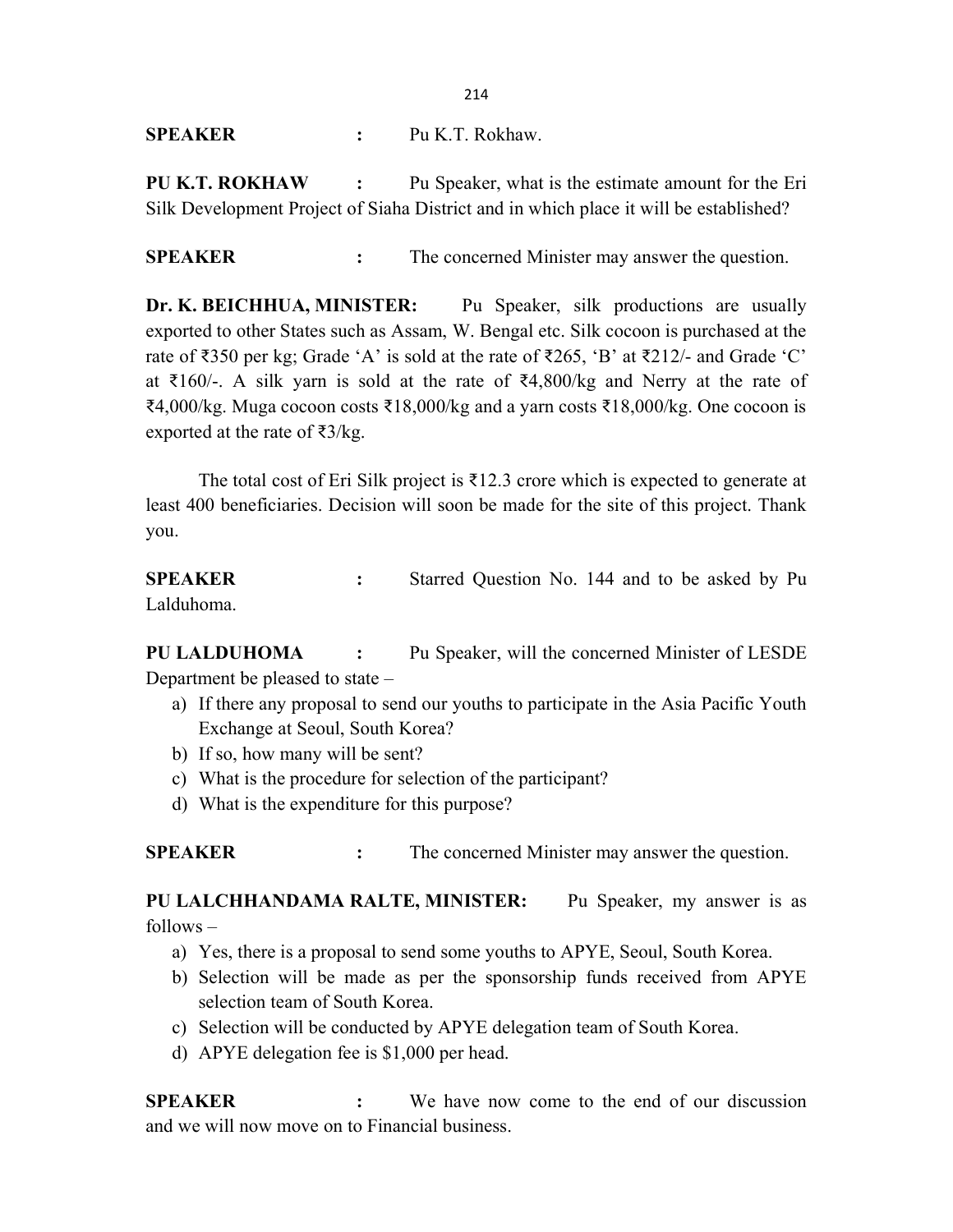**SPEAKER** **:** Pu K.T. Rokhaw.

**PU K.T. ROKHAW** **:** Pu Speaker, what is the estimate amount for the Eri Silk Development Project of Siaha District and in which place it will be established?

**SPEAKER** **:** The concerned Minister may answer the question.

**Dr. K. BEICHHUA, MINISTER:** Pu Speaker, silk productions are usually exported to other States such as Assam, W. Bengal etc. Silk cocoon is purchased at the rate of ₹350 per kg; Grade 'A' is sold at the rate of ₹265, 'B' at ₹212/- and Grade 'C' at ₹160/-. A silk yarn is sold at the rate of ₹4,800/kg and Nerry at the rate of ₹4,000/kg. Muga cocoon costs ₹18,000/kg and a yarn costs ₹18,000/kg. One cocoon is exported at the rate of ₹3/kg.

The total cost of Eri Silk project is ₹12.3 crore which is expected to generate at least 400 beneficiaries. Decision will soon be made for the site of this project. Thank you.

**SPEAKER** **:** Starred Question No. 144 and to be asked by Pu Lalduhoma.

**PU LALDUHOMA** **:** Pu Speaker, will the concerned Minister of LESDE Department be pleased to state –

a) If there any proposal to send our youths to participate in the Asia Pacific Youth Exchange at Seoul, South Korea?
b) If so, how many will be sent?
c) What is the procedure for selection of the participant?
d) What is the expenditure for this purpose?

**SPEAKER** **:** The concerned Minister may answer the question.

**PU LALCHHANDAMA RALTE, MINISTER:** Pu Speaker, my answer is as follows –

a) Yes, there is a proposal to send some youths to APYE, Seoul, South Korea.
b) Selection will be made as per the sponsorship funds received from APYE selection team of South Korea.
c) Selection will be conducted by APYE delegation team of South Korea.
d) APYE delegation fee is $1,000 per head.

**SPEAKER** **:** We have now come to the end of our discussion and we will now move on to Financial business.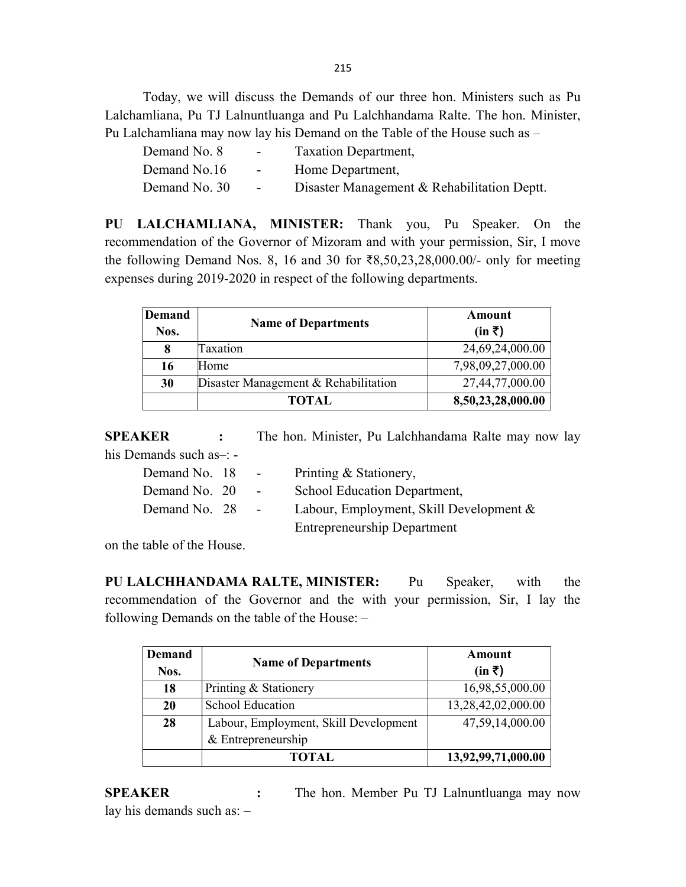Today, we will discuss the Demands of our three hon. Ministers such as Pu Lalchamliana, Pu TJ Lalnuntluanga and Pu Lalchhandama Ralte. The hon. Minister, Pu Lalchamliana may now lay his Demand on the Table of the House such as –

Demand No. 8 - Taxation Department,
Demand No.16 - Home Department,
Demand No. 30 - Disaster Management & Rehabilitation Deptt.

**PU LALCHAMLIANA, MINISTER:** Thank you, Pu Speaker. On the recommendation of the Governor of Mizoram and with your permission, Sir, I move the following Demand Nos. 8, 16 and 30 for ₹8,50,23,28,000.00/- only for meeting expenses during 2019-2020 in respect of the following departments.

| Demand Nos. | Name of Departments | Amount (in ₹) |
|---|---|---|
| 8 | Taxation | 24,69,24,000.00 |
| 16 | Home | 7,98,09,27,000.00 |
| 30 | Disaster Management & Rehabilitation | 27,44,77,000.00 |
| | **TOTAL** | **8,50,23,28,000.00** |

**SPEAKER :** The hon. Minister, Pu Lalchhandama Ralte may now lay his Demands such as–: -

Demand No. 18 - Printing & Stationery,
Demand No. 20 - School Education Department,
Demand No. 28 - Labour, Employment, Skill Development & Entrepreneurship Department

on the table of the House.

**PU LALCHHANDAMA RALTE, MINISTER:** Pu Speaker, with the recommendation of the Governor and the with your permission, Sir, I lay the following Demands on the table of the House: –

| Demand Nos. | Name of Departments | Amount (in ₹) |
|---|---|---|
| 18 | Printing & Stationery | 16,98,55,000.00 |
| 20 | School Education | 13,28,42,02,000.00 |
| 28 | Labour, Employment, Skill Development & Entrepreneurship | 47,59,14,000.00 |
| | **TOTAL** | **13,92,99,71,000.00** |

**SPEAKER :** The hon. Member Pu TJ Lalnuntluanga may now lay his demands such as: –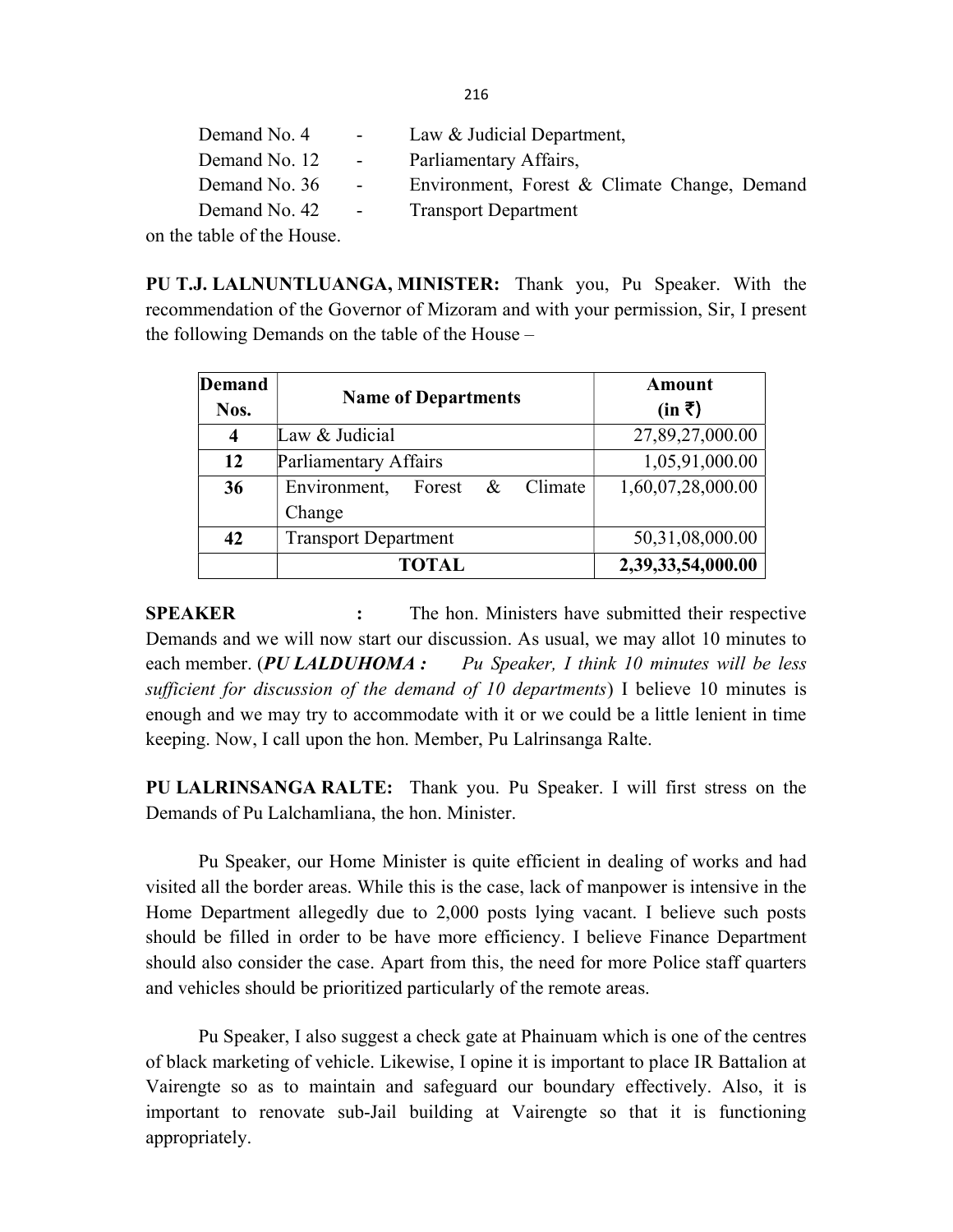Demand No. 4 - Law & Judicial Department,
Demand No. 12 - Parliamentary Affairs,
Demand No. 36 - Environment, Forest & Climate Change, Demand
Demand No. 42 - Transport Department
on the table of the House.

**PU T.J. LALNUNTLUANGA, MINISTER:** Thank you, Pu Speaker. With the recommendation of the Governor of Mizoram and with your permission, Sir, I present the following Demands on the table of the House –

| Demand Nos. | Name of Departments | Amount (in ₹) |
|---|---|---|
| **4** | Law & Judicial | 27,89,27,000.00 |
| **12** | Parliamentary Affairs | 1,05,91,000.00 |
| **36** | Environment, Forest & Climate Change | 1,60,07,28,000.00 |
| **42** | Transport Department | 50,31,08,000.00 |
| | **TOTAL** | **2,39,33,54,000.00** |

**SPEAKER :** The hon. Ministers have submitted their respective Demands and we will now start our discussion. As usual, we may allot 10 minutes to each member. (***PU LALDUHOMA :*** *Pu Speaker, I think 10 minutes will be less sufficient for discussion of the demand of 10 departments*) I believe 10 minutes is enough and we may try to accommodate with it or we could be a little lenient in time keeping. Now, I call upon the hon. Member, Pu Lalrinsanga Ralte.

**PU LALRINSANGA RALTE:** Thank you. Pu Speaker. I will first stress on the Demands of Pu Lalchamliana, the hon. Minister.

Pu Speaker, our Home Minister is quite efficient in dealing of works and had visited all the border areas. While this is the case, lack of manpower is intensive in the Home Department allegedly due to 2,000 posts lying vacant. I believe such posts should be filled in order to be have more efficiency. I believe Finance Department should also consider the case. Apart from this, the need for more Police staff quarters and vehicles should be prioritized particularly of the remote areas.

Pu Speaker, I also suggest a check gate at Phainuam which is one of the centres of black marketing of vehicle. Likewise, I opine it is important to place IR Battalion at Vairengte so as to maintain and safeguard our boundary effectively. Also, it is important to renovate sub-Jail building at Vairengte so that it is functioning appropriately.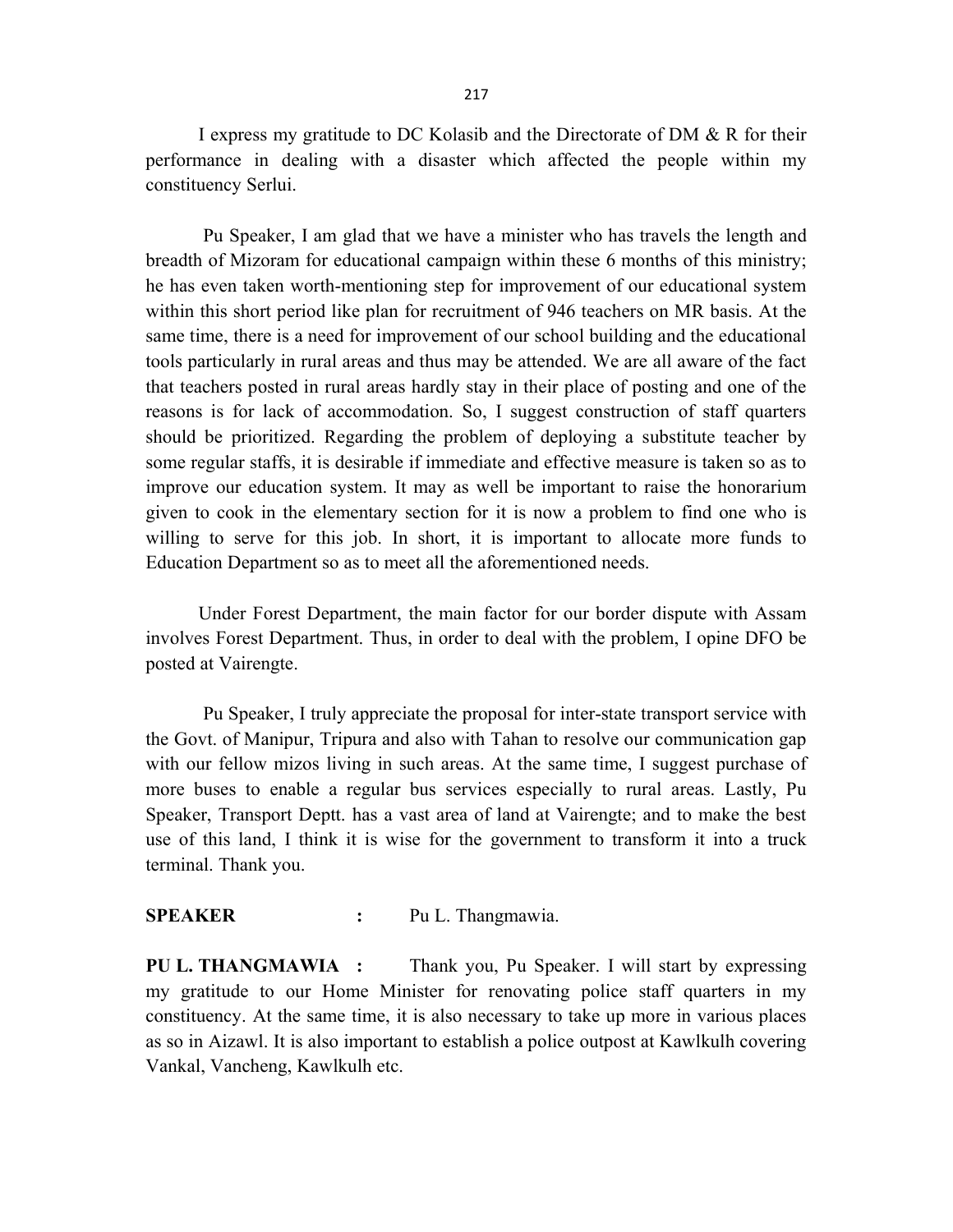I express my gratitude to DC Kolasib and the Directorate of DM & R for their performance in dealing with a disaster which affected the people within my constituency Serlui.

Pu Speaker, I am glad that we have a minister who has travels the length and breadth of Mizoram for educational campaign within these 6 months of this ministry; he has even taken worth-mentioning step for improvement of our educational system within this short period like plan for recruitment of 946 teachers on MR basis. At the same time, there is a need for improvement of our school building and the educational tools particularly in rural areas and thus may be attended. We are all aware of the fact that teachers posted in rural areas hardly stay in their place of posting and one of the reasons is for lack of accommodation. So, I suggest construction of staff quarters should be prioritized. Regarding the problem of deploying a substitute teacher by some regular staffs, it is desirable if immediate and effective measure is taken so as to improve our education system. It may as well be important to raise the honorarium given to cook in the elementary section for it is now a problem to find one who is willing to serve for this job. In short, it is important to allocate more funds to Education Department so as to meet all the aforementioned needs.

Under Forest Department, the main factor for our border dispute with Assam involves Forest Department. Thus, in order to deal with the problem, I opine DFO be posted at Vairengte.

Pu Speaker, I truly appreciate the proposal for inter-state transport service with the Govt. of Manipur, Tripura and also with Tahan to resolve our communication gap with our fellow mizos living in such areas. At the same time, I suggest purchase of more buses to enable a regular bus services especially to rural areas. Lastly, Pu Speaker, Transport Deptt. has a vast area of land at Vairengte; and to make the best use of this land, I think it is wise for the government to transform it into a truck terminal. Thank you.

**SPEAKER :** Pu L. Thangmawia.

**PU L. THANGMAWIA :** Thank you, Pu Speaker. I will start by expressing my gratitude to our Home Minister for renovating police staff quarters in my constituency. At the same time, it is also necessary to take up more in various places as so in Aizawl. It is also important to establish a police outpost at Kawlkulh covering Vankal, Vancheng, Kawlkulh etc.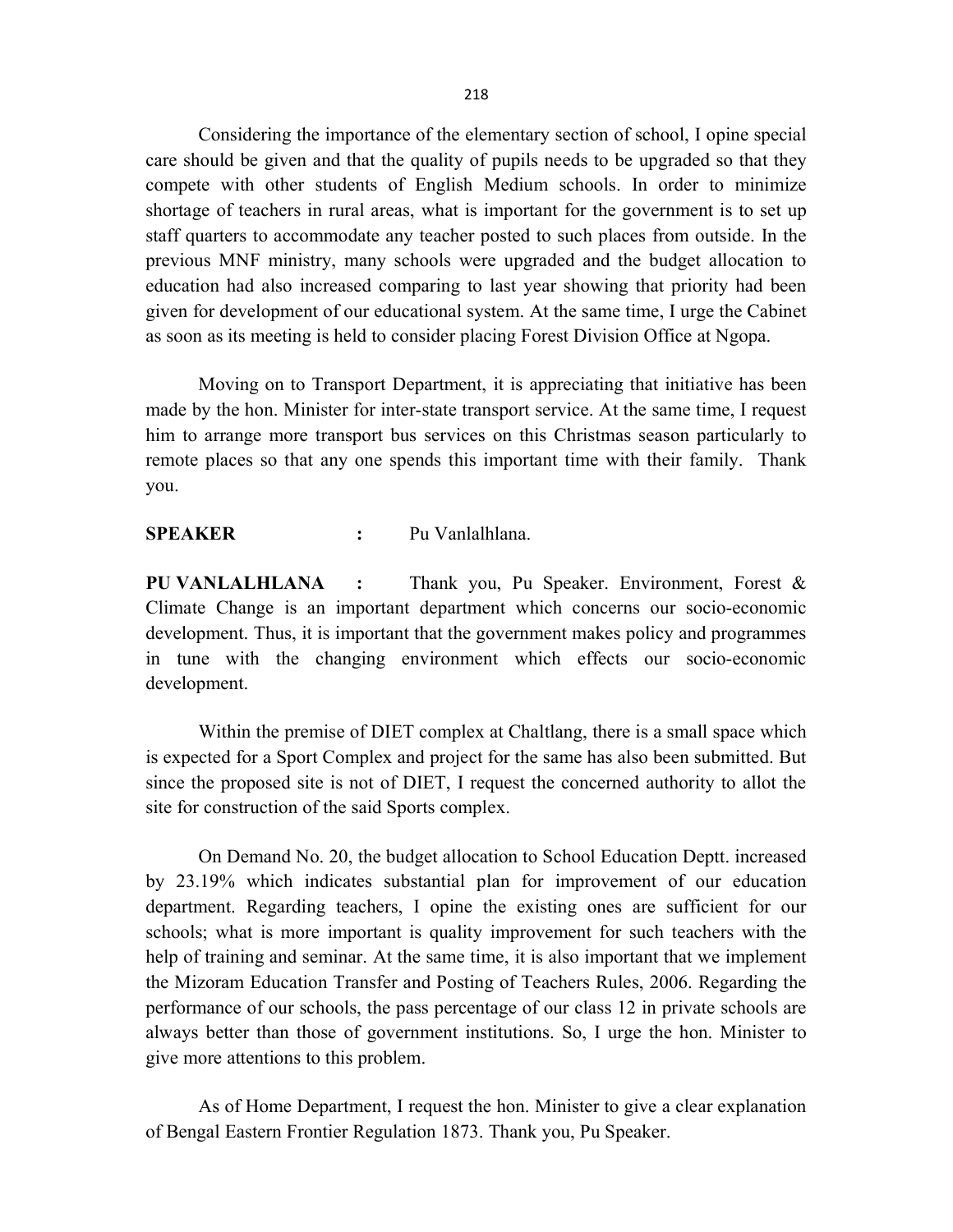Considering the importance of the elementary section of school, I opine special care should be given and that the quality of pupils needs to be upgraded so that they compete with other students of English Medium schools. In order to minimize shortage of teachers in rural areas, what is important for the government is to set up staff quarters to accommodate any teacher posted to such places from outside. In the previous MNF ministry, many schools were upgraded and the budget allocation to education had also increased comparing to last year showing that priority had been given for development of our educational system. At the same time, I urge the Cabinet as soon as its meeting is held to consider placing Forest Division Office at Ngopa.

Moving on to Transport Department, it is appreciating that initiative has been made by the hon. Minister for inter-state transport service. At the same time, I request him to arrange more transport bus services on this Christmas season particularly to remote places so that any one spends this important time with their family. Thank you.

**SPEAKER** : Pu Vanlalhlana.

**PU VANLALHLANA** : Thank you, Pu Speaker. Environment, Forest & Climate Change is an important department which concerns our socio-economic development. Thus, it is important that the government makes policy and programmes in tune with the changing environment which effects our socio-economic development.

Within the premise of DIET complex at Chaltlang, there is a small space which is expected for a Sport Complex and project for the same has also been submitted. But since the proposed site is not of DIET, I request the concerned authority to allot the site for construction of the said Sports complex.

On Demand No. 20, the budget allocation to School Education Deptt. increased by 23.19% which indicates substantial plan for improvement of our education department. Regarding teachers, I opine the existing ones are sufficient for our schools; what is more important is quality improvement for such teachers with the help of training and seminar. At the same time, it is also important that we implement the Mizoram Education Transfer and Posting of Teachers Rules, 2006. Regarding the performance of our schools, the pass percentage of our class 12 in private schools are always better than those of government institutions. So, I urge the hon. Minister to give more attentions to this problem.

As of Home Department, I request the hon. Minister to give a clear explanation of Bengal Eastern Frontier Regulation 1873. Thank you, Pu Speaker.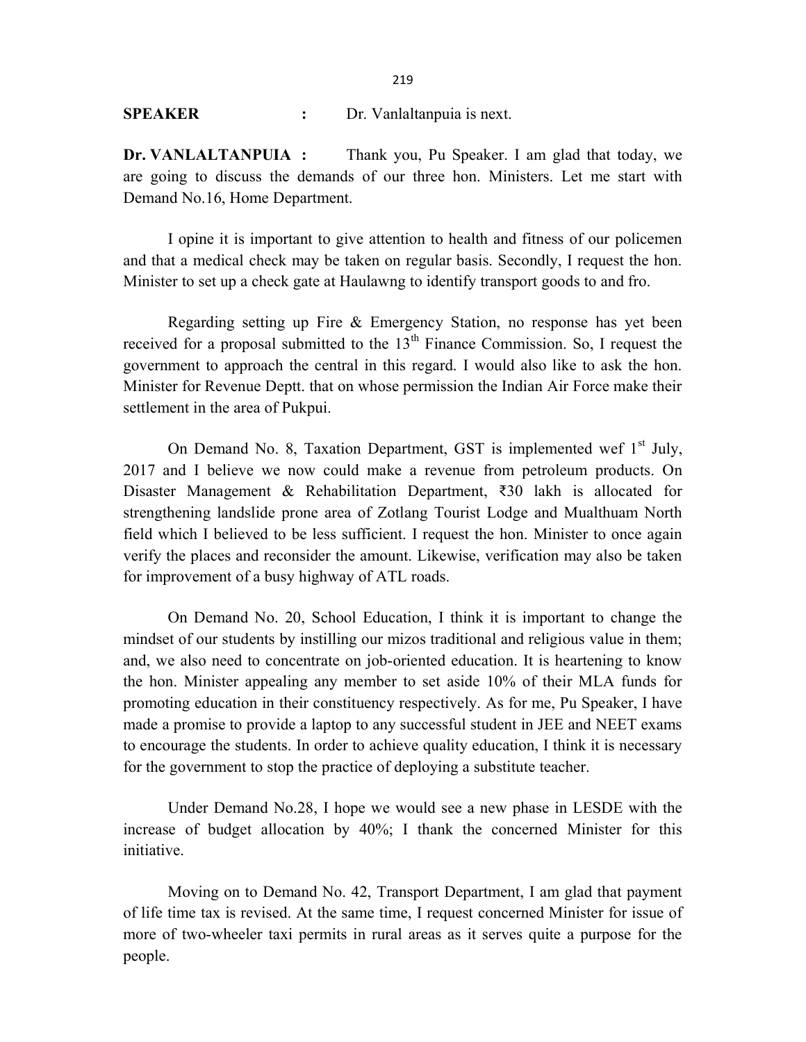**SPEAKER :** Dr. Vanlaltanpuia is next.

**Dr. VANLALTANPUIA :** Thank you, Pu Speaker. I am glad that today, we are going to discuss the demands of our three hon. Ministers. Let me start with Demand No.16, Home Department.

I opine it is important to give attention to health and fitness of our policemen and that a medical check may be taken on regular basis. Secondly, I request the hon. Minister to set up a check gate at Haulawng to identify transport goods to and fro.

Regarding setting up Fire & Emergency Station, no response has yet been received for a proposal submitted to the 13th Finance Commission. So, I request the government to approach the central in this regard. I would also like to ask the hon. Minister for Revenue Deptt. that on whose permission the Indian Air Force make their settlement in the area of Pukpui.

On Demand No. 8, Taxation Department, GST is implemented wef 1st July, 2017 and I believe we now could make a revenue from petroleum products. On Disaster Management & Rehabilitation Department, ₹30 lakh is allocated for strengthening landslide prone area of Zotlang Tourist Lodge and Mualthuam North field which I believed to be less sufficient. I request the hon. Minister to once again verify the places and reconsider the amount. Likewise, verification may also be taken for improvement of a busy highway of ATL roads.

On Demand No. 20, School Education, I think it is important to change the mindset of our students by instilling our mizos traditional and religious value in them; and, we also need to concentrate on job-oriented education. It is heartening to know the hon. Minister appealing any member to set aside 10% of their MLA funds for promoting education in their constituency respectively. As for me, Pu Speaker, I have made a promise to provide a laptop to any successful student in JEE and NEET exams to encourage the students. In order to achieve quality education, I think it is necessary for the government to stop the practice of deploying a substitute teacher.

Under Demand No.28, I hope we would see a new phase in LESDE with the increase of budget allocation by 40%; I thank the concerned Minister for this initiative.

Moving on to Demand No. 42, Transport Department, I am glad that payment of life time tax is revised. At the same time, I request concerned Minister for issue of more of two-wheeler taxi permits in rural areas as it serves quite a purpose for the people.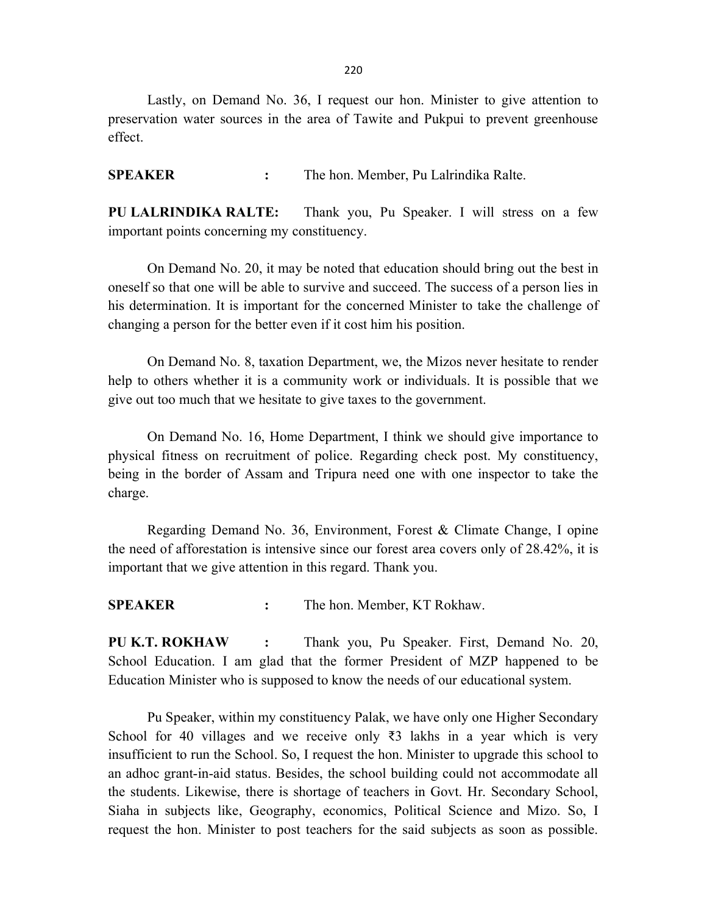Lastly, on Demand No. 36, I request our hon. Minister to give attention to preservation water sources in the area of Tawite and Pukpui to prevent greenhouse effect.

**SPEAKER** **:** The hon. Member, Pu Lalrindika Ralte.

**PU LALRINDIKA RALTE:** Thank you, Pu Speaker. I will stress on a few important points concerning my constituency.

On Demand No. 20, it may be noted that education should bring out the best in oneself so that one will be able to survive and succeed. The success of a person lies in his determination. It is important for the concerned Minister to take the challenge of changing a person for the better even if it cost him his position.

On Demand No. 8, taxation Department, we, the Mizos never hesitate to render help to others whether it is a community work or individuals. It is possible that we give out too much that we hesitate to give taxes to the government.

On Demand No. 16, Home Department, I think we should give importance to physical fitness on recruitment of police. Regarding check post. My constituency, being in the border of Assam and Tripura need one with one inspector to take the charge.

Regarding Demand No. 36, Environment, Forest & Climate Change, I opine the need of afforestation is intensive since our forest area covers only of 28.42%, it is important that we give attention in this regard. Thank you.

**SPEAKER** **:** The hon. Member, KT Rokhaw.

**PU K.T. ROKHAW** **:** Thank you, Pu Speaker. First, Demand No. 20, School Education. I am glad that the former President of MZP happened to be Education Minister who is supposed to know the needs of our educational system.

Pu Speaker, within my constituency Palak, we have only one Higher Secondary School for 40 villages and we receive only ₹3 lakhs in a year which is very insufficient to run the School. So, I request the hon. Minister to upgrade this school to an adhoc grant-in-aid status. Besides, the school building could not accommodate all the students. Likewise, there is shortage of teachers in Govt. Hr. Secondary School, Siaha in subjects like, Geography, economics, Political Science and Mizo. So, I request the hon. Minister to post teachers for the said subjects as soon as possible.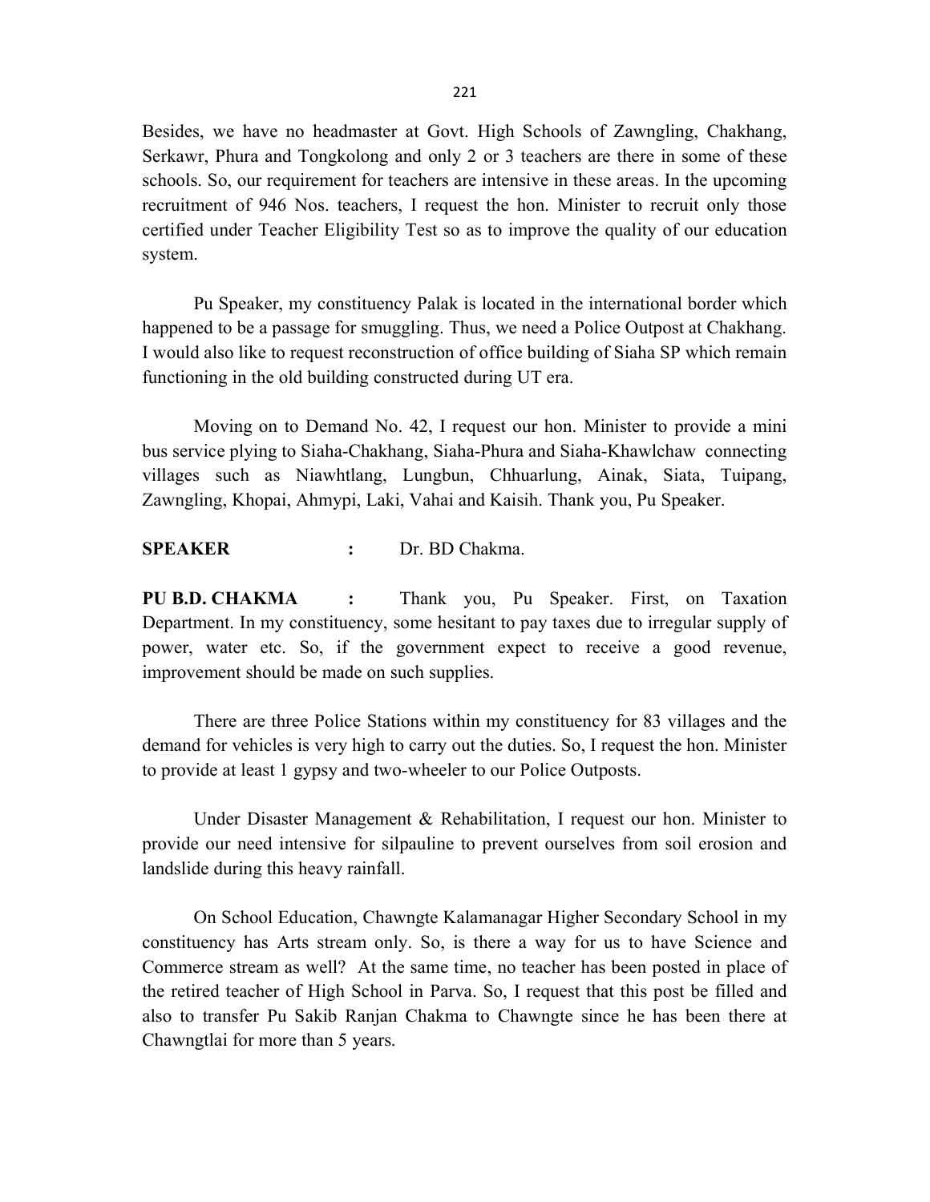Besides, we have no headmaster at Govt. High Schools of Zawngling, Chakhang, Serkawr, Phura and Tongkolong and only 2 or 3 teachers are there in some of these schools. So, our requirement for teachers are intensive in these areas. In the upcoming recruitment of 946 Nos. teachers, I request the hon. Minister to recruit only those certified under Teacher Eligibility Test so as to improve the quality of our education system.

Pu Speaker, my constituency Palak is located in the international border which happened to be a passage for smuggling. Thus, we need a Police Outpost at Chakhang. I would also like to request reconstruction of office building of Siaha SP which remain functioning in the old building constructed during UT era.

Moving on to Demand No. 42, I request our hon. Minister to provide a mini bus service plying to Siaha-Chakhang, Siaha-Phura and Siaha-Khawlchaw connecting villages such as Niawhtlang, Lungbun, Chhuarlung, Ainak, Siata, Tuipang, Zawngling, Khopai, Ahmypi, Laki, Vahai and Kaisih. Thank you, Pu Speaker.

**SPEAKER :** Dr. BD Chakma.

**PU B.D. CHAKMA :** Thank you, Pu Speaker. First, on Taxation Department. In my constituency, some hesitant to pay taxes due to irregular supply of power, water etc. So, if the government expect to receive a good revenue, improvement should be made on such supplies.

There are three Police Stations within my constituency for 83 villages and the demand for vehicles is very high to carry out the duties. So, I request the hon. Minister to provide at least 1 gypsy and two-wheeler to our Police Outposts.

Under Disaster Management & Rehabilitation, I request our hon. Minister to provide our need intensive for silpauline to prevent ourselves from soil erosion and landslide during this heavy rainfall.

On School Education, Chawngte Kalamanagar Higher Secondary School in my constituency has Arts stream only. So, is there a way for us to have Science and Commerce stream as well? At the same time, no teacher has been posted in place of the retired teacher of High School in Parva. So, I request that this post be filled and also to transfer Pu Sakib Ranjan Chakma to Chawngte since he has been there at Chawngtlai for more than 5 years.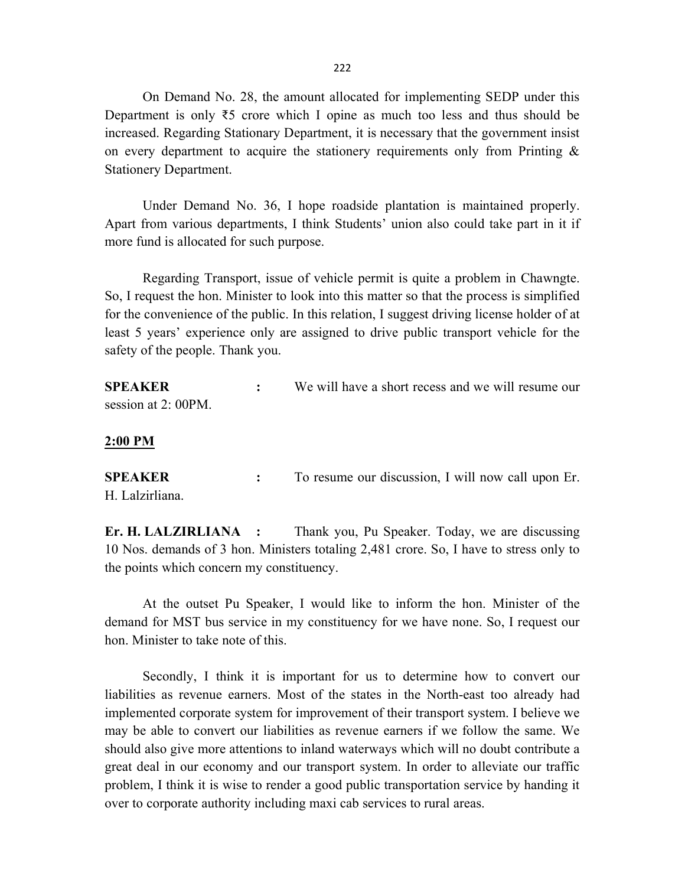On Demand No. 28, the amount allocated for implementing SEDP under this Department is only ₹5 crore which I opine as much too less and thus should be increased. Regarding Stationary Department, it is necessary that the government insist on every department to acquire the stationery requirements only from Printing & Stationery Department.

Under Demand No. 36, I hope roadside plantation is maintained properly. Apart from various departments, I think Students' union also could take part in it if more fund is allocated for such purpose.

Regarding Transport, issue of vehicle permit is quite a problem in Chawngte. So, I request the hon. Minister to look into this matter so that the process is simplified for the convenience of the public. In this relation, I suggest driving license holder of at least 5 years' experience only are assigned to drive public transport vehicle for the safety of the people. Thank you.

**SPEAKER** : We will have a short recess and we will resume our session at 2: 00PM.

**2:00 PM**

**SPEAKER** : To resume our discussion, I will now call upon Er. H. Lalzirliana.

**Er. H. LALZIRLIANA** : Thank you, Pu Speaker. Today, we are discussing 10 Nos. demands of 3 hon. Ministers totaling 2,481 crore. So, I have to stress only to the points which concern my constituency.

At the outset Pu Speaker, I would like to inform the hon. Minister of the demand for MST bus service in my constituency for we have none. So, I request our hon. Minister to take note of this.

Secondly, I think it is important for us to determine how to convert our liabilities as revenue earners. Most of the states in the North-east too already had implemented corporate system for improvement of their transport system. I believe we may be able to convert our liabilities as revenue earners if we follow the same. We should also give more attentions to inland waterways which will no doubt contribute a great deal in our economy and our transport system. In order to alleviate our traffic problem, I think it is wise to render a good public transportation service by handing it over to corporate authority including maxi cab services to rural areas.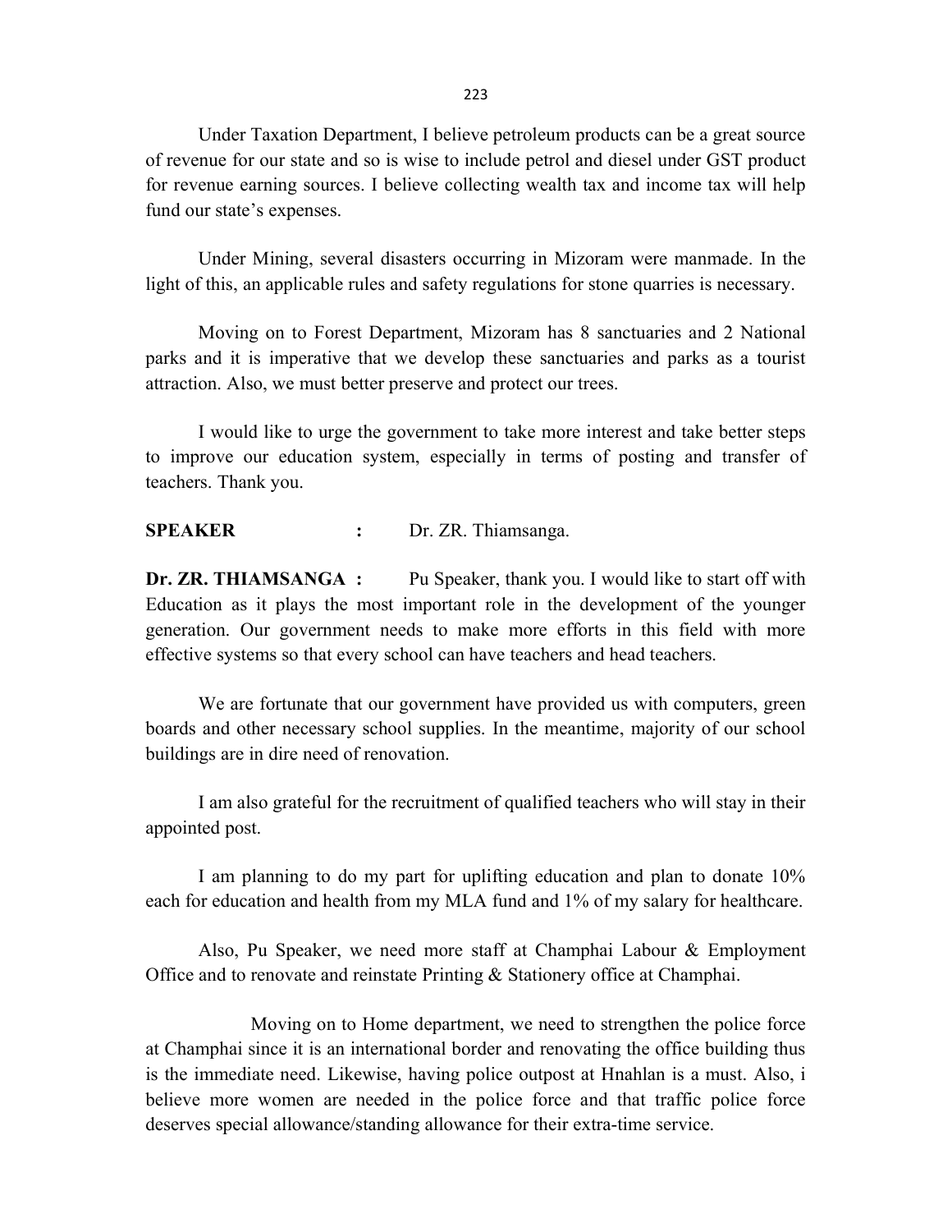Under Taxation Department, I believe petroleum products can be a great source of revenue for our state and so is wise to include petrol and diesel under GST product for revenue earning sources. I believe collecting wealth tax and income tax will help fund our state's expenses.

Under Mining, several disasters occurring in Mizoram were manmade. In the light of this, an applicable rules and safety regulations for stone quarries is necessary.

Moving on to Forest Department, Mizoram has 8 sanctuaries and 2 National parks and it is imperative that we develop these sanctuaries and parks as a tourist attraction. Also, we must better preserve and protect our trees.

I would like to urge the government to take more interest and take better steps to improve our education system, especially in terms of posting and transfer of teachers. Thank you.

**SPEAKER :** Dr. ZR. Thiamsanga.

**Dr. ZR. THIAMSANGA :** Pu Speaker, thank you. I would like to start off with Education as it plays the most important role in the development of the younger generation. Our government needs to make more efforts in this field with more effective systems so that every school can have teachers and head teachers.

We are fortunate that our government have provided us with computers, green boards and other necessary school supplies. In the meantime, majority of our school buildings are in dire need of renovation.

I am also grateful for the recruitment of qualified teachers who will stay in their appointed post.

I am planning to do my part for uplifting education and plan to donate 10% each for education and health from my MLA fund and 1% of my salary for healthcare.

Also, Pu Speaker, we need more staff at Champhai Labour & Employment Office and to renovate and reinstate Printing & Stationery office at Champhai.

Moving on to Home department, we need to strengthen the police force at Champhai since it is an international border and renovating the office building thus is the immediate need. Likewise, having police outpost at Hnahlan is a must. Also, i believe more women are needed in the police force and that traffic police force deserves special allowance/standing allowance for their extra-time service.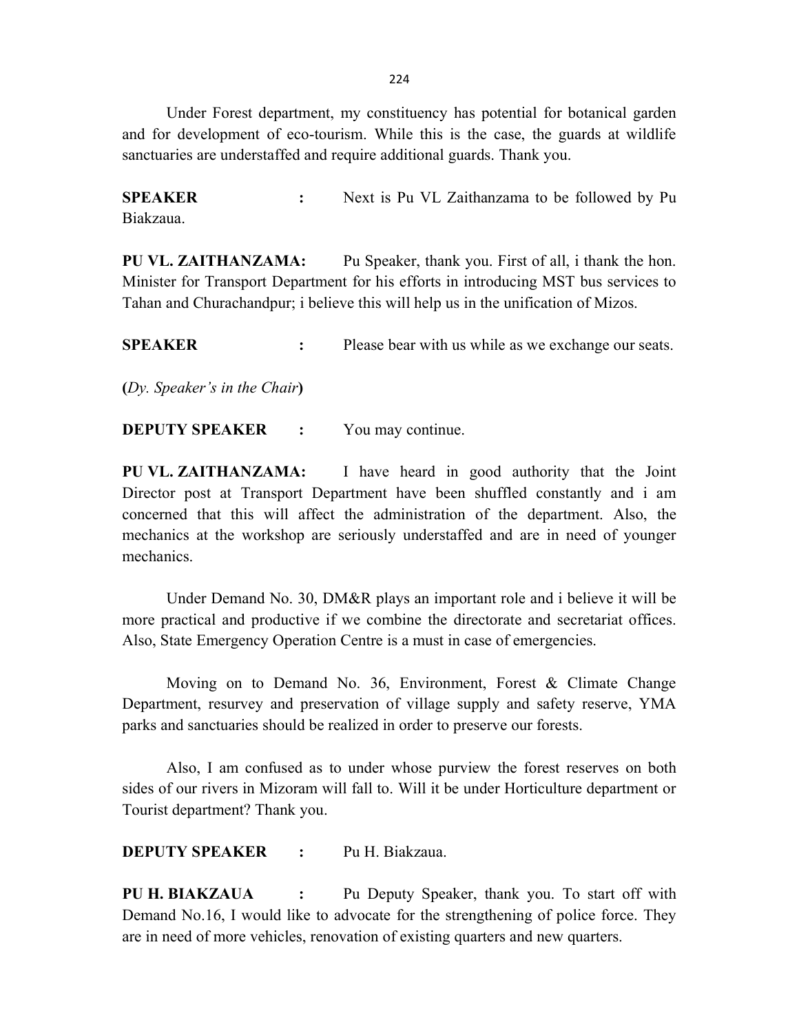Under Forest department, my constituency has potential for botanical garden and for development of eco-tourism. While this is the case, the guards at wildlife sanctuaries are understaffed and require additional guards. Thank you.

**SPEAKER :** Next is Pu VL Zaithanzama to be followed by Pu Biakzaua.

**PU VL. ZAITHANZAMA:** Pu Speaker, thank you. First of all, i thank the hon. Minister for Transport Department for his efforts in introducing MST bus services to Tahan and Churachandpur; i believe this will help us in the unification of Mizos.

**SPEAKER :** Please bear with us while as we exchange our seats.

**(***Dy. Speaker's in the Chair***)**

**DEPUTY SPEAKER :** You may continue.

**PU VL. ZAITHANZAMA:** I have heard in good authority that the Joint Director post at Transport Department have been shuffled constantly and i am concerned that this will affect the administration of the department. Also, the mechanics at the workshop are seriously understaffed and are in need of younger mechanics.

Under Demand No. 30, DM&R plays an important role and i believe it will be more practical and productive if we combine the directorate and secretariat offices. Also, State Emergency Operation Centre is a must in case of emergencies.

Moving on to Demand No. 36, Environment, Forest & Climate Change Department, resurvey and preservation of village supply and safety reserve, YMA parks and sanctuaries should be realized in order to preserve our forests.

Also, I am confused as to under whose purview the forest reserves on both sides of our rivers in Mizoram will fall to. Will it be under Horticulture department or Tourist department? Thank you.

**DEPUTY SPEAKER :** Pu H. Biakzaua.

**PU H. BIAKZAUA :** Pu Deputy Speaker, thank you. To start off with Demand No.16, I would like to advocate for the strengthening of police force. They are in need of more vehicles, renovation of existing quarters and new quarters.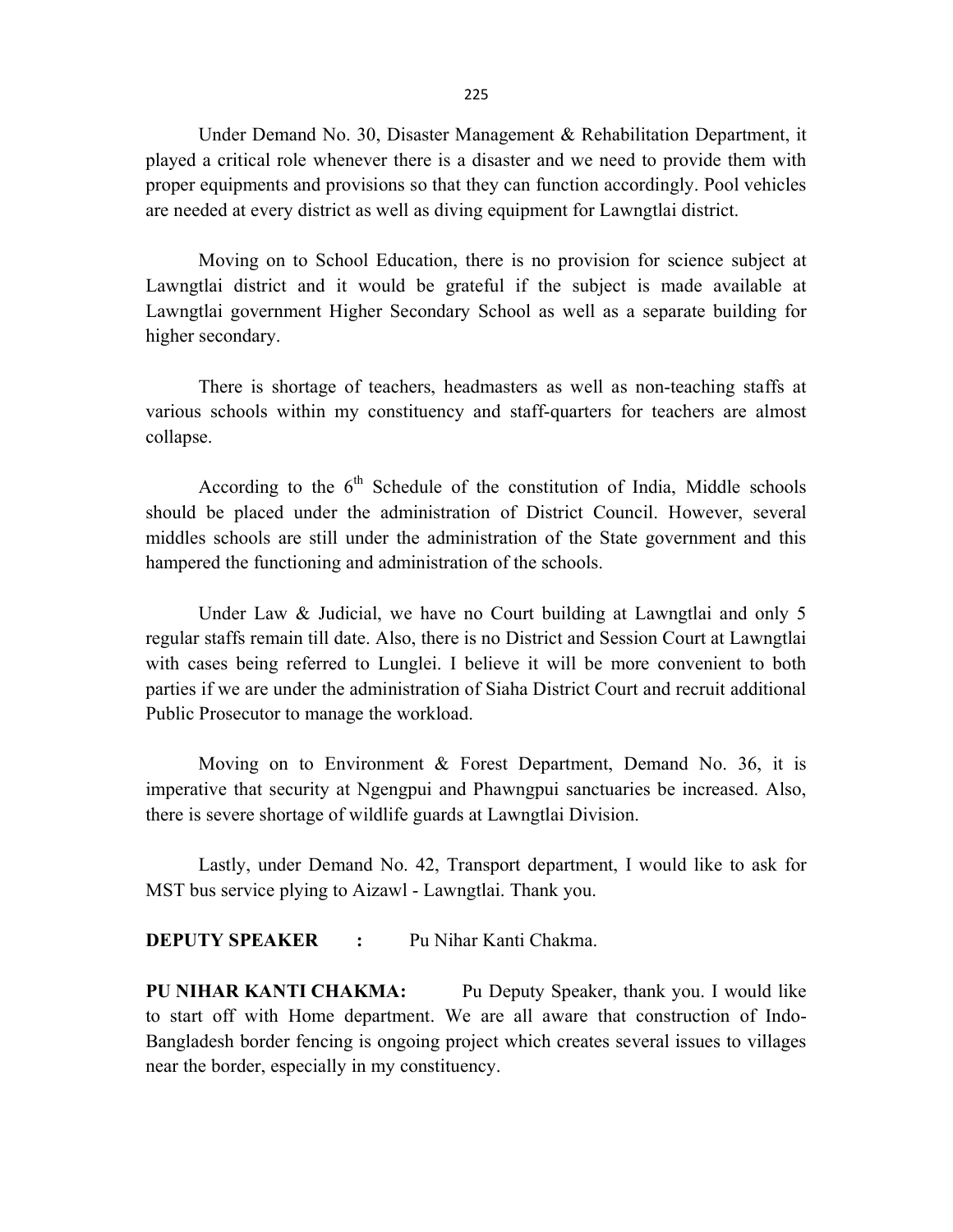Under Demand No. 30, Disaster Management & Rehabilitation Department, it played a critical role whenever there is a disaster and we need to provide them with proper equipments and provisions so that they can function accordingly. Pool vehicles are needed at every district as well as diving equipment for Lawngtlai district.

Moving on to School Education, there is no provision for science subject at Lawngtlai district and it would be grateful if the subject is made available at Lawngtlai government Higher Secondary School as well as a separate building for higher secondary.

There is shortage of teachers, headmasters as well as non-teaching staffs at various schools within my constituency and staff-quarters for teachers are almost collapse.

According to the 6th Schedule of the constitution of India, Middle schools should be placed under the administration of District Council. However, several middles schools are still under the administration of the State government and this hampered the functioning and administration of the schools.

Under Law & Judicial, we have no Court building at Lawngtlai and only 5 regular staffs remain till date. Also, there is no District and Session Court at Lawngtlai with cases being referred to Lunglei. I believe it will be more convenient to both parties if we are under the administration of Siaha District Court and recruit additional Public Prosecutor to manage the workload.

Moving on to Environment & Forest Department, Demand No. 36, it is imperative that security at Ngengpui and Phawngpui sanctuaries be increased. Also, there is severe shortage of wildlife guards at Lawngtlai Division.

Lastly, under Demand No. 42, Transport department, I would like to ask for MST bus service plying to Aizawl - Lawngtlai. Thank you.

**DEPUTY SPEAKER :** Pu Nihar Kanti Chakma.

**PU NIHAR KANTI CHAKMA:** Pu Deputy Speaker, thank you. I would like to start off with Home department. We are all aware that construction of Indo-Bangladesh border fencing is ongoing project which creates several issues to villages near the border, especially in my constituency.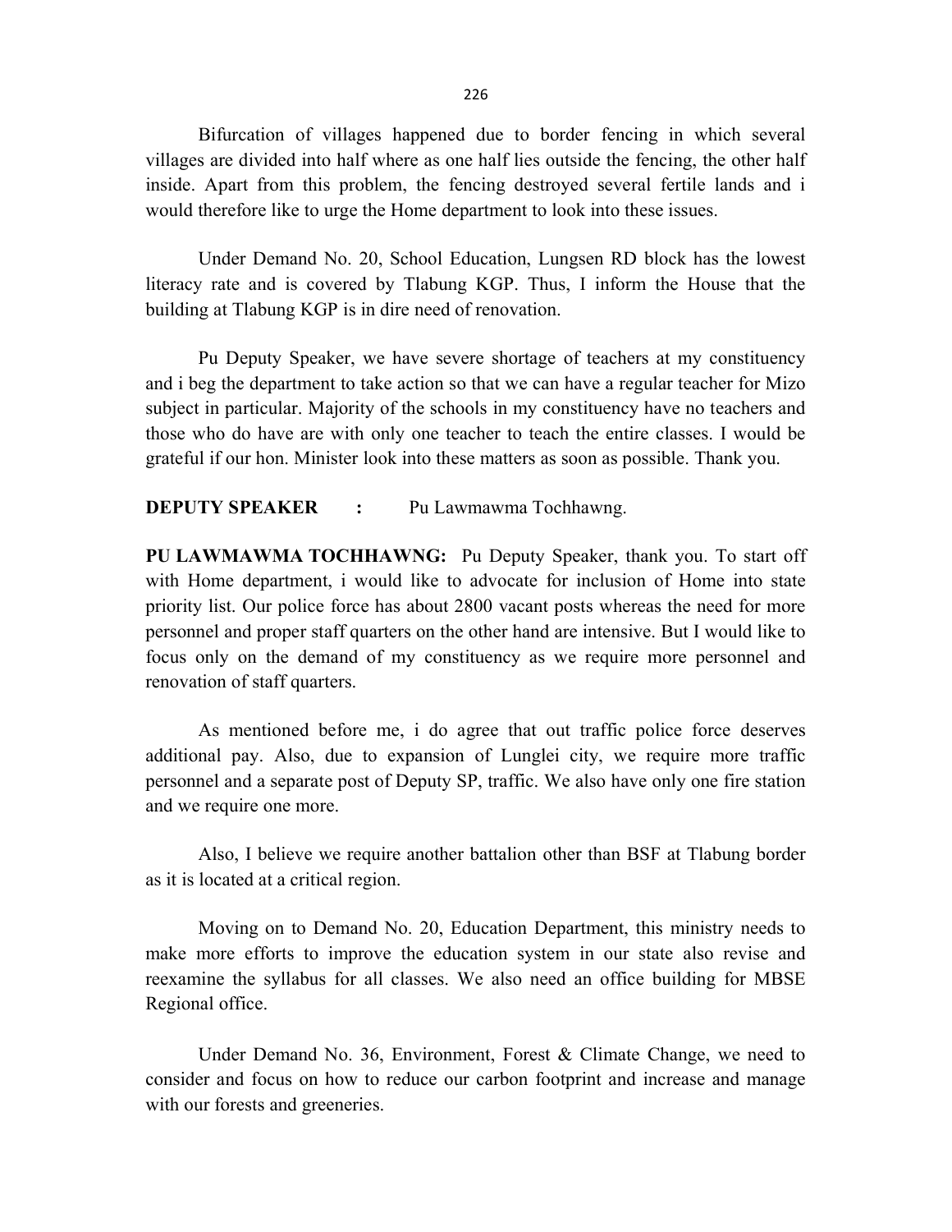Bifurcation of villages happened due to border fencing in which several villages are divided into half where as one half lies outside the fencing, the other half inside. Apart from this problem, the fencing destroyed several fertile lands and i would therefore like to urge the Home department to look into these issues.

Under Demand No. 20, School Education, Lungsen RD block has the lowest literacy rate and is covered by Tlabung KGP. Thus, I inform the House that the building at Tlabung KGP is in dire need of renovation.

Pu Deputy Speaker, we have severe shortage of teachers at my constituency and i beg the department to take action so that we can have a regular teacher for Mizo subject in particular. Majority of the schools in my constituency have no teachers and those who do have are with only one teacher to teach the entire classes. I would be grateful if our hon. Minister look into these matters as soon as possible. Thank you.

**DEPUTY SPEAKER :** Pu Lawmawma Tochhawng.

**PU LAWMAWMA TOCHHAWNG:** Pu Deputy Speaker, thank you. To start off with Home department, i would like to advocate for inclusion of Home into state priority list. Our police force has about 2800 vacant posts whereas the need for more personnel and proper staff quarters on the other hand are intensive. But I would like to focus only on the demand of my constituency as we require more personnel and renovation of staff quarters.

As mentioned before me, i do agree that out traffic police force deserves additional pay. Also, due to expansion of Lunglei city, we require more traffic personnel and a separate post of Deputy SP, traffic. We also have only one fire station and we require one more.

Also, I believe we require another battalion other than BSF at Tlabung border as it is located at a critical region.

Moving on to Demand No. 20, Education Department, this ministry needs to make more efforts to improve the education system in our state also revise and reexamine the syllabus for all classes. We also need an office building for MBSE Regional office.

Under Demand No. 36, Environment, Forest & Climate Change, we need to consider and focus on how to reduce our carbon footprint and increase and manage with our forests and greeneries.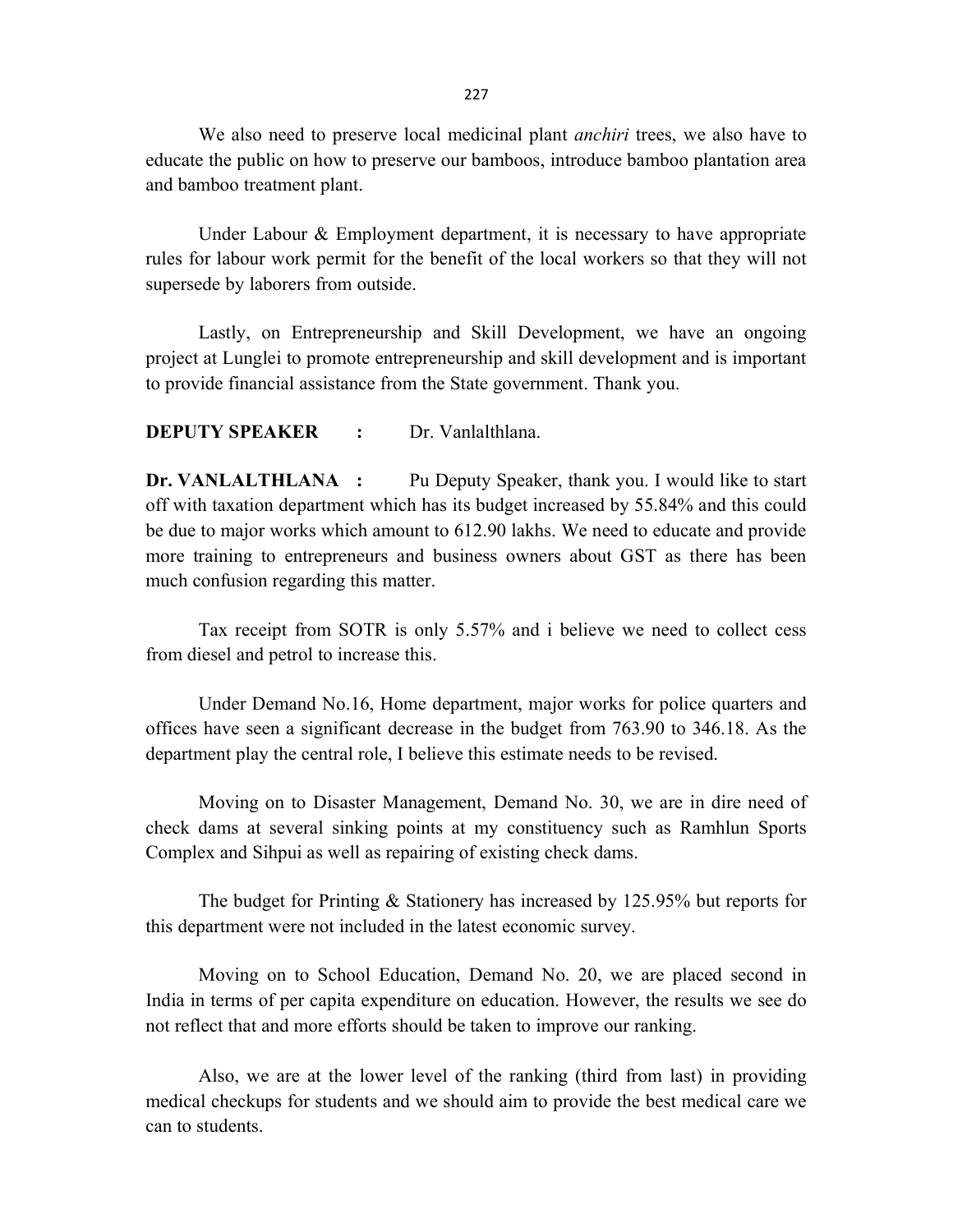We also need to preserve local medicinal plant *anchiri* trees, we also have to educate the public on how to preserve our bamboos, introduce bamboo plantation area and bamboo treatment plant.

Under Labour & Employment department, it is necessary to have appropriate rules for labour work permit for the benefit of the local workers so that they will not supersede by laborers from outside.

Lastly, on Entrepreneurship and Skill Development, we have an ongoing project at Lunglei to promote entrepreneurship and skill development and is important to provide financial assistance from the State government. Thank you.

**DEPUTY SPEAKER :** Dr. Vanlalthlana.

**Dr. VANLALTHLANA :** Pu Deputy Speaker, thank you. I would like to start off with taxation department which has its budget increased by 55.84% and this could be due to major works which amount to 612.90 lakhs. We need to educate and provide more training to entrepreneurs and business owners about GST as there has been much confusion regarding this matter.

Tax receipt from SOTR is only 5.57% and i believe we need to collect cess from diesel and petrol to increase this.

Under Demand No.16, Home department, major works for police quarters and offices have seen a significant decrease in the budget from 763.90 to 346.18. As the department play the central role, I believe this estimate needs to be revised.

Moving on to Disaster Management, Demand No. 30, we are in dire need of check dams at several sinking points at my constituency such as Ramhlun Sports Complex and Sihpui as well as repairing of existing check dams.

The budget for Printing & Stationery has increased by 125.95% but reports for this department were not included in the latest economic survey.

Moving on to School Education, Demand No. 20, we are placed second in India in terms of per capita expenditure on education. However, the results we see do not reflect that and more efforts should be taken to improve our ranking.

Also, we are at the lower level of the ranking (third from last) in providing medical checkups for students and we should aim to provide the best medical care we can to students.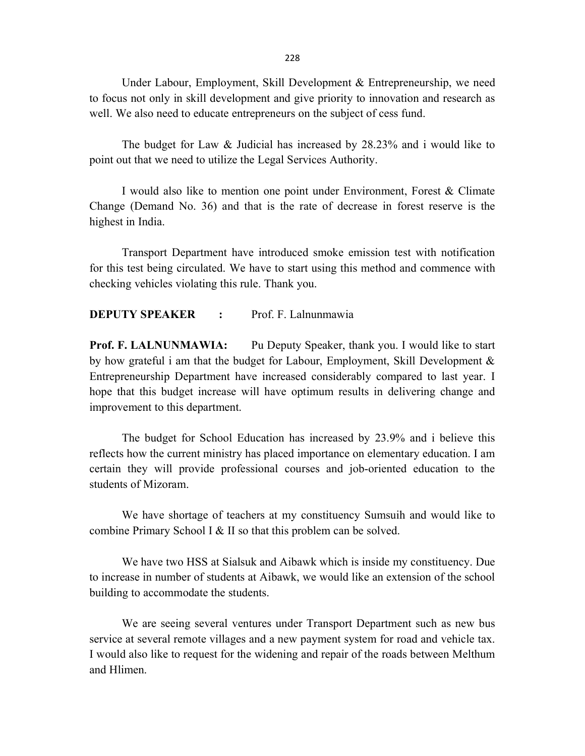Under Labour, Employment, Skill Development & Entrepreneurship, we need to focus not only in skill development and give priority to innovation and research as well. We also need to educate entrepreneurs on the subject of cess fund.

The budget for Law & Judicial has increased by 28.23% and i would like to point out that we need to utilize the Legal Services Authority.

I would also like to mention one point under Environment, Forest & Climate Change (Demand No. 36) and that is the rate of decrease in forest reserve is the highest in India.

Transport Department have introduced smoke emission test with notification for this test being circulated. We have to start using this method and commence with checking vehicles violating this rule. Thank you.

**DEPUTY SPEAKER :** Prof. F. Lalnunmawia

**Prof. F. LALNUNMAWIA:** Pu Deputy Speaker, thank you. I would like to start by how grateful i am that the budget for Labour, Employment, Skill Development & Entrepreneurship Department have increased considerably compared to last year. I hope that this budget increase will have optimum results in delivering change and improvement to this department.

The budget for School Education has increased by 23.9% and i believe this reflects how the current ministry has placed importance on elementary education. I am certain they will provide professional courses and job-oriented education to the students of Mizoram.

We have shortage of teachers at my constituency Sumsuih and would like to combine Primary School I & II so that this problem can be solved.

We have two HSS at Sialsuk and Aibawk which is inside my constituency. Due to increase in number of students at Aibawk, we would like an extension of the school building to accommodate the students.

We are seeing several ventures under Transport Department such as new bus service at several remote villages and a new payment system for road and vehicle tax. I would also like to request for the widening and repair of the roads between Melthum and Hlimen.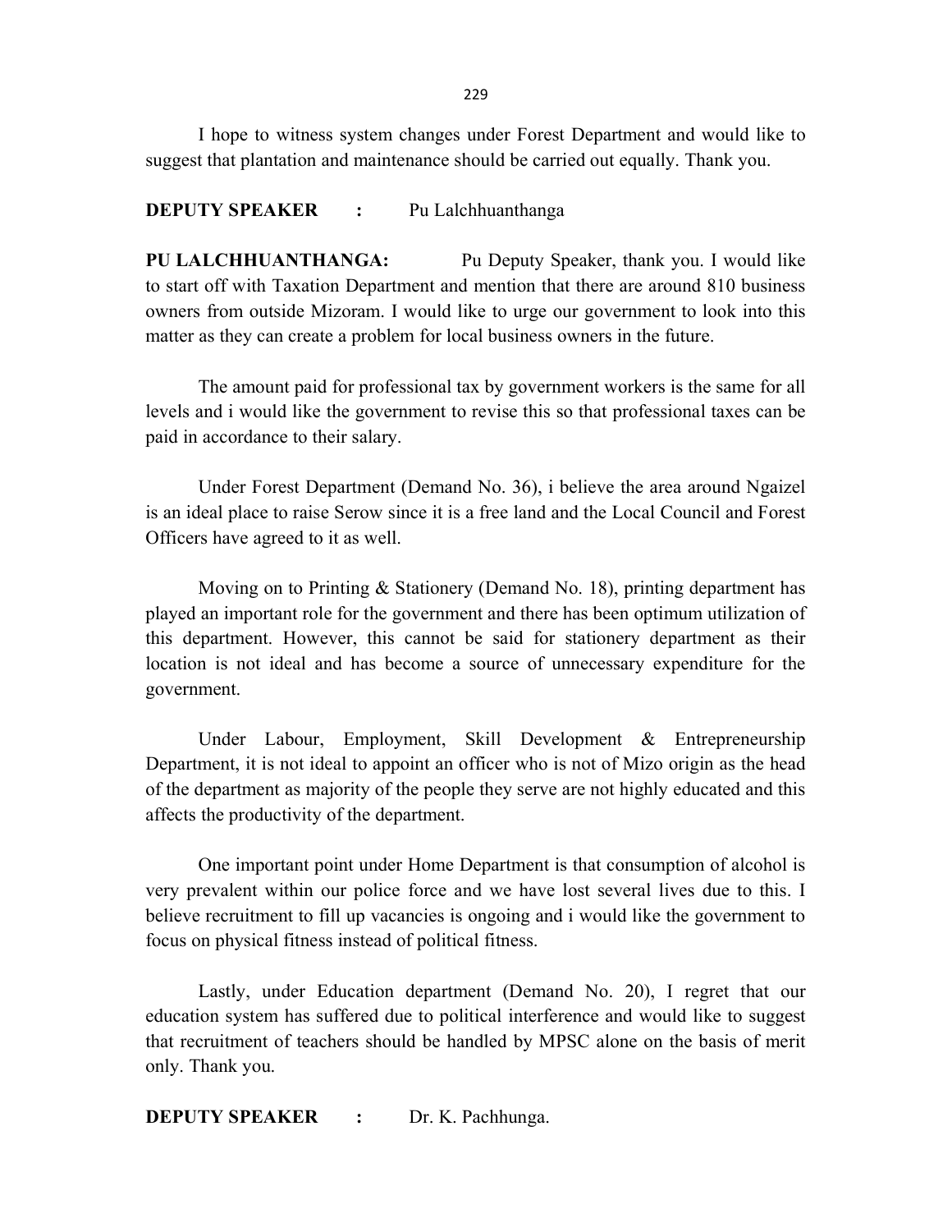I hope to witness system changes under Forest Department and would like to suggest that plantation and maintenance should be carried out equally. Thank you.

**DEPUTY SPEAKER :** Pu Lalchhuanthanga

**PU LALCHHUANTHANGA:** Pu Deputy Speaker, thank you. I would like to start off with Taxation Department and mention that there are around 810 business owners from outside Mizoram. I would like to urge our government to look into this matter as they can create a problem for local business owners in the future.

The amount paid for professional tax by government workers is the same for all levels and i would like the government to revise this so that professional taxes can be paid in accordance to their salary.

Under Forest Department (Demand No. 36), i believe the area around Ngaizel is an ideal place to raise Serow since it is a free land and the Local Council and Forest Officers have agreed to it as well.

Moving on to Printing & Stationery (Demand No. 18), printing department has played an important role for the government and there has been optimum utilization of this department. However, this cannot be said for stationery department as their location is not ideal and has become a source of unnecessary expenditure for the government.

Under Labour, Employment, Skill Development & Entrepreneurship Department, it is not ideal to appoint an officer who is not of Mizo origin as the head of the department as majority of the people they serve are not highly educated and this affects the productivity of the department.

One important point under Home Department is that consumption of alcohol is very prevalent within our police force and we have lost several lives due to this. I believe recruitment to fill up vacancies is ongoing and i would like the government to focus on physical fitness instead of political fitness.

Lastly, under Education department (Demand No. 20), I regret that our education system has suffered due to political interference and would like to suggest that recruitment of teachers should be handled by MPSC alone on the basis of merit only. Thank you.

**DEPUTY SPEAKER :** Dr. K. Pachhunga.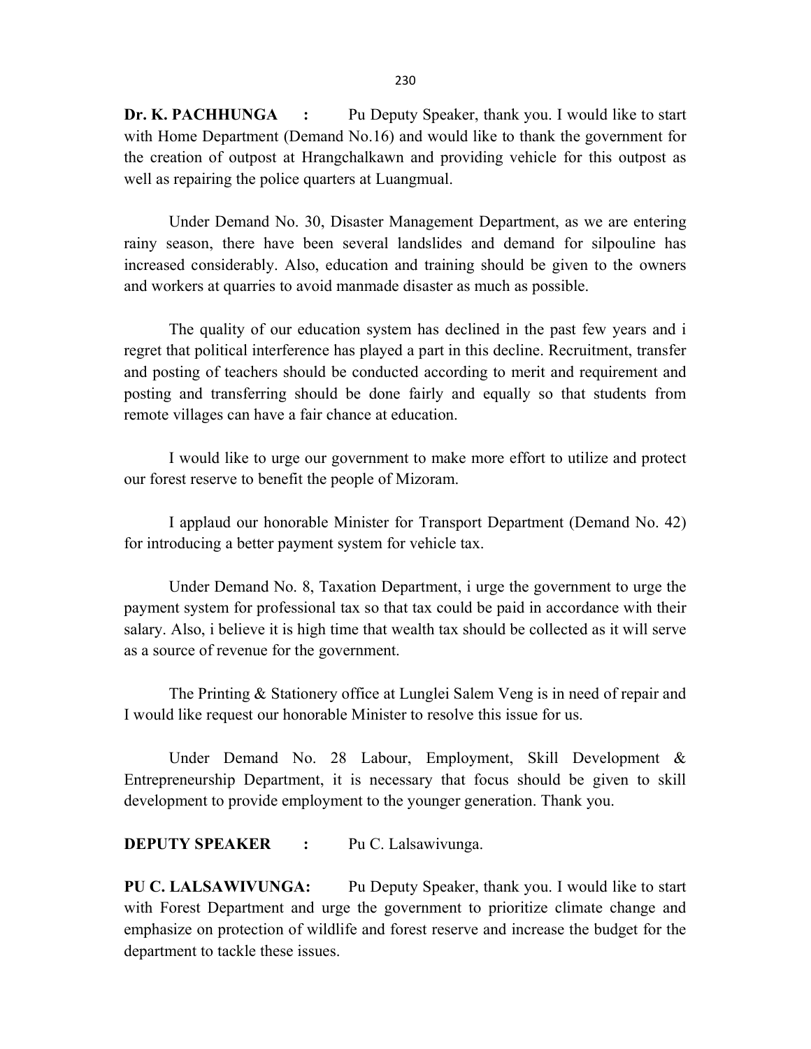**Dr. K. PACHHUNGA :** Pu Deputy Speaker, thank you. I would like to start with Home Department (Demand No.16) and would like to thank the government for the creation of outpost at Hrangchalkawn and providing vehicle for this outpost as well as repairing the police quarters at Luangmual.

Under Demand No. 30, Disaster Management Department, as we are entering rainy season, there have been several landslides and demand for silpouline has increased considerably. Also, education and training should be given to the owners and workers at quarries to avoid manmade disaster as much as possible.

The quality of our education system has declined in the past few years and i regret that political interference has played a part in this decline. Recruitment, transfer and posting of teachers should be conducted according to merit and requirement and posting and transferring should be done fairly and equally so that students from remote villages can have a fair chance at education.

I would like to urge our government to make more effort to utilize and protect our forest reserve to benefit the people of Mizoram.

I applaud our honorable Minister for Transport Department (Demand No. 42) for introducing a better payment system for vehicle tax.

Under Demand No. 8, Taxation Department, i urge the government to urge the payment system for professional tax so that tax could be paid in accordance with their salary. Also, i believe it is high time that wealth tax should be collected as it will serve as a source of revenue for the government.

The Printing & Stationery office at Lunglei Salem Veng is in need of repair and I would like request our honorable Minister to resolve this issue for us.

Under Demand No. 28 Labour, Employment, Skill Development & Entrepreneurship Department, it is necessary that focus should be given to skill development to provide employment to the younger generation. Thank you.

**DEPUTY SPEAKER :** Pu C. Lalsawivunga.

**PU C. LALSAWIVUNGA:** Pu Deputy Speaker, thank you. I would like to start with Forest Department and urge the government to prioritize climate change and emphasize on protection of wildlife and forest reserve and increase the budget for the department to tackle these issues.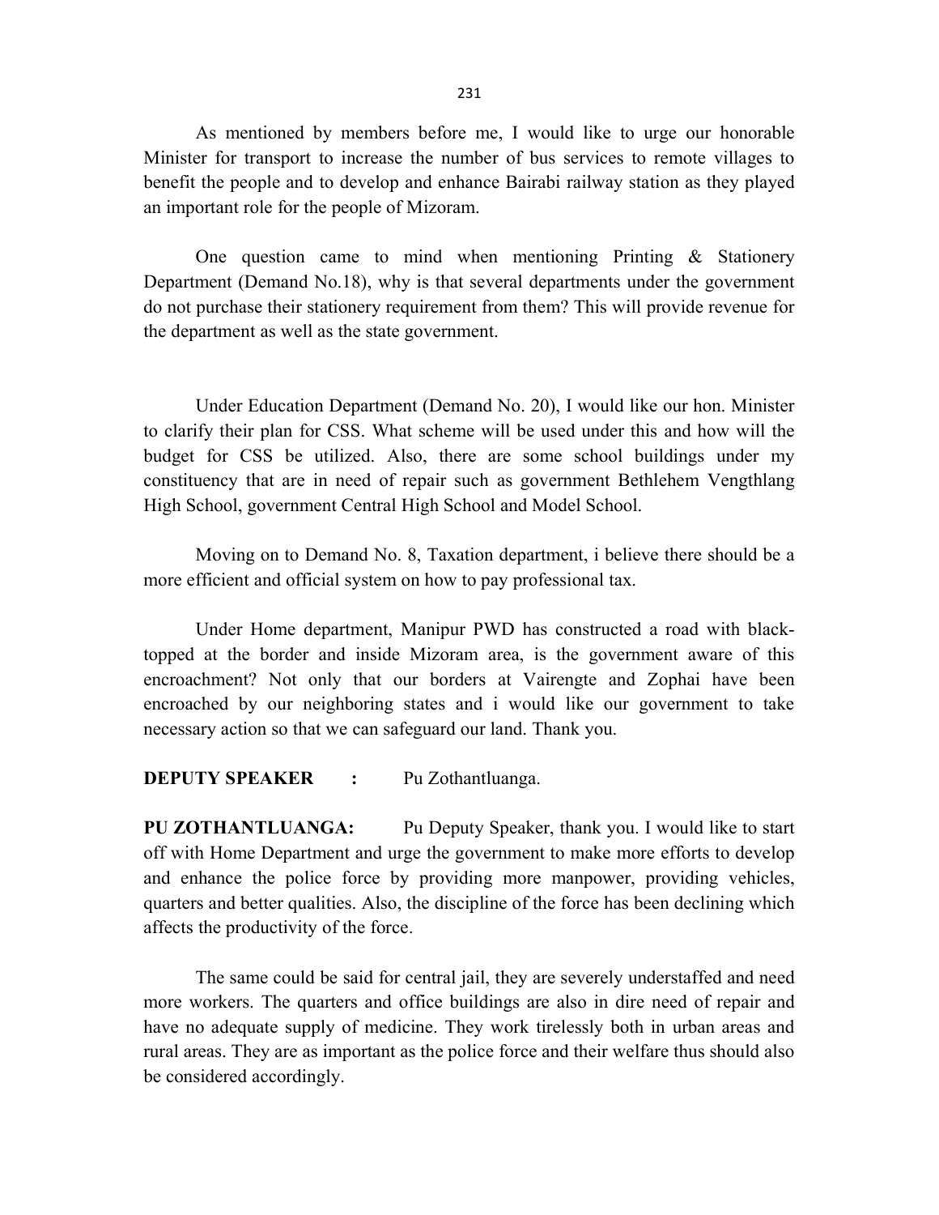As mentioned by members before me, I would like to urge our honorable Minister for transport to increase the number of bus services to remote villages to benefit the people and to develop and enhance Bairabi railway station as they played an important role for the people of Mizoram.

One question came to mind when mentioning Printing & Stationery Department (Demand No.18), why is that several departments under the government do not purchase their stationery requirement from them? This will provide revenue for the department as well as the state government.

Under Education Department (Demand No. 20), I would like our hon. Minister to clarify their plan for CSS. What scheme will be used under this and how will the budget for CSS be utilized. Also, there are some school buildings under my constituency that are in need of repair such as government Bethlehem Vengthlang High School, government Central High School and Model School.

Moving on to Demand No. 8, Taxation department, i believe there should be a more efficient and official system on how to pay professional tax.

Under Home department, Manipur PWD has constructed a road with black-topped at the border and inside Mizoram area, is the government aware of this encroachment? Not only that our borders at Vairengte and Zophai have been encroached by our neighboring states and i would like our government to take necessary action so that we can safeguard our land. Thank you.

**DEPUTY SPEAKER :** Pu Zothantluanga.

**PU ZOTHANTLUANGA:** Pu Deputy Speaker, thank you. I would like to start off with Home Department and urge the government to make more efforts to develop and enhance the police force by providing more manpower, providing vehicles, quarters and better qualities. Also, the discipline of the force has been declining which affects the productivity of the force.

The same could be said for central jail, they are severely understaffed and need more workers. The quarters and office buildings are also in dire need of repair and have no adequate supply of medicine. They work tirelessly both in urban areas and rural areas. They are as important as the police force and their welfare thus should also be considered accordingly.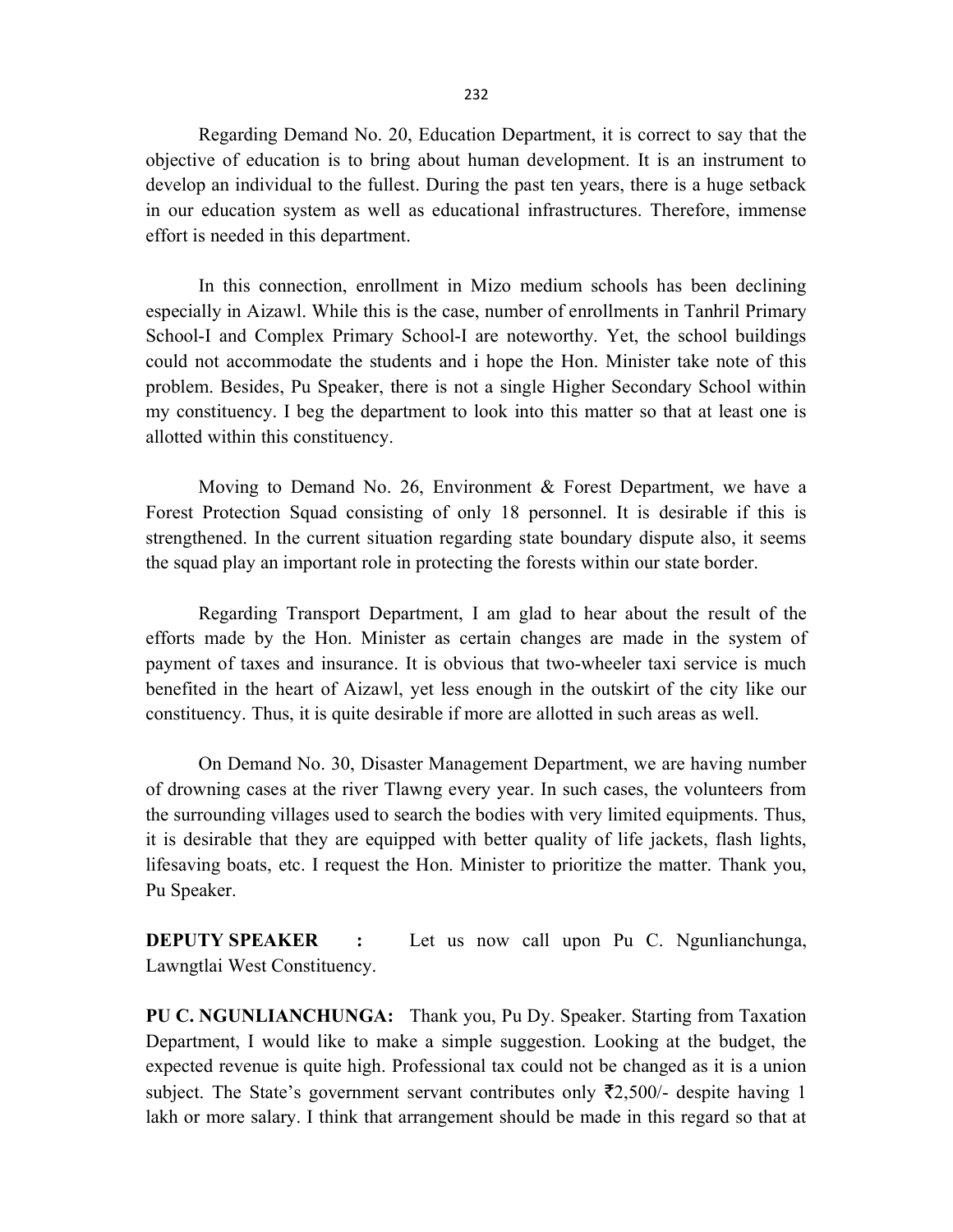Regarding Demand No. 20, Education Department, it is correct to say that the objective of education is to bring about human development. It is an instrument to develop an individual to the fullest. During the past ten years, there is a huge setback in our education system as well as educational infrastructures. Therefore, immense effort is needed in this department.

In this connection, enrollment in Mizo medium schools has been declining especially in Aizawl. While this is the case, number of enrollments in Tanhril Primary School-I and Complex Primary School-I are noteworthy. Yet, the school buildings could not accommodate the students and i hope the Hon. Minister take note of this problem. Besides, Pu Speaker, there is not a single Higher Secondary School within my constituency. I beg the department to look into this matter so that at least one is allotted within this constituency.

Moving to Demand No. 26, Environment & Forest Department, we have a Forest Protection Squad consisting of only 18 personnel. It is desirable if this is strengthened. In the current situation regarding state boundary dispute also, it seems the squad play an important role in protecting the forests within our state border.

Regarding Transport Department, I am glad to hear about the result of the efforts made by the Hon. Minister as certain changes are made in the system of payment of taxes and insurance. It is obvious that two-wheeler taxi service is much benefited in the heart of Aizawl, yet less enough in the outskirt of the city like our constituency. Thus, it is quite desirable if more are allotted in such areas as well.

On Demand No. 30, Disaster Management Department, we are having number of drowning cases at the river Tlawng every year. In such cases, the volunteers from the surrounding villages used to search the bodies with very limited equipments. Thus, it is desirable that they are equipped with better quality of life jackets, flash lights, lifesaving boats, etc. I request the Hon. Minister to prioritize the matter. Thank you, Pu Speaker.

**DEPUTY SPEAKER :** Let us now call upon Pu C. Ngunlianchunga, Lawngtlai West Constituency.

**PU C. NGUNLIANCHUNGA:** Thank you, Pu Dy. Speaker. Starting from Taxation Department, I would like to make a simple suggestion. Looking at the budget, the expected revenue is quite high. Professional tax could not be changed as it is a union subject. The State's government servant contributes only ₹2,500/- despite having 1 lakh or more salary. I think that arrangement should be made in this regard so that at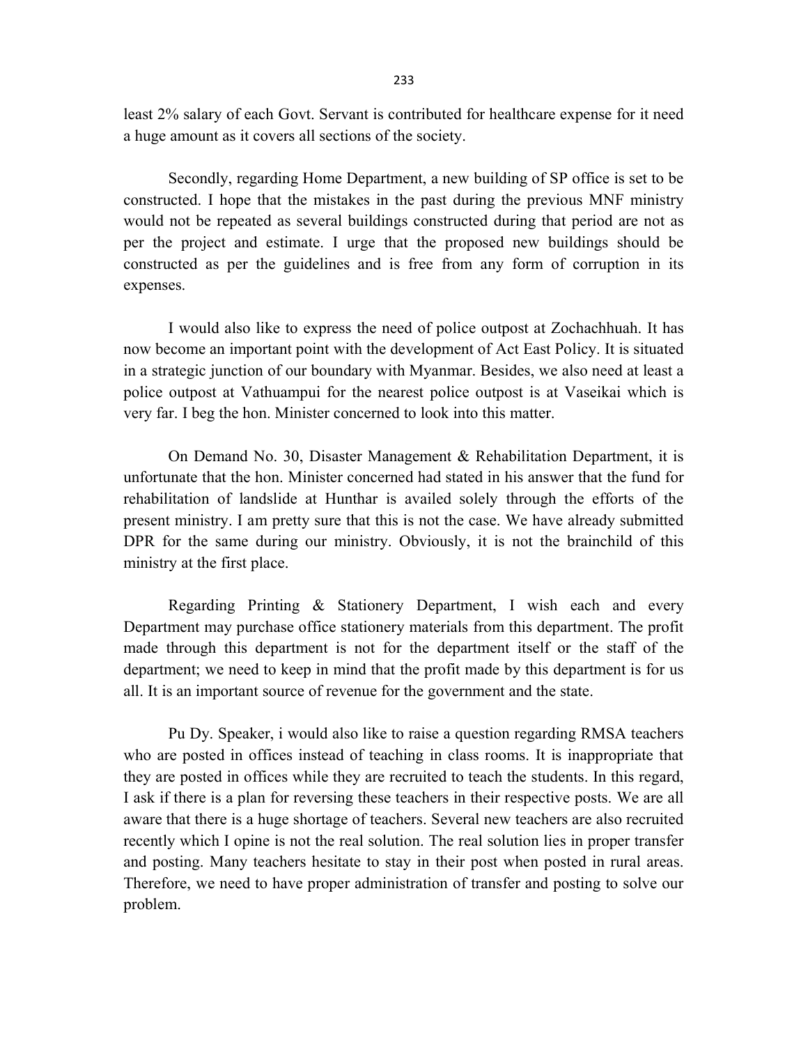least 2% salary of each Govt. Servant is contributed for healthcare expense for it need a huge amount as it covers all sections of the society.

Secondly, regarding Home Department, a new building of SP office is set to be constructed. I hope that the mistakes in the past during the previous MNF ministry would not be repeated as several buildings constructed during that period are not as per the project and estimate. I urge that the proposed new buildings should be constructed as per the guidelines and is free from any form of corruption in its expenses.

I would also like to express the need of police outpost at Zochachhuah. It has now become an important point with the development of Act East Policy. It is situated in a strategic junction of our boundary with Myanmar. Besides, we also need at least a police outpost at Vathuampui for the nearest police outpost is at Vaseikai which is very far. I beg the hon. Minister concerned to look into this matter.

On Demand No. 30, Disaster Management & Rehabilitation Department, it is unfortunate that the hon. Minister concerned had stated in his answer that the fund for rehabilitation of landslide at Hunthar is availed solely through the efforts of the present ministry. I am pretty sure that this is not the case. We have already submitted DPR for the same during our ministry. Obviously, it is not the brainchild of this ministry at the first place.

Regarding Printing & Stationery Department, I wish each and every Department may purchase office stationery materials from this department. The profit made through this department is not for the department itself or the staff of the department; we need to keep in mind that the profit made by this department is for us all. It is an important source of revenue for the government and the state.

Pu Dy. Speaker, i would also like to raise a question regarding RMSA teachers who are posted in offices instead of teaching in class rooms. It is inappropriate that they are posted in offices while they are recruited to teach the students. In this regard, I ask if there is a plan for reversing these teachers in their respective posts. We are all aware that there is a huge shortage of teachers. Several new teachers are also recruited recently which I opine is not the real solution. The real solution lies in proper transfer and posting. Many teachers hesitate to stay in their post when posted in rural areas. Therefore, we need to have proper administration of transfer and posting to solve our problem.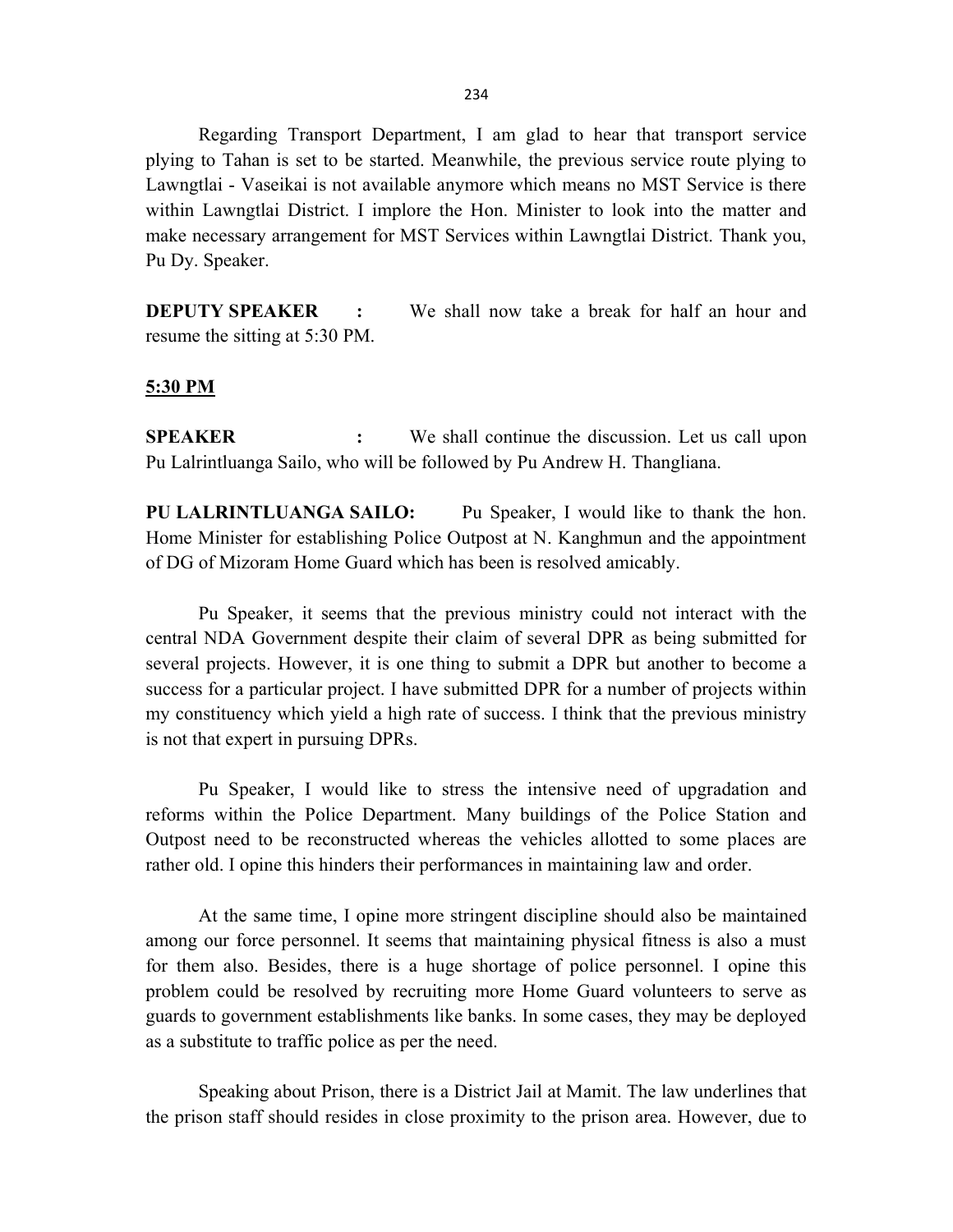Regarding Transport Department, I am glad to hear that transport service plying to Tahan is set to be started. Meanwhile, the previous service route plying to Lawngtlai - Vaseikai is not available anymore which means no MST Service is there within Lawngtlai District. I implore the Hon. Minister to look into the matter and make necessary arrangement for MST Services within Lawngtlai District. Thank you, Pu Dy. Speaker.

**DEPUTY SPEAKER :** We shall now take a break for half an hour and resume the sitting at 5:30 PM.

**5:30 PM**

**SPEAKER :** We shall continue the discussion. Let us call upon Pu Lalrintluanga Sailo, who will be followed by Pu Andrew H. Thangliana.

**PU LALRINTLUANGA SAILO:** Pu Speaker, I would like to thank the hon. Home Minister for establishing Police Outpost at N. Kanghmun and the appointment of DG of Mizoram Home Guard which has been is resolved amicably.

Pu Speaker, it seems that the previous ministry could not interact with the central NDA Government despite their claim of several DPR as being submitted for several projects. However, it is one thing to submit a DPR but another to become a success for a particular project. I have submitted DPR for a number of projects within my constituency which yield a high rate of success. I think that the previous ministry is not that expert in pursuing DPRs.

Pu Speaker, I would like to stress the intensive need of upgradation and reforms within the Police Department. Many buildings of the Police Station and Outpost need to be reconstructed whereas the vehicles allotted to some places are rather old. I opine this hinders their performances in maintaining law and order.

At the same time, I opine more stringent discipline should also be maintained among our force personnel. It seems that maintaining physical fitness is also a must for them also. Besides, there is a huge shortage of police personnel. I opine this problem could be resolved by recruiting more Home Guard volunteers to serve as guards to government establishments like banks. In some cases, they may be deployed as a substitute to traffic police as per the need.

Speaking about Prison, there is a District Jail at Mamit. The law underlines that the prison staff should resides in close proximity to the prison area. However, due to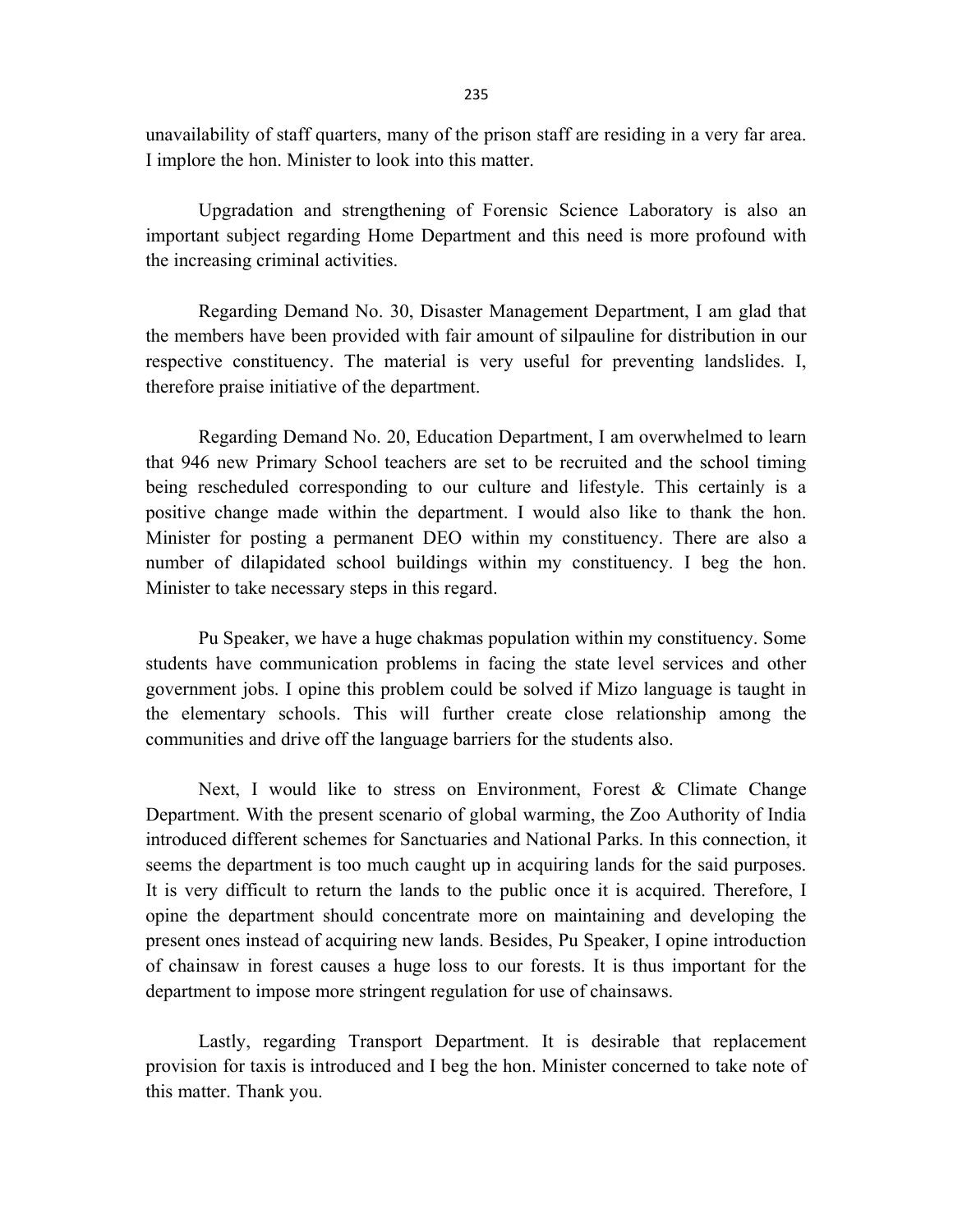unavailability of staff quarters, many of the prison staff are residing in a very far area. I implore the hon. Minister to look into this matter.

Upgradation and strengthening of Forensic Science Laboratory is also an important subject regarding Home Department and this need is more profound with the increasing criminal activities.

Regarding Demand No. 30, Disaster Management Department, I am glad that the members have been provided with fair amount of silpauline for distribution in our respective constituency. The material is very useful for preventing landslides. I, therefore praise initiative of the department.

Regarding Demand No. 20, Education Department, I am overwhelmed to learn that 946 new Primary School teachers are set to be recruited and the school timing being rescheduled corresponding to our culture and lifestyle. This certainly is a positive change made within the department. I would also like to thank the hon. Minister for posting a permanent DEO within my constituency. There are also a number of dilapidated school buildings within my constituency. I beg the hon. Minister to take necessary steps in this regard.

Pu Speaker, we have a huge chakmas population within my constituency. Some students have communication problems in facing the state level services and other government jobs. I opine this problem could be solved if Mizo language is taught in the elementary schools. This will further create close relationship among the communities and drive off the language barriers for the students also.

Next, I would like to stress on Environment, Forest & Climate Change Department. With the present scenario of global warming, the Zoo Authority of India introduced different schemes for Sanctuaries and National Parks. In this connection, it seems the department is too much caught up in acquiring lands for the said purposes. It is very difficult to return the lands to the public once it is acquired. Therefore, I opine the department should concentrate more on maintaining and developing the present ones instead of acquiring new lands. Besides, Pu Speaker, I opine introduction of chainsaw in forest causes a huge loss to our forests. It is thus important for the department to impose more stringent regulation for use of chainsaws.

Lastly, regarding Transport Department. It is desirable that replacement provision for taxis is introduced and I beg the hon. Minister concerned to take note of this matter. Thank you.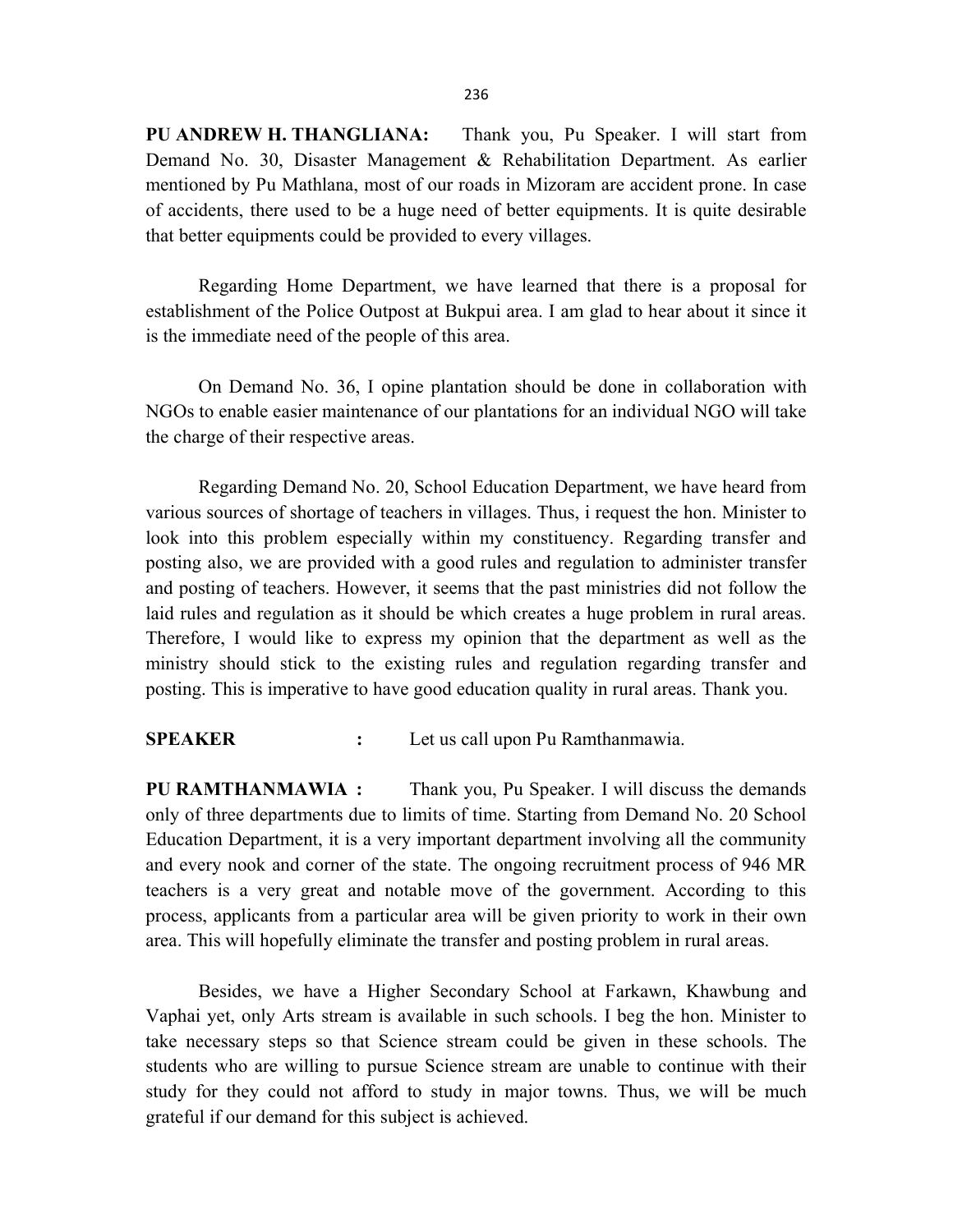**PU ANDREW H. THANGLIANA:** Thank you, Pu Speaker. I will start from Demand No. 30, Disaster Management & Rehabilitation Department. As earlier mentioned by Pu Mathlana, most of our roads in Mizoram are accident prone. In case of accidents, there used to be a huge need of better equipments. It is quite desirable that better equipments could be provided to every villages.

Regarding Home Department, we have learned that there is a proposal for establishment of the Police Outpost at Bukpui area. I am glad to hear about it since it is the immediate need of the people of this area.

On Demand No. 36, I opine plantation should be done in collaboration with NGOs to enable easier maintenance of our plantations for an individual NGO will take the charge of their respective areas.

Regarding Demand No. 20, School Education Department, we have heard from various sources of shortage of teachers in villages. Thus, i request the hon. Minister to look into this problem especially within my constituency. Regarding transfer and posting also, we are provided with a good rules and regulation to administer transfer and posting of teachers. However, it seems that the past ministries did not follow the laid rules and regulation as it should be which creates a huge problem in rural areas. Therefore, I would like to express my opinion that the department as well as the ministry should stick to the existing rules and regulation regarding transfer and posting. This is imperative to have good education quality in rural areas. Thank you.

**SPEAKER :** Let us call upon Pu Ramthanmawia.

**PU RAMTHANMAWIA :** Thank you, Pu Speaker. I will discuss the demands only of three departments due to limits of time. Starting from Demand No. 20 School Education Department, it is a very important department involving all the community and every nook and corner of the state. The ongoing recruitment process of 946 MR teachers is a very great and notable move of the government. According to this process, applicants from a particular area will be given priority to work in their own area. This will hopefully eliminate the transfer and posting problem in rural areas.

Besides, we have a Higher Secondary School at Farkawn, Khawbung and Vaphai yet, only Arts stream is available in such schools. I beg the hon. Minister to take necessary steps so that Science stream could be given in these schools. The students who are willing to pursue Science stream are unable to continue with their study for they could not afford to study in major towns. Thus, we will be much grateful if our demand for this subject is achieved.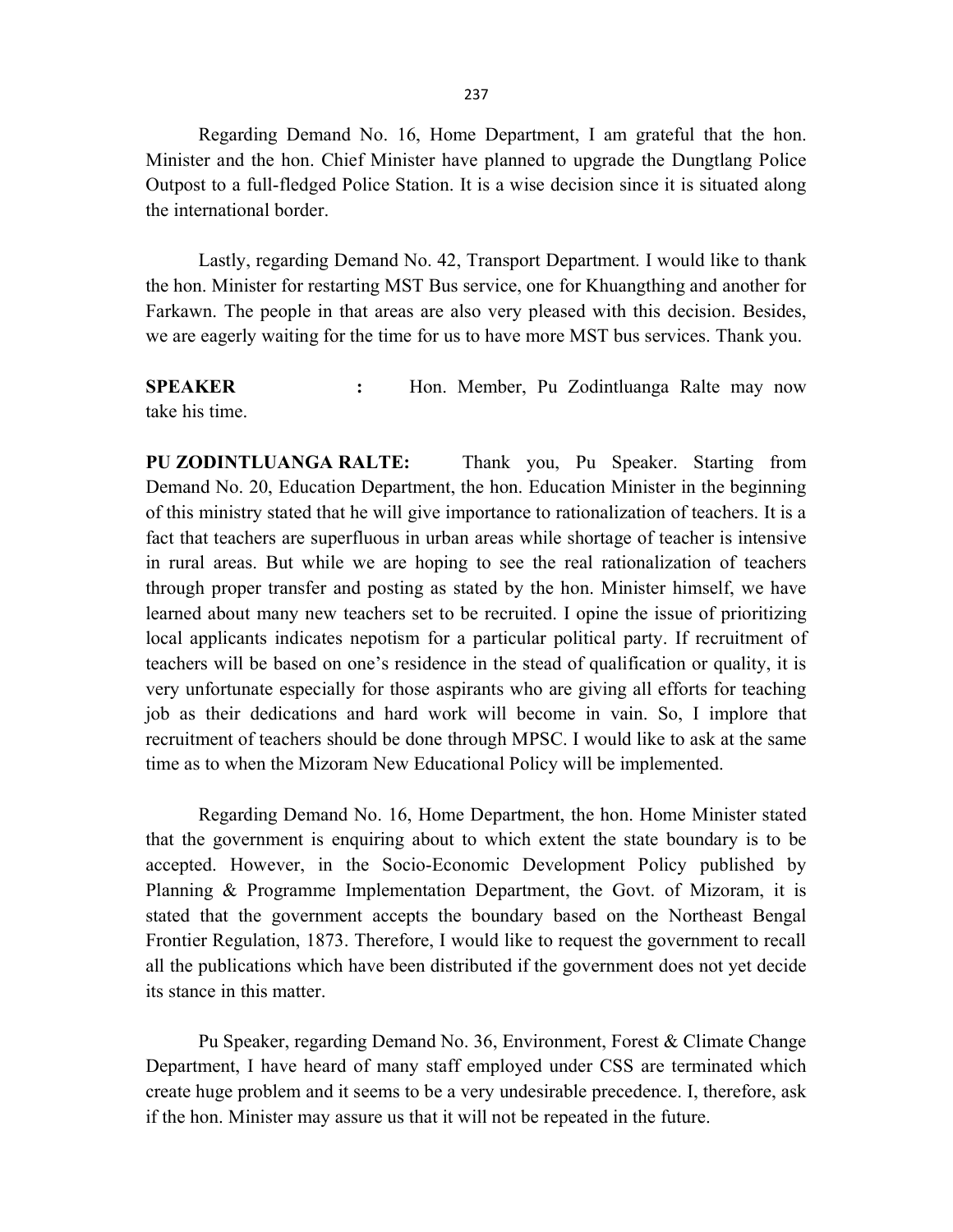Regarding Demand No. 16, Home Department, I am grateful that the hon. Minister and the hon. Chief Minister have planned to upgrade the Dungtlang Police Outpost to a full-fledged Police Station. It is a wise decision since it is situated along the international border.

Lastly, regarding Demand No. 42, Transport Department. I would like to thank the hon. Minister for restarting MST Bus service, one for Khuangthing and another for Farkawn. The people in that areas are also very pleased with this decision. Besides, we are eagerly waiting for the time for us to have more MST bus services. Thank you.

**SPEAKER :** Hon. Member, Pu Zodintluanga Ralte may now take his time.

**PU ZODINTLUANGA RALTE:** Thank you, Pu Speaker. Starting from Demand No. 20, Education Department, the hon. Education Minister in the beginning of this ministry stated that he will give importance to rationalization of teachers. It is a fact that teachers are superfluous in urban areas while shortage of teacher is intensive in rural areas. But while we are hoping to see the real rationalization of teachers through proper transfer and posting as stated by the hon. Minister himself, we have learned about many new teachers set to be recruited. I opine the issue of prioritizing local applicants indicates nepotism for a particular political party. If recruitment of teachers will be based on one's residence in the stead of qualification or quality, it is very unfortunate especially for those aspirants who are giving all efforts for teaching job as their dedications and hard work will become in vain. So, I implore that recruitment of teachers should be done through MPSC. I would like to ask at the same time as to when the Mizoram New Educational Policy will be implemented.

Regarding Demand No. 16, Home Department, the hon. Home Minister stated that the government is enquiring about to which extent the state boundary is to be accepted. However, in the Socio-Economic Development Policy published by Planning & Programme Implementation Department, the Govt. of Mizoram, it is stated that the government accepts the boundary based on the Northeast Bengal Frontier Regulation, 1873. Therefore, I would like to request the government to recall all the publications which have been distributed if the government does not yet decide its stance in this matter.

Pu Speaker, regarding Demand No. 36, Environment, Forest & Climate Change Department, I have heard of many staff employed under CSS are terminated which create huge problem and it seems to be a very undesirable precedence. I, therefore, ask if the hon. Minister may assure us that it will not be repeated in the future.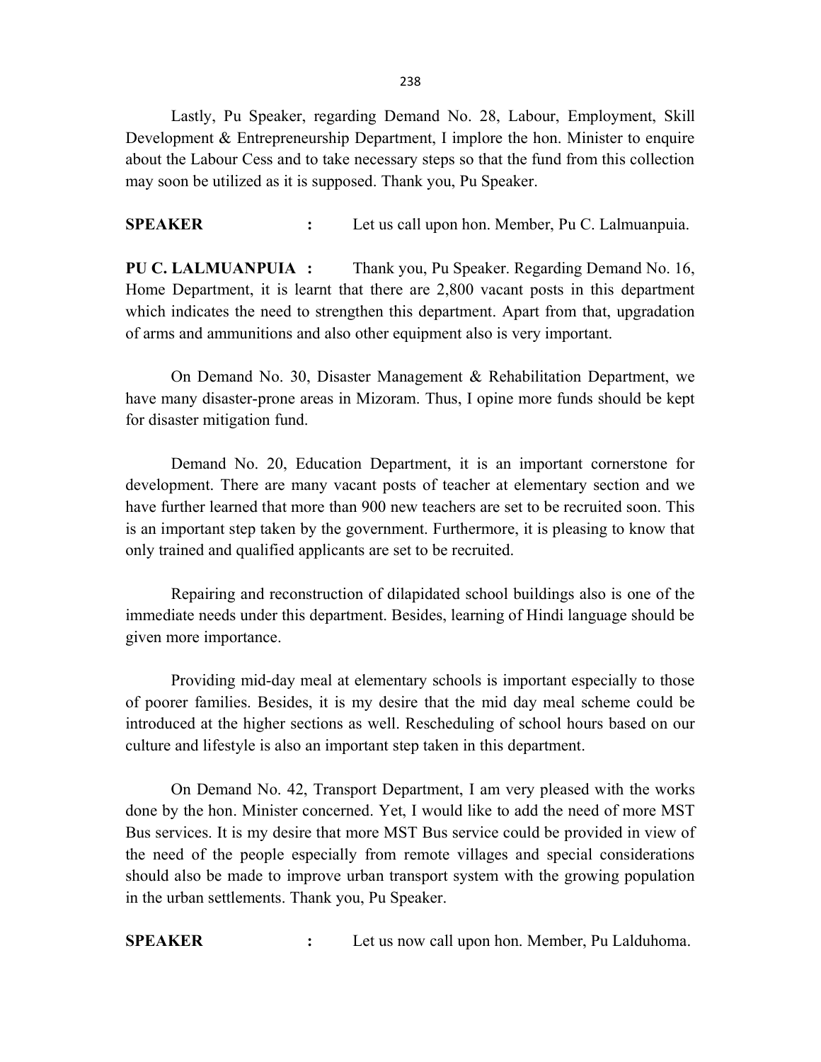Lastly, Pu Speaker, regarding Demand No. 28, Labour, Employment, Skill Development & Entrepreneurship Department, I implore the hon. Minister to enquire about the Labour Cess and to take necessary steps so that the fund from this collection may soon be utilized as it is supposed. Thank you, Pu Speaker.

**SPEAKER** : Let us call upon hon. Member, Pu C. Lalmuanpuia.

**PU C. LALMUANPUIA :** Thank you, Pu Speaker. Regarding Demand No. 16, Home Department, it is learnt that there are 2,800 vacant posts in this department which indicates the need to strengthen this department. Apart from that, upgradation of arms and ammunitions and also other equipment also is very important.

On Demand No. 30, Disaster Management & Rehabilitation Department, we have many disaster-prone areas in Mizoram. Thus, I opine more funds should be kept for disaster mitigation fund.

Demand No. 20, Education Department, it is an important cornerstone for development. There are many vacant posts of teacher at elementary section and we have further learned that more than 900 new teachers are set to be recruited soon. This is an important step taken by the government. Furthermore, it is pleasing to know that only trained and qualified applicants are set to be recruited.

Repairing and reconstruction of dilapidated school buildings also is one of the immediate needs under this department. Besides, learning of Hindi language should be given more importance.

Providing mid-day meal at elementary schools is important especially to those of poorer families. Besides, it is my desire that the mid day meal scheme could be introduced at the higher sections as well. Rescheduling of school hours based on our culture and lifestyle is also an important step taken in this department.

On Demand No. 42, Transport Department, I am very pleased with the works done by the hon. Minister concerned. Yet, I would like to add the need of more MST Bus services. It is my desire that more MST Bus service could be provided in view of the need of the people especially from remote villages and special considerations should also be made to improve urban transport system with the growing population in the urban settlements. Thank you, Pu Speaker.

**SPEAKER** : Let us now call upon hon. Member, Pu Lalduhoma.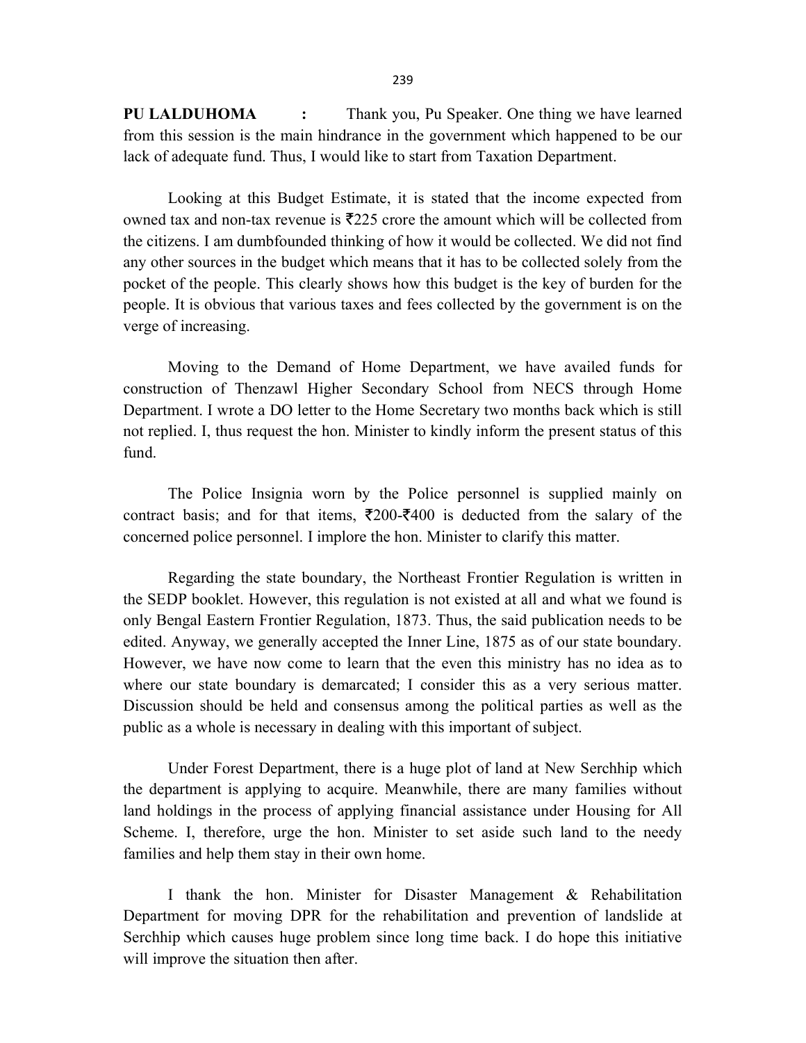**PU LALDUHOMA :** Thank you, Pu Speaker. One thing we have learned from this session is the main hindrance in the government which happened to be our lack of adequate fund. Thus, I would like to start from Taxation Department.

Looking at this Budget Estimate, it is stated that the income expected from owned tax and non-tax revenue is ₹225 crore the amount which will be collected from the citizens. I am dumbfounded thinking of how it would be collected. We did not find any other sources in the budget which means that it has to be collected solely from the pocket of the people. This clearly shows how this budget is the key of burden for the people. It is obvious that various taxes and fees collected by the government is on the verge of increasing.

Moving to the Demand of Home Department, we have availed funds for construction of Thenzawl Higher Secondary School from NECS through Home Department. I wrote a DO letter to the Home Secretary two months back which is still not replied. I, thus request the hon. Minister to kindly inform the present status of this fund.

The Police Insignia worn by the Police personnel is supplied mainly on contract basis; and for that items, ₹200-₹400 is deducted from the salary of the concerned police personnel. I implore the hon. Minister to clarify this matter.

Regarding the state boundary, the Northeast Frontier Regulation is written in the SEDP booklet. However, this regulation is not existed at all and what we found is only Bengal Eastern Frontier Regulation, 1873. Thus, the said publication needs to be edited. Anyway, we generally accepted the Inner Line, 1875 as of our state boundary. However, we have now come to learn that the even this ministry has no idea as to where our state boundary is demarcated; I consider this as a very serious matter. Discussion should be held and consensus among the political parties as well as the public as a whole is necessary in dealing with this important of subject.

Under Forest Department, there is a huge plot of land at New Serchhip which the department is applying to acquire. Meanwhile, there are many families without land holdings in the process of applying financial assistance under Housing for All Scheme. I, therefore, urge the hon. Minister to set aside such land to the needy families and help them stay in their own home.

I thank the hon. Minister for Disaster Management & Rehabilitation Department for moving DPR for the rehabilitation and prevention of landslide at Serchhip which causes huge problem since long time back. I do hope this initiative will improve the situation then after.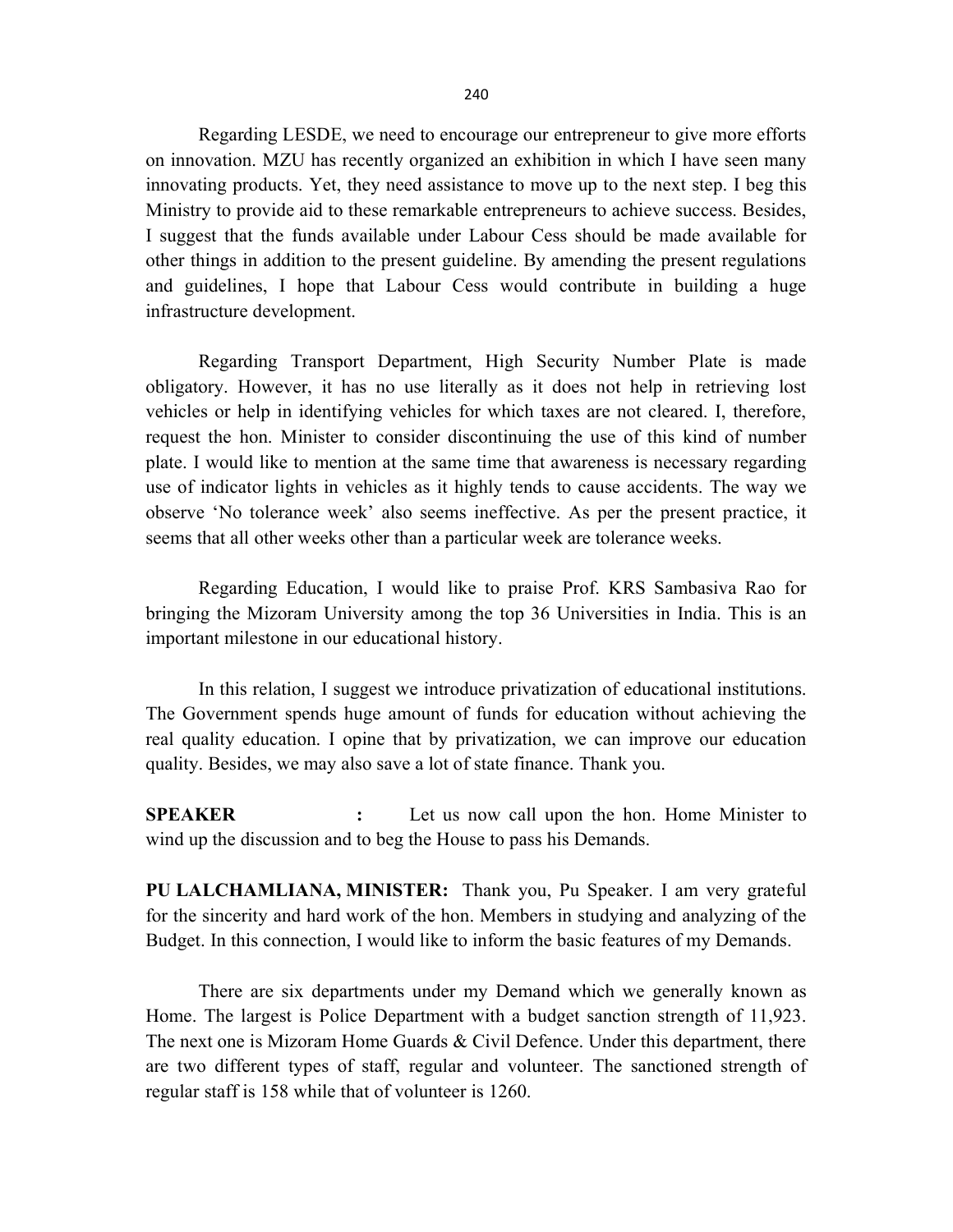Regarding LESDE, we need to encourage our entrepreneur to give more efforts on innovation. MZU has recently organized an exhibition in which I have seen many innovating products. Yet, they need assistance to move up to the next step. I beg this Ministry to provide aid to these remarkable entrepreneurs to achieve success. Besides, I suggest that the funds available under Labour Cess should be made available for other things in addition to the present guideline. By amending the present regulations and guidelines, I hope that Labour Cess would contribute in building a huge infrastructure development.

Regarding Transport Department, High Security Number Plate is made obligatory. However, it has no use literally as it does not help in retrieving lost vehicles or help in identifying vehicles for which taxes are not cleared. I, therefore, request the hon. Minister to consider discontinuing the use of this kind of number plate. I would like to mention at the same time that awareness is necessary regarding use of indicator lights in vehicles as it highly tends to cause accidents. The way we observe 'No tolerance week' also seems ineffective. As per the present practice, it seems that all other weeks other than a particular week are tolerance weeks.

Regarding Education, I would like to praise Prof. KRS Sambasiva Rao for bringing the Mizoram University among the top 36 Universities in India. This is an important milestone in our educational history.

In this relation, I suggest we introduce privatization of educational institutions. The Government spends huge amount of funds for education without achieving the real quality education. I opine that by privatization, we can improve our education quality. Besides, we may also save a lot of state finance. Thank you.

**SPEAKER :** Let us now call upon the hon. Home Minister to wind up the discussion and to beg the House to pass his Demands.

**PU LALCHAMLIANA, MINISTER:** Thank you, Pu Speaker. I am very grateful for the sincerity and hard work of the hon. Members in studying and analyzing of the Budget. In this connection, I would like to inform the basic features of my Demands.

There are six departments under my Demand which we generally known as Home. The largest is Police Department with a budget sanction strength of 11,923. The next one is Mizoram Home Guards & Civil Defence. Under this department, there are two different types of staff, regular and volunteer. The sanctioned strength of regular staff is 158 while that of volunteer is 1260.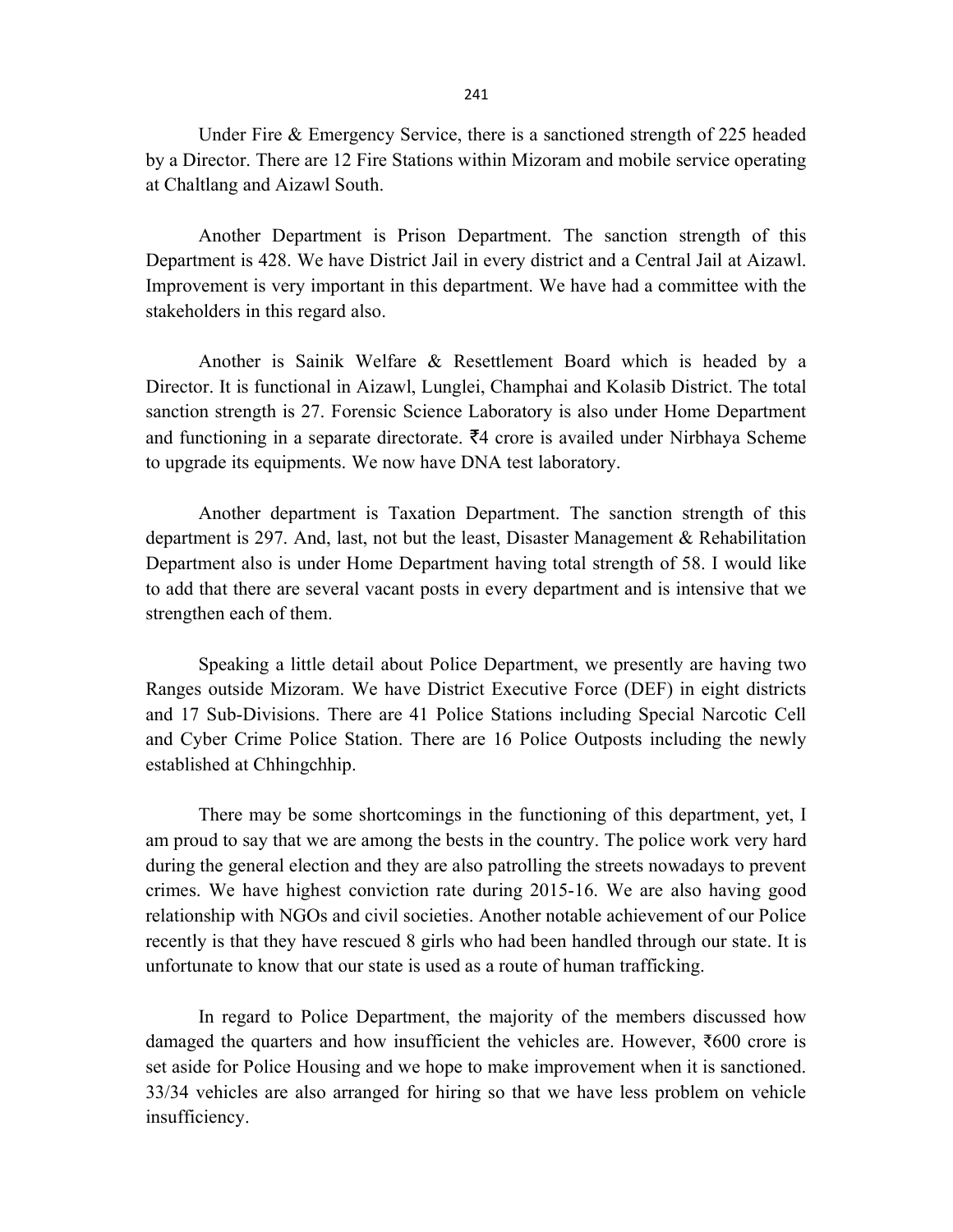Under Fire & Emergency Service, there is a sanctioned strength of 225 headed by a Director. There are 12 Fire Stations within Mizoram and mobile service operating at Chaltlang and Aizawl South.

Another Department is Prison Department. The sanction strength of this Department is 428. We have District Jail in every district and a Central Jail at Aizawl. Improvement is very important in this department. We have had a committee with the stakeholders in this regard also.

Another is Sainik Welfare & Resettlement Board which is headed by a Director. It is functional in Aizawl, Lunglei, Champhai and Kolasib District. The total sanction strength is 27. Forensic Science Laboratory is also under Home Department and functioning in a separate directorate. ₹4 crore is availed under Nirbhaya Scheme to upgrade its equipments. We now have DNA test laboratory.

Another department is Taxation Department. The sanction strength of this department is 297. And, last, not but the least, Disaster Management & Rehabilitation Department also is under Home Department having total strength of 58. I would like to add that there are several vacant posts in every department and is intensive that we strengthen each of them.

Speaking a little detail about Police Department, we presently are having two Ranges outside Mizoram. We have District Executive Force (DEF) in eight districts and 17 Sub-Divisions. There are 41 Police Stations including Special Narcotic Cell and Cyber Crime Police Station. There are 16 Police Outposts including the newly established at Chhingchhip.

There may be some shortcomings in the functioning of this department, yet, I am proud to say that we are among the bests in the country. The police work very hard during the general election and they are also patrolling the streets nowadays to prevent crimes. We have highest conviction rate during 2015-16. We are also having good relationship with NGOs and civil societies. Another notable achievement of our Police recently is that they have rescued 8 girls who had been handled through our state. It is unfortunate to know that our state is used as a route of human trafficking.

In regard to Police Department, the majority of the members discussed how damaged the quarters and how insufficient the vehicles are. However, ₹600 crore is set aside for Police Housing and we hope to make improvement when it is sanctioned. 33/34 vehicles are also arranged for hiring so that we have less problem on vehicle insufficiency.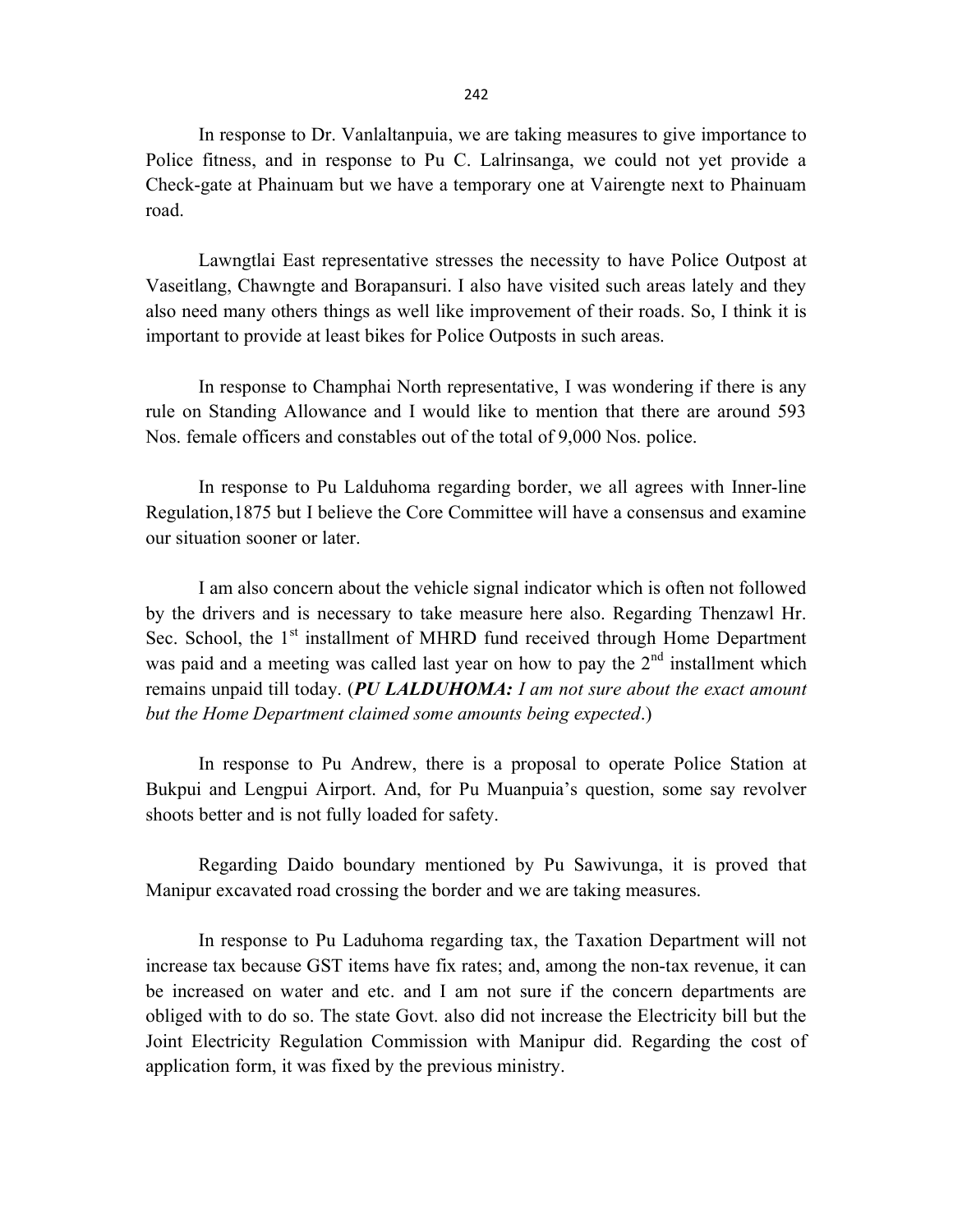In response to Dr. Vanlaltanpuia, we are taking measures to give importance to Police fitness, and in response to Pu C. Lalrinsanga, we could not yet provide a Check-gate at Phainuam but we have a temporary one at Vairengte next to Phainuam road.

Lawngtlai East representative stresses the necessity to have Police Outpost at Vaseitlang, Chawngte and Borapansuri. I also have visited such areas lately and they also need many others things as well like improvement of their roads. So, I think it is important to provide at least bikes for Police Outposts in such areas.

In response to Champhai North representative, I was wondering if there is any rule on Standing Allowance and I would like to mention that there are around 593 Nos. female officers and constables out of the total of 9,000 Nos. police.

In response to Pu Lalduhoma regarding border, we all agrees with Inner-line Regulation,1875 but I believe the Core Committee will have a consensus and examine our situation sooner or later.

I am also concern about the vehicle signal indicator which is often not followed by the drivers and is necessary to take measure here also. Regarding Thenzawl Hr. Sec. School, the 1st installment of MHRD fund received through Home Department was paid and a meeting was called last year on how to pay the 2nd installment which remains unpaid till today. (***PU LALDUHOMA:*** *I am not sure about the exact amount but the Home Department claimed some amounts being expected*.)

In response to Pu Andrew, there is a proposal to operate Police Station at Bukpui and Lengpui Airport. And, for Pu Muanpuia's question, some say revolver shoots better and is not fully loaded for safety.

Regarding Daido boundary mentioned by Pu Sawivunga, it is proved that Manipur excavated road crossing the border and we are taking measures.

In response to Pu Laduhoma regarding tax, the Taxation Department will not increase tax because GST items have fix rates; and, among the non-tax revenue, it can be increased on water and etc. and I am not sure if the concern departments are obliged with to do so. The state Govt. also did not increase the Electricity bill but the Joint Electricity Regulation Commission with Manipur did. Regarding the cost of application form, it was fixed by the previous ministry.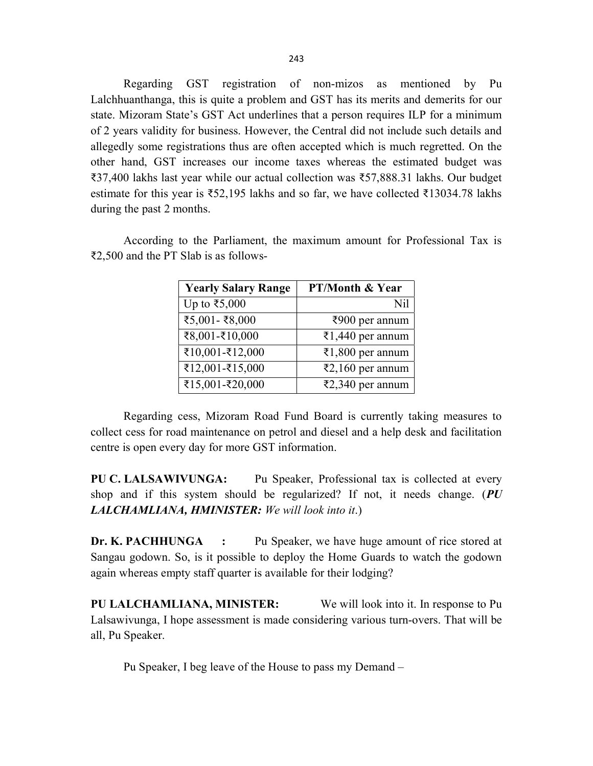Regarding GST registration of non-mizos as mentioned by Pu Lalchhuanthanga, this is quite a problem and GST has its merits and demerits for our state. Mizoram State's GST Act underlines that a person requires ILP for a minimum of 2 years validity for business. However, the Central did not include such details and allegedly some registrations thus are often accepted which is much regretted. On the other hand, GST increases our income taxes whereas the estimated budget was ₹37,400 lakhs last year while our actual collection was ₹57,888.31 lakhs. Our budget estimate for this year is ₹52,195 lakhs and so far, we have collected ₹13034.78 lakhs during the past 2 months.

According to the Parliament, the maximum amount for Professional Tax is ₹2,500 and the PT Slab is as follows-

| Yearly Salary Range | PT/Month & Year |
|---|---:|
| Up to ₹5,000 | Nil |
| ₹5,001- ₹8,000 | ₹900 per annum |
| ₹8,001-₹10,000 | ₹1,440 per annum |
| ₹10,001-₹12,000 | ₹1,800 per annum |
| ₹12,001-₹15,000 | ₹2,160 per annum |
| ₹15,001-₹20,000 | ₹2,340 per annum |

Regarding cess, Mizoram Road Fund Board is currently taking measures to collect cess for road maintenance on petrol and diesel and a help desk and facilitation centre is open every day for more GST information.

**PU C. LALSAWIVUNGA:** Pu Speaker, Professional tax is collected at every shop and if this system should be regularized? If not, it needs change. (***PU LALCHAMLIANA, HMINISTER:*** *We will look into it*.)

**Dr. K. PACHHUNGA :** Pu Speaker, we have huge amount of rice stored at Sangau godown. So, is it possible to deploy the Home Guards to watch the godown again whereas empty staff quarter is available for their lodging?

**PU LALCHAMLIANA, MINISTER:** We will look into it. In response to Pu Lalsawivunga, I hope assessment is made considering various turn-overs. That will be all, Pu Speaker.

Pu Speaker, I beg leave of the House to pass my Demand –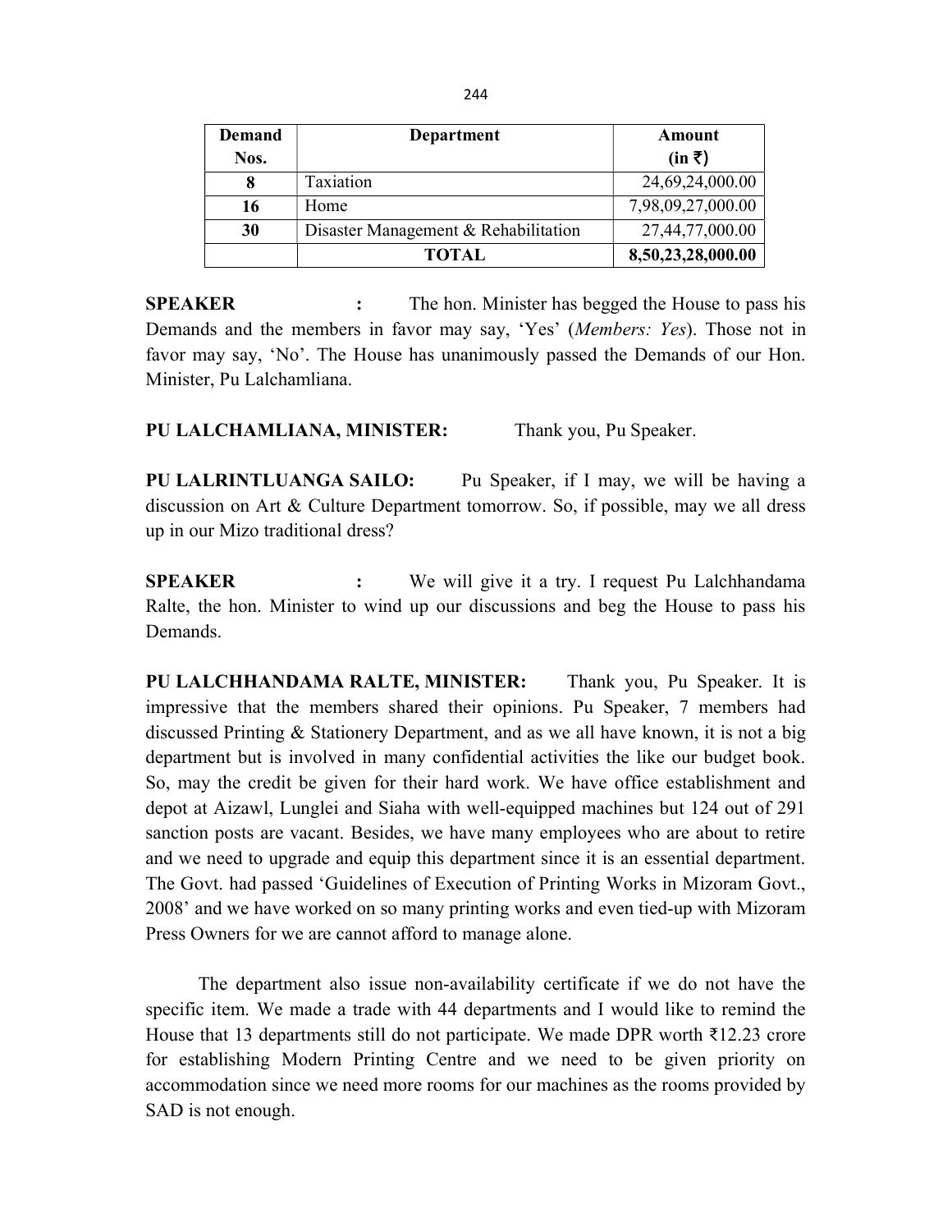| Demand Nos. | Department | Amount (in ₹) |
|---|---|---|
| **8** | Taxiation | 24,69,24,000.00 |
| **16** | Home | 7,98,09,27,000.00 |
| **30** | Disaster Management & Rehabilitation | 27,44,77,000.00 |
| | **TOTAL** | **8,50,23,28,000.00** |

**SPEAKER :** The hon. Minister has begged the House to pass his Demands and the members in favor may say, 'Yes' (*Members: Yes*). Those not in favor may say, 'No'. The House has unanimously passed the Demands of our Hon. Minister, Pu Lalchamliana.

**PU LALCHAMLIANA, MINISTER:** Thank you, Pu Speaker.

**PU LALRINTLUANGA SAILO:** Pu Speaker, if I may, we will be having a discussion on Art & Culture Department tomorrow. So, if possible, may we all dress up in our Mizo traditional dress?

**SPEAKER :** We will give it a try. I request Pu Lalchhandama Ralte, the hon. Minister to wind up our discussions and beg the House to pass his Demands.

**PU LALCHHANDAMA RALTE, MINISTER:** Thank you, Pu Speaker. It is impressive that the members shared their opinions. Pu Speaker, 7 members had discussed Printing & Stationery Department, and as we all have known, it is not a big department but is involved in many confidential activities the like our budget book. So, may the credit be given for their hard work. We have office establishment and depot at Aizawl, Lunglei and Siaha with well-equipped machines but 124 out of 291 sanction posts are vacant. Besides, we have many employees who are about to retire and we need to upgrade and equip this department since it is an essential department. The Govt. had passed 'Guidelines of Execution of Printing Works in Mizoram Govt., 2008' and we have worked on so many printing works and even tied-up with Mizoram Press Owners for we are cannot afford to manage alone.

The department also issue non-availability certificate if we do not have the specific item. We made a trade with 44 departments and I would like to remind the House that 13 departments still do not participate. We made DPR worth ₹12.23 crore for establishing Modern Printing Centre and we need to be given priority on accommodation since we need more rooms for our machines as the rooms provided by SAD is not enough.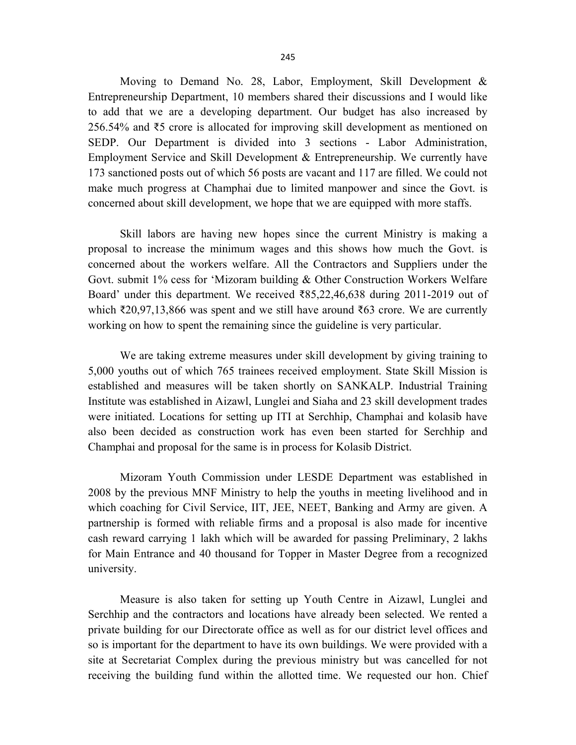Moving to Demand No. 28, Labor, Employment, Skill Development & Entrepreneurship Department, 10 members shared their discussions and I would like to add that we are a developing department. Our budget has also increased by 256.54% and ₹5 crore is allocated for improving skill development as mentioned on SEDP. Our Department is divided into 3 sections - Labor Administration, Employment Service and Skill Development & Entrepreneurship. We currently have 173 sanctioned posts out of which 56 posts are vacant and 117 are filled. We could not make much progress at Champhai due to limited manpower and since the Govt. is concerned about skill development, we hope that we are equipped with more staffs.

Skill labors are having new hopes since the current Ministry is making a proposal to increase the minimum wages and this shows how much the Govt. is concerned about the workers welfare. All the Contractors and Suppliers under the Govt. submit 1% cess for 'Mizoram building & Other Construction Workers Welfare Board' under this department. We received ₹85,22,46,638 during 2011-2019 out of which ₹20,97,13,866 was spent and we still have around ₹63 crore. We are currently working on how to spent the remaining since the guideline is very particular.

We are taking extreme measures under skill development by giving training to 5,000 youths out of which 765 trainees received employment. State Skill Mission is established and measures will be taken shortly on SANKALP. Industrial Training Institute was established in Aizawl, Lunglei and Siaha and 23 skill development trades were initiated. Locations for setting up ITI at Serchhip, Champhai and kolasib have also been decided as construction work has even been started for Serchhip and Champhai and proposal for the same is in process for Kolasib District.

Mizoram Youth Commission under LESDE Department was established in 2008 by the previous MNF Ministry to help the youths in meeting livelihood and in which coaching for Civil Service, IIT, JEE, NEET, Banking and Army are given. A partnership is formed with reliable firms and a proposal is also made for incentive cash reward carrying 1 lakh which will be awarded for passing Preliminary, 2 lakhs for Main Entrance and 40 thousand for Topper in Master Degree from a recognized university.

Measure is also taken for setting up Youth Centre in Aizawl, Lunglei and Serchhip and the contractors and locations have already been selected. We rented a private building for our Directorate office as well as for our district level offices and so is important for the department to have its own buildings. We were provided with a site at Secretariat Complex during the previous ministry but was cancelled for not receiving the building fund within the allotted time. We requested our hon. Chief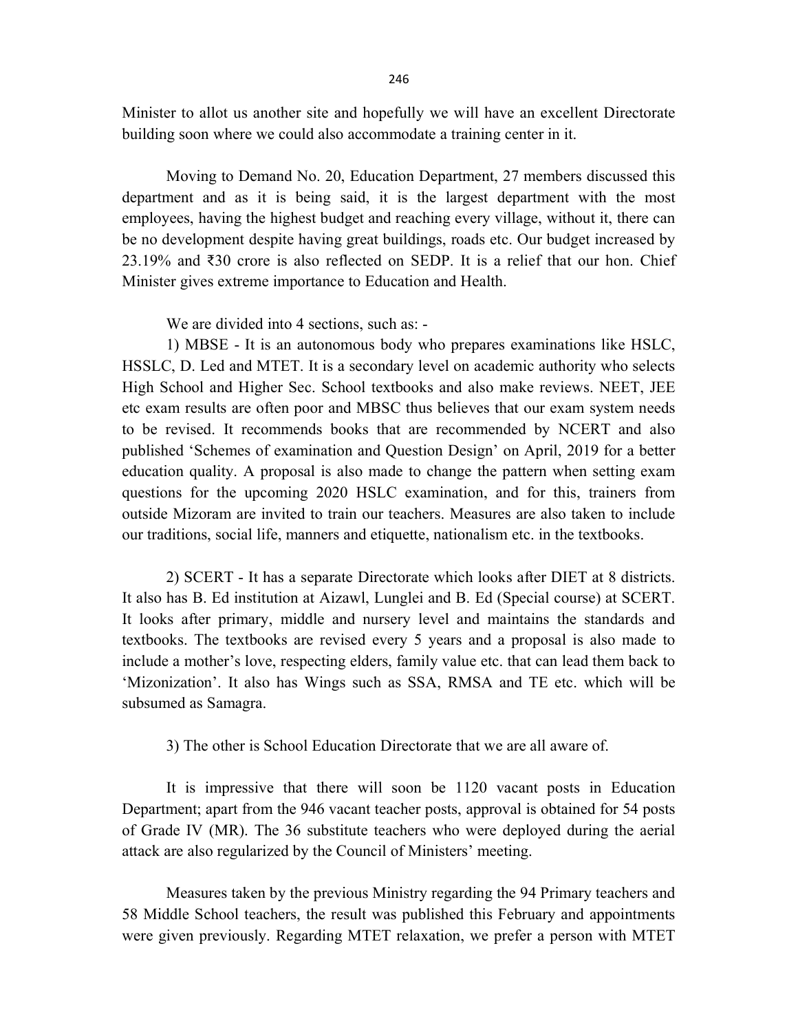Minister to allot us another site and hopefully we will have an excellent Directorate building soon where we could also accommodate a training center in it.

Moving to Demand No. 20, Education Department, 27 members discussed this department and as it is being said, it is the largest department with the most employees, having the highest budget and reaching every village, without it, there can be no development despite having great buildings, roads etc. Our budget increased by 23.19% and ₹30 crore is also reflected on SEDP. It is a relief that our hon. Chief Minister gives extreme importance to Education and Health.

We are divided into 4 sections, such as: -

1) MBSE - It is an autonomous body who prepares examinations like HSLC, HSSLC, D. Led and MTET. It is a secondary level on academic authority who selects High School and Higher Sec. School textbooks and also make reviews. NEET, JEE etc exam results are often poor and MBSC thus believes that our exam system needs to be revised. It recommends books that are recommended by NCERT and also published 'Schemes of examination and Question Design' on April, 2019 for a better education quality. A proposal is also made to change the pattern when setting exam questions for the upcoming 2020 HSLC examination, and for this, trainers from outside Mizoram are invited to train our teachers. Measures are also taken to include our traditions, social life, manners and etiquette, nationalism etc. in the textbooks.

2) SCERT - It has a separate Directorate which looks after DIET at 8 districts. It also has B. Ed institution at Aizawl, Lunglei and B. Ed (Special course) at SCERT. It looks after primary, middle and nursery level and maintains the standards and textbooks. The textbooks are revised every 5 years and a proposal is also made to include a mother's love, respecting elders, family value etc. that can lead them back to 'Mizonization'. It also has Wings such as SSA, RMSA and TE etc. which will be subsumed as Samagra.

3) The other is School Education Directorate that we are all aware of.

It is impressive that there will soon be 1120 vacant posts in Education Department; apart from the 946 vacant teacher posts, approval is obtained for 54 posts of Grade IV (MR). The 36 substitute teachers who were deployed during the aerial attack are also regularized by the Council of Ministers' meeting.

Measures taken by the previous Ministry regarding the 94 Primary teachers and 58 Middle School teachers, the result was published this February and appointments were given previously. Regarding MTET relaxation, we prefer a person with MTET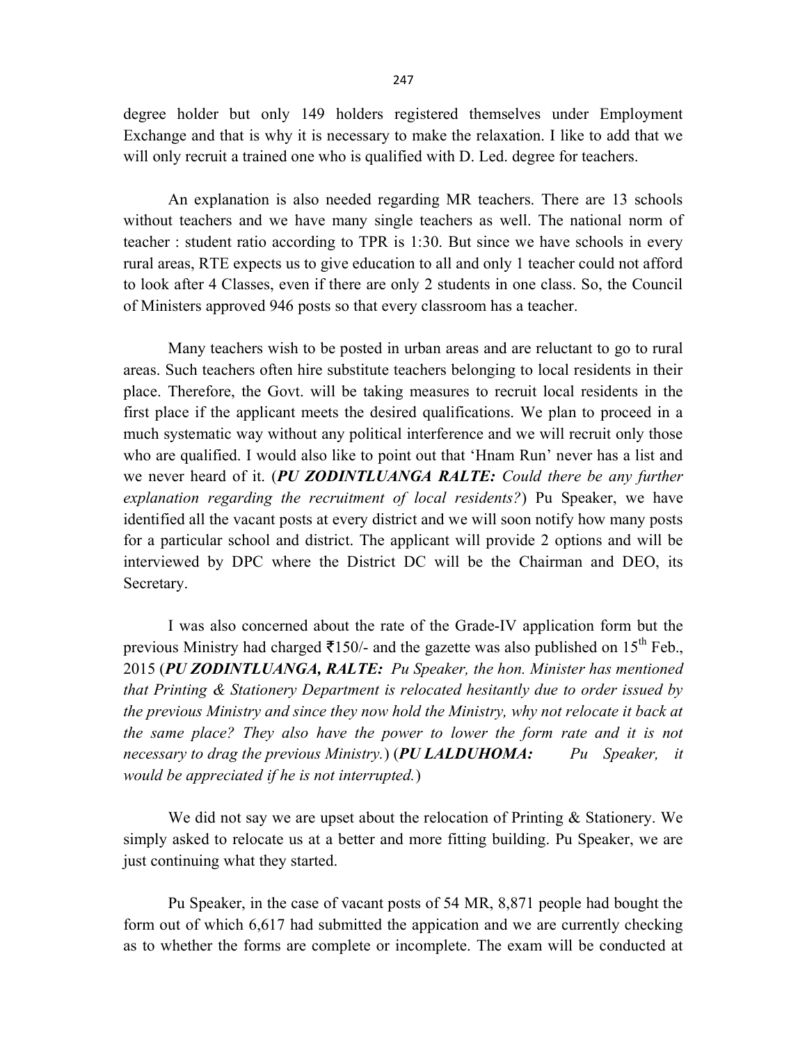degree holder but only 149 holders registered themselves under Employment Exchange and that is why it is necessary to make the relaxation. I like to add that we will only recruit a trained one who is qualified with D. Led. degree for teachers.

An explanation is also needed regarding MR teachers. There are 13 schools without teachers and we have many single teachers as well. The national norm of teacher : student ratio according to TPR is 1:30. But since we have schools in every rural areas, RTE expects us to give education to all and only 1 teacher could not afford to look after 4 Classes, even if there are only 2 students in one class. So, the Council of Ministers approved 946 posts so that every classroom has a teacher.

Many teachers wish to be posted in urban areas and are reluctant to go to rural areas. Such teachers often hire substitute teachers belonging to local residents in their place. Therefore, the Govt. will be taking measures to recruit local residents in the first place if the applicant meets the desired qualifications. We plan to proceed in a much systematic way without any political interference and we will recruit only those who are qualified. I would also like to point out that 'Hnam Run' never has a list and we never heard of it. (***PU ZODINTLUANGA RALTE:*** *Could there be any further explanation regarding the recruitment of local residents?*) Pu Speaker, we have identified all the vacant posts at every district and we will soon notify how many posts for a particular school and district. The applicant will provide 2 options and will be interviewed by DPC where the District DC will be the Chairman and DEO, its Secretary.

I was also concerned about the rate of the Grade-IV application form but the previous Ministry had charged ₹150/- and the gazette was also published on 15th Feb., 2015 (***PU ZODINTLUANGA, RALTE:*** *Pu Speaker, the hon. Minister has mentioned that Printing & Stationery Department is relocated hesitantly due to order issued by the previous Ministry and since they now hold the Ministry, why not relocate it back at the same place? They also have the power to lower the form rate and it is not necessary to drag the previous Ministry.*) (***PU LALDUHOMA:*** *Pu Speaker, it would be appreciated if he is not interrupted.*)

We did not say we are upset about the relocation of Printing & Stationery. We simply asked to relocate us at a better and more fitting building. Pu Speaker, we are just continuing what they started.

Pu Speaker, in the case of vacant posts of 54 MR, 8,871 people had bought the form out of which 6,617 had submitted the appication and we are currently checking as to whether the forms are complete or incomplete. The exam will be conducted at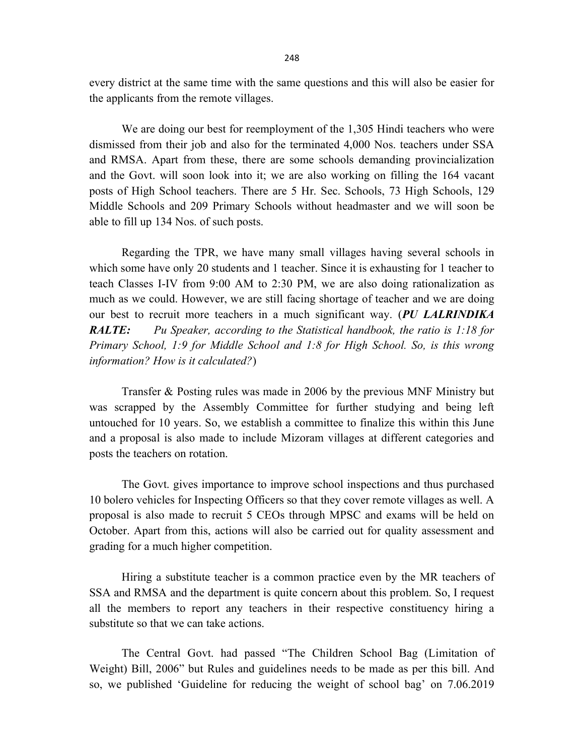every district at the same time with the same questions and this will also be easier for the applicants from the remote villages.

We are doing our best for reemployment of the 1,305 Hindi teachers who were dismissed from their job and also for the terminated 4,000 Nos. teachers under SSA and RMSA. Apart from these, there are some schools demanding provincialization and the Govt. will soon look into it; we are also working on filling the 164 vacant posts of High School teachers. There are 5 Hr. Sec. Schools, 73 High Schools, 129 Middle Schools and 209 Primary Schools without headmaster and we will soon be able to fill up 134 Nos. of such posts.

Regarding the TPR, we have many small villages having several schools in which some have only 20 students and 1 teacher. Since it is exhausting for 1 teacher to teach Classes I-IV from 9:00 AM to 2:30 PM, we are also doing rationalization as much as we could. However, we are still facing shortage of teacher and we are doing our best to recruit more teachers in a much significant way. (***PU LALRINDIKA RALTE:*** *Pu Speaker, according to the Statistical handbook, the ratio is 1:18 for Primary School, 1:9 for Middle School and 1:8 for High School. So, is this wrong information? How is it calculated?*)

Transfer & Posting rules was made in 2006 by the previous MNF Ministry but was scrapped by the Assembly Committee for further studying and being left untouched for 10 years. So, we establish a committee to finalize this within this June and a proposal is also made to include Mizoram villages at different categories and posts the teachers on rotation.

The Govt. gives importance to improve school inspections and thus purchased 10 bolero vehicles for Inspecting Officers so that they cover remote villages as well. A proposal is also made to recruit 5 CEOs through MPSC and exams will be held on October. Apart from this, actions will also be carried out for quality assessment and grading for a much higher competition.

Hiring a substitute teacher is a common practice even by the MR teachers of SSA and RMSA and the department is quite concern about this problem. So, I request all the members to report any teachers in their respective constituency hiring a substitute so that we can take actions.

The Central Govt. had passed "The Children School Bag (Limitation of Weight) Bill, 2006" but Rules and guidelines needs to be made as per this bill. And so, we published 'Guideline for reducing the weight of school bag' on 7.06.2019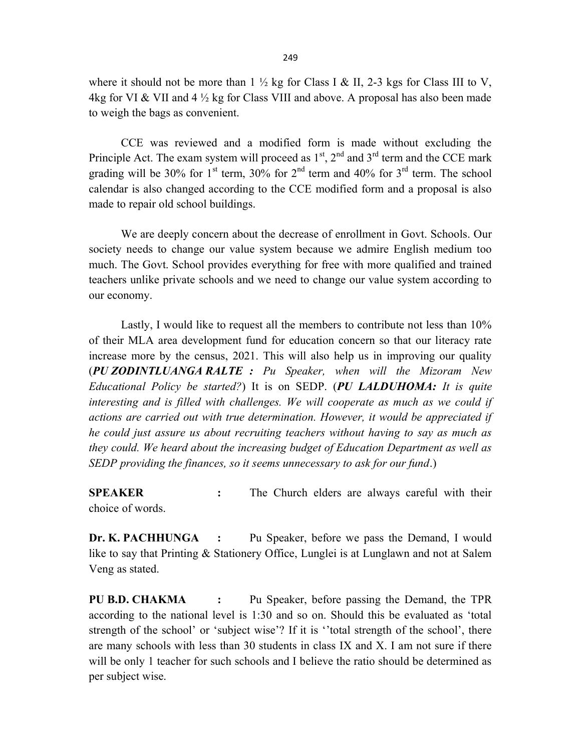where it should not be more than 1 ½ kg for Class I & II, 2-3 kgs for Class III to V, 4kg for VI & VII and 4 ½ kg for Class VIII and above. A proposal has also been made to weigh the bags as convenient.

CCE was reviewed and a modified form is made without excluding the Principle Act. The exam system will proceed as 1st, 2nd and 3rd term and the CCE mark grading will be 30% for 1st term, 30% for 2nd term and 40% for 3rd term. The school calendar is also changed according to the CCE modified form and a proposal is also made to repair old school buildings.

We are deeply concern about the decrease of enrollment in Govt. Schools. Our society needs to change our value system because we admire English medium too much. The Govt. School provides everything for free with more qualified and trained teachers unlike private schools and we need to change our value system according to our economy.

Lastly, I would like to request all the members to contribute not less than 10% of their MLA area development fund for education concern so that our literacy rate increase more by the census, 2021. This will also help us in improving our quality (***PU ZODINTLUANGA RALTE :*** *Pu Speaker, when will the Mizoram New Educational Policy be started?*) It is on SEDP. (***PU LALDUHOMA:*** *It is quite interesting and is filled with challenges. We will cooperate as much as we could if actions are carried out with true determination. However, it would be appreciated if he could just assure us about recruiting teachers without having to say as much as they could. We heard about the increasing budget of Education Department as well as SEDP providing the finances, so it seems unnecessary to ask for our fund*.)

**SPEAKER :** The Church elders are always careful with their choice of words.

**Dr. K. PACHHUNGA :** Pu Speaker, before we pass the Demand, I would like to say that Printing & Stationery Office, Lunglei is at Lunglawn and not at Salem Veng as stated.

**PU B.D. CHAKMA :** Pu Speaker, before passing the Demand, the TPR according to the national level is 1:30 and so on. Should this be evaluated as 'total strength of the school' or 'subject wise'? If it is ''total strength of the school', there are many schools with less than 30 students in class IX and X. I am not sure if there will be only 1 teacher for such schools and I believe the ratio should be determined as per subject wise.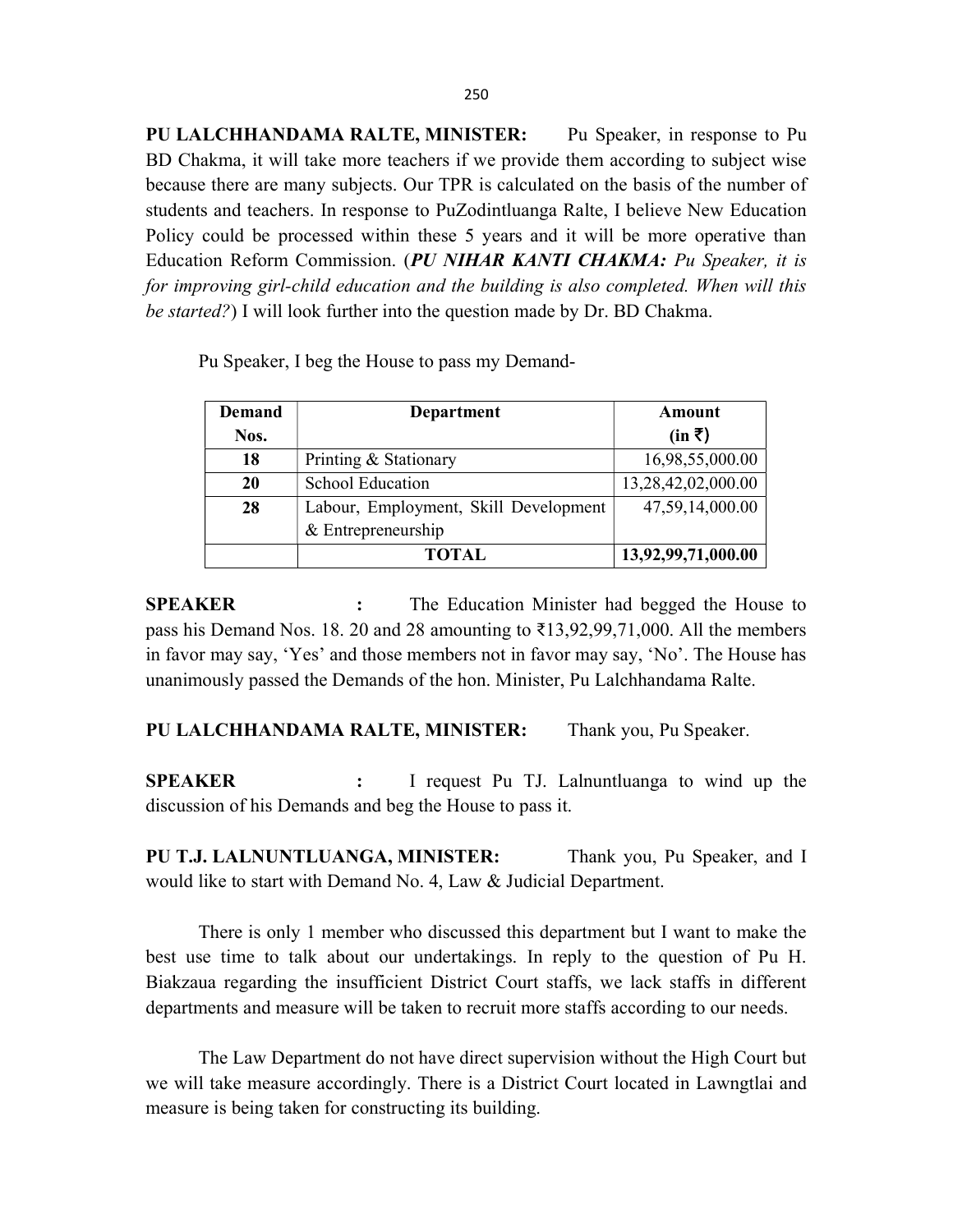**PU LALCHHANDAMA RALTE, MINISTER:** Pu Speaker, in response to Pu BD Chakma, it will take more teachers if we provide them according to subject wise because there are many subjects. Our TPR is calculated on the basis of the number of students and teachers. In response to PuZodintluanga Ralte, I believe New Education Policy could be processed within these 5 years and it will be more operative than Education Reform Commission. (***PU NIHAR KANTI CHAKMA:*** *Pu Speaker, it is for improving girl-child education and the building is also completed. When will this be started?*) I will look further into the question made by Dr. BD Chakma.

Pu Speaker, I beg the House to pass my Demand-

| Demand Nos. | Department | Amount (in ₹) |
|---|---|---|
| 18 | Printing & Stationary | 16,98,55,000.00 |
| 20 | School Education | 13,28,42,02,000.00 |
| 28 | Labour, Employment, Skill Development & Entrepreneurship | 47,59,14,000.00 |
| | **TOTAL** | **13,92,99,71,000.00** |

**SPEAKER :** The Education Minister had begged the House to pass his Demand Nos. 18. 20 and 28 amounting to ₹13,92,99,71,000. All the members in favor may say, 'Yes' and those members not in favor may say, 'No'. The House has unanimously passed the Demands of the hon. Minister, Pu Lalchhandama Ralte.

**PU LALCHHANDAMA RALTE, MINISTER:** Thank you, Pu Speaker.

**SPEAKER :** I request Pu TJ. Lalnuntluanga to wind up the discussion of his Demands and beg the House to pass it.

**PU T.J. LALNUNTLUANGA, MINISTER:** Thank you, Pu Speaker, and I would like to start with Demand No. 4, Law & Judicial Department.

There is only 1 member who discussed this department but I want to make the best use time to talk about our undertakings. In reply to the question of Pu H. Biakzaua regarding the insufficient District Court staffs, we lack staffs in different departments and measure will be taken to recruit more staffs according to our needs.

The Law Department do not have direct supervision without the High Court but we will take measure accordingly. There is a District Court located in Lawngtlai and measure is being taken for constructing its building.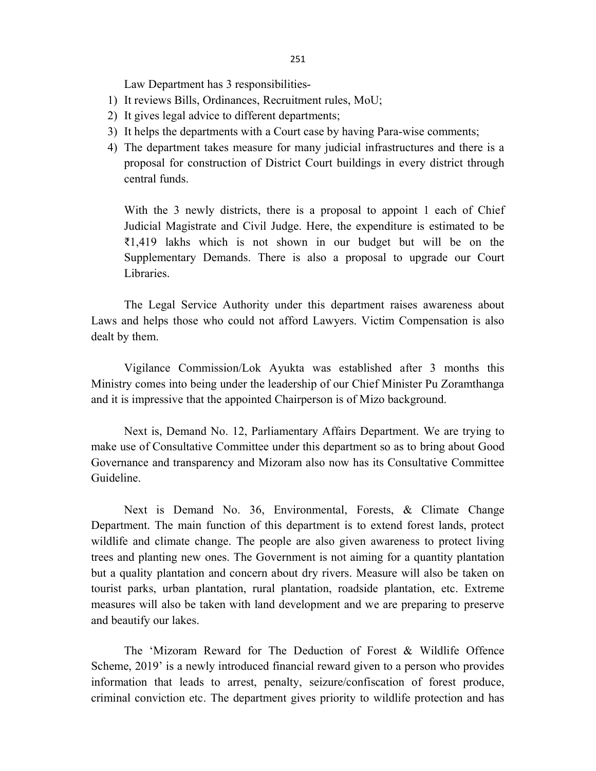Law Department has 3 responsibilities-

1) It reviews Bills, Ordinances, Recruitment rules, MoU;
2) It gives legal advice to different departments;
3) It helps the departments with a Court case by having Para-wise comments;
4) The department takes measure for many judicial infrastructures and there is a proposal for construction of District Court buildings in every district through central funds.

   With the 3 newly districts, there is a proposal to appoint 1 each of Chief Judicial Magistrate and Civil Judge. Here, the expenditure is estimated to be ₹1,419 lakhs which is not shown in our budget but will be on the Supplementary Demands. There is also a proposal to upgrade our Court Libraries.

The Legal Service Authority under this department raises awareness about Laws and helps those who could not afford Lawyers. Victim Compensation is also dealt by them.

Vigilance Commission/Lok Ayukta was established after 3 months this Ministry comes into being under the leadership of our Chief Minister Pu Zoramthanga and it is impressive that the appointed Chairperson is of Mizo background.

Next is, Demand No. 12, Parliamentary Affairs Department. We are trying to make use of Consultative Committee under this department so as to bring about Good Governance and transparency and Mizoram also now has its Consultative Committee Guideline.

Next is Demand No. 36, Environmental, Forests, & Climate Change Department. The main function of this department is to extend forest lands, protect wildlife and climate change. The people are also given awareness to protect living trees and planting new ones. The Government is not aiming for a quantity plantation but a quality plantation and concern about dry rivers. Measure will also be taken on tourist parks, urban plantation, rural plantation, roadside plantation, etc. Extreme measures will also be taken with land development and we are preparing to preserve and beautify our lakes.

The 'Mizoram Reward for The Deduction of Forest & Wildlife Offence Scheme, 2019' is a newly introduced financial reward given to a person who provides information that leads to arrest, penalty, seizure/confiscation of forest produce, criminal conviction etc. The department gives priority to wildlife protection and has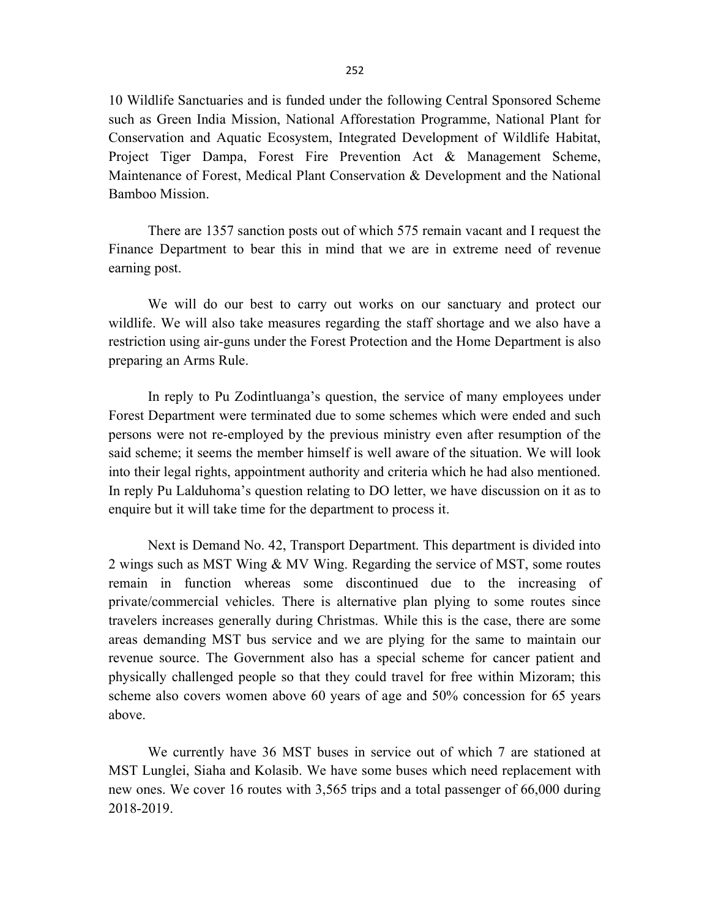10 Wildlife Sanctuaries and is funded under the following Central Sponsored Scheme such as Green India Mission, National Afforestation Programme, National Plant for Conservation and Aquatic Ecosystem, Integrated Development of Wildlife Habitat, Project Tiger Dampa, Forest Fire Prevention Act & Management Scheme, Maintenance of Forest, Medical Plant Conservation & Development and the National Bamboo Mission.

There are 1357 sanction posts out of which 575 remain vacant and I request the Finance Department to bear this in mind that we are in extreme need of revenue earning post.

We will do our best to carry out works on our sanctuary and protect our wildlife. We will also take measures regarding the staff shortage and we also have a restriction using air-guns under the Forest Protection and the Home Department is also preparing an Arms Rule.

In reply to Pu Zodintluanga's question, the service of many employees under Forest Department were terminated due to some schemes which were ended and such persons were not re-employed by the previous ministry even after resumption of the said scheme; it seems the member himself is well aware of the situation. We will look into their legal rights, appointment authority and criteria which he had also mentioned. In reply Pu Lalduhoma's question relating to DO letter, we have discussion on it as to enquire but it will take time for the department to process it.

Next is Demand No. 42, Transport Department. This department is divided into 2 wings such as MST Wing & MV Wing. Regarding the service of MST, some routes remain in function whereas some discontinued due to the increasing of private/commercial vehicles. There is alternative plan plying to some routes since travelers increases generally during Christmas. While this is the case, there are some areas demanding MST bus service and we are plying for the same to maintain our revenue source. The Government also has a special scheme for cancer patient and physically challenged people so that they could travel for free within Mizoram; this scheme also covers women above 60 years of age and 50% concession for 65 years above.

We currently have 36 MST buses in service out of which 7 are stationed at MST Lunglei, Siaha and Kolasib. We have some buses which need replacement with new ones. We cover 16 routes with 3,565 trips and a total passenger of 66,000 during 2018-2019.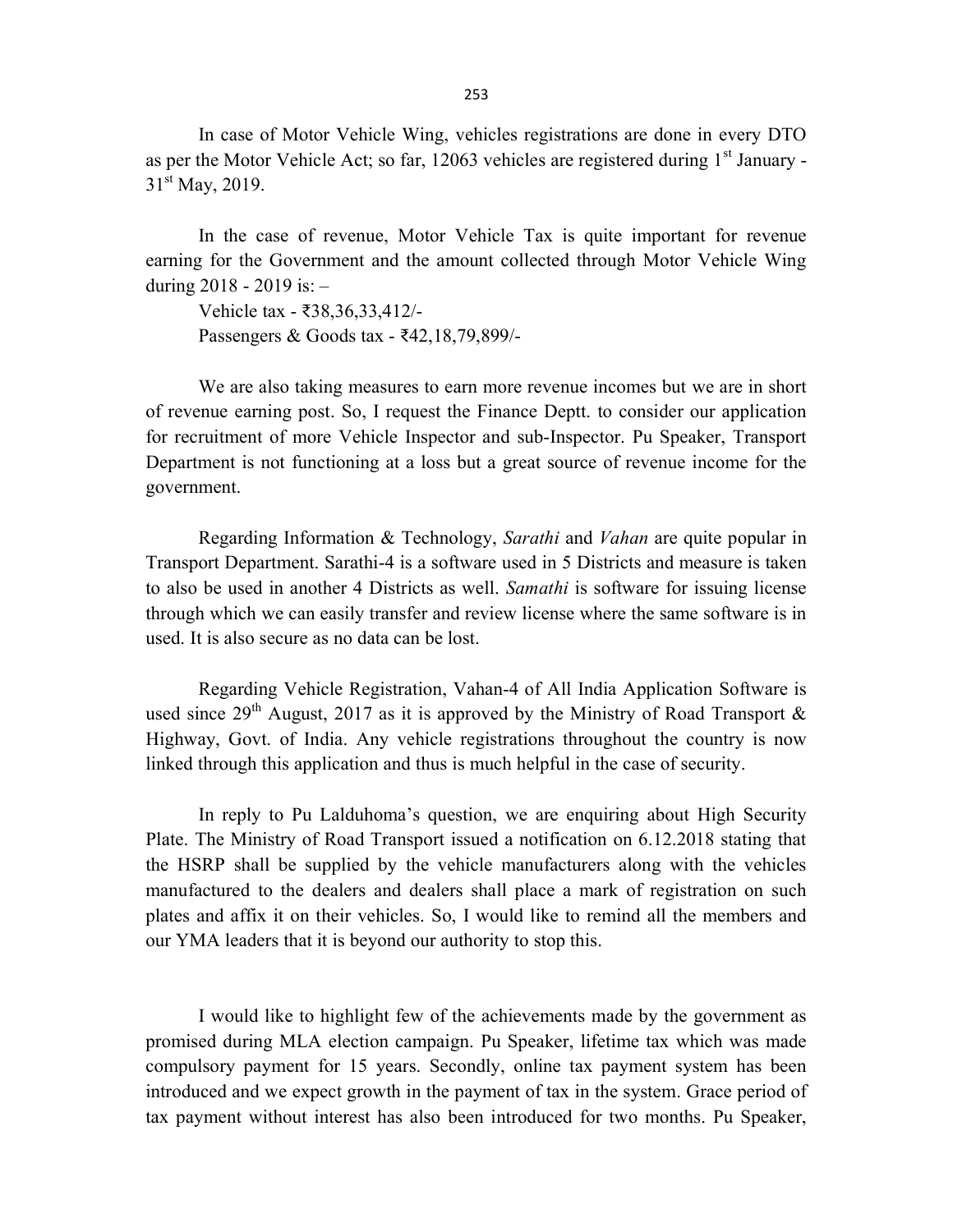In case of Motor Vehicle Wing, vehicles registrations are done in every DTO as per the Motor Vehicle Act; so far, 12063 vehicles are registered during 1st January - 31st May, 2019.

In the case of revenue, Motor Vehicle Tax is quite important for revenue earning for the Government and the amount collected through Motor Vehicle Wing during 2018 - 2019 is: –

Vehicle tax - ₹38,36,33,412/-
Passengers & Goods tax - ₹42,18,79,899/-

We are also taking measures to earn more revenue incomes but we are in short of revenue earning post. So, I request the Finance Deptt. to consider our application for recruitment of more Vehicle Inspector and sub-Inspector. Pu Speaker, Transport Department is not functioning at a loss but a great source of revenue income for the government.

Regarding Information & Technology, *Sarathi* and *Vahan* are quite popular in Transport Department. Sarathi-4 is a software used in 5 Districts and measure is taken to also be used in another 4 Districts as well. *Samathi* is software for issuing license through which we can easily transfer and review license where the same software is in used. It is also secure as no data can be lost.

Regarding Vehicle Registration, Vahan-4 of All India Application Software is used since 29th August, 2017 as it is approved by the Ministry of Road Transport & Highway, Govt. of India. Any vehicle registrations throughout the country is now linked through this application and thus is much helpful in the case of security.

In reply to Pu Lalduhoma's question, we are enquiring about High Security Plate. The Ministry of Road Transport issued a notification on 6.12.2018 stating that the HSRP shall be supplied by the vehicle manufacturers along with the vehicles manufactured to the dealers and dealers shall place a mark of registration on such plates and affix it on their vehicles. So, I would like to remind all the members and our YMA leaders that it is beyond our authority to stop this.

I would like to highlight few of the achievements made by the government as promised during MLA election campaign. Pu Speaker, lifetime tax which was made compulsory payment for 15 years. Secondly, online tax payment system has been introduced and we expect growth in the payment of tax in the system. Grace period of tax payment without interest has also been introduced for two months. Pu Speaker,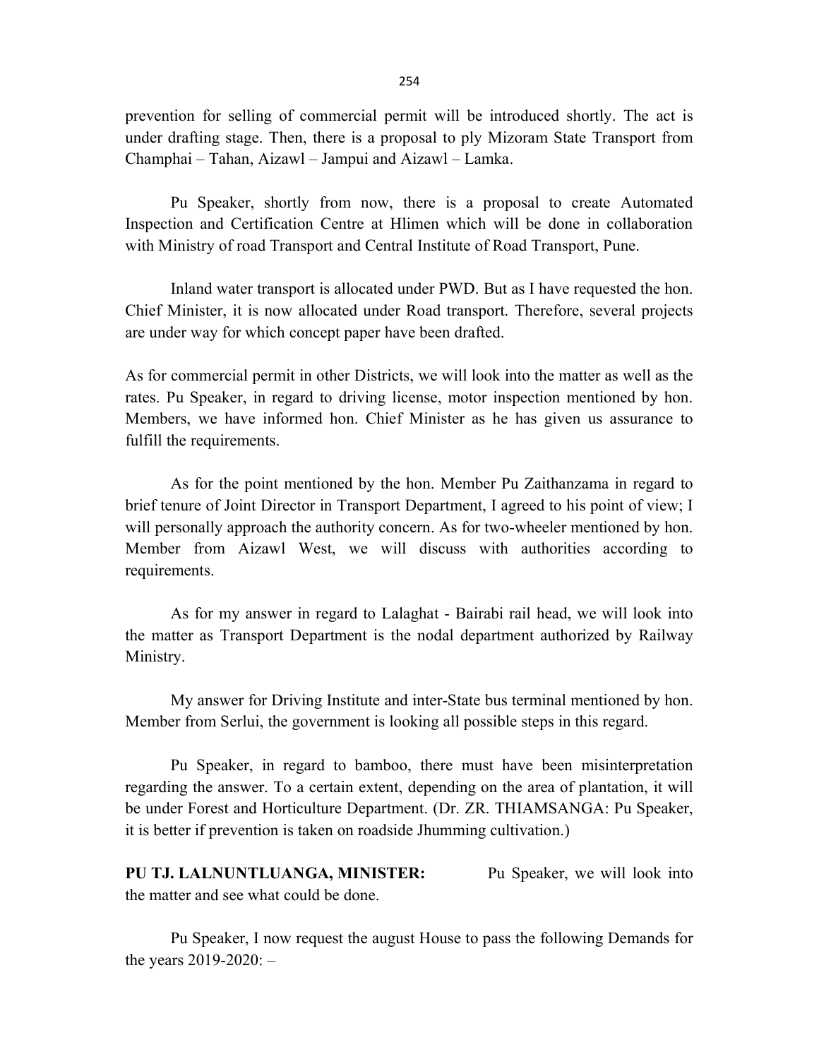prevention for selling of commercial permit will be introduced shortly. The act is under drafting stage. Then, there is a proposal to ply Mizoram State Transport from Champhai – Tahan, Aizawl – Jampui and Aizawl – Lamka.

Pu Speaker, shortly from now, there is a proposal to create Automated Inspection and Certification Centre at Hlimen which will be done in collaboration with Ministry of road Transport and Central Institute of Road Transport, Pune.

Inland water transport is allocated under PWD. But as I have requested the hon. Chief Minister, it is now allocated under Road transport. Therefore, several projects are under way for which concept paper have been drafted.

As for commercial permit in other Districts, we will look into the matter as well as the rates. Pu Speaker, in regard to driving license, motor inspection mentioned by hon. Members, we have informed hon. Chief Minister as he has given us assurance to fulfill the requirements.

As for the point mentioned by the hon. Member Pu Zaithanzama in regard to brief tenure of Joint Director in Transport Department, I agreed to his point of view; I will personally approach the authority concern. As for two-wheeler mentioned by hon. Member from Aizawl West, we will discuss with authorities according to requirements.

As for my answer in regard to Lalaghat - Bairabi rail head, we will look into the matter as Transport Department is the nodal department authorized by Railway Ministry.

My answer for Driving Institute and inter-State bus terminal mentioned by hon. Member from Serlui, the government is looking all possible steps in this regard.

Pu Speaker, in regard to bamboo, there must have been misinterpretation regarding the answer. To a certain extent, depending on the area of plantation, it will be under Forest and Horticulture Department. (Dr. ZR. THIAMSANGA: Pu Speaker, it is better if prevention is taken on roadside Jhumming cultivation.)

**PU TJ. LALNUNTLUANGA, MINISTER:** Pu Speaker, we will look into the matter and see what could be done.

Pu Speaker, I now request the august House to pass the following Demands for the years 2019-2020: –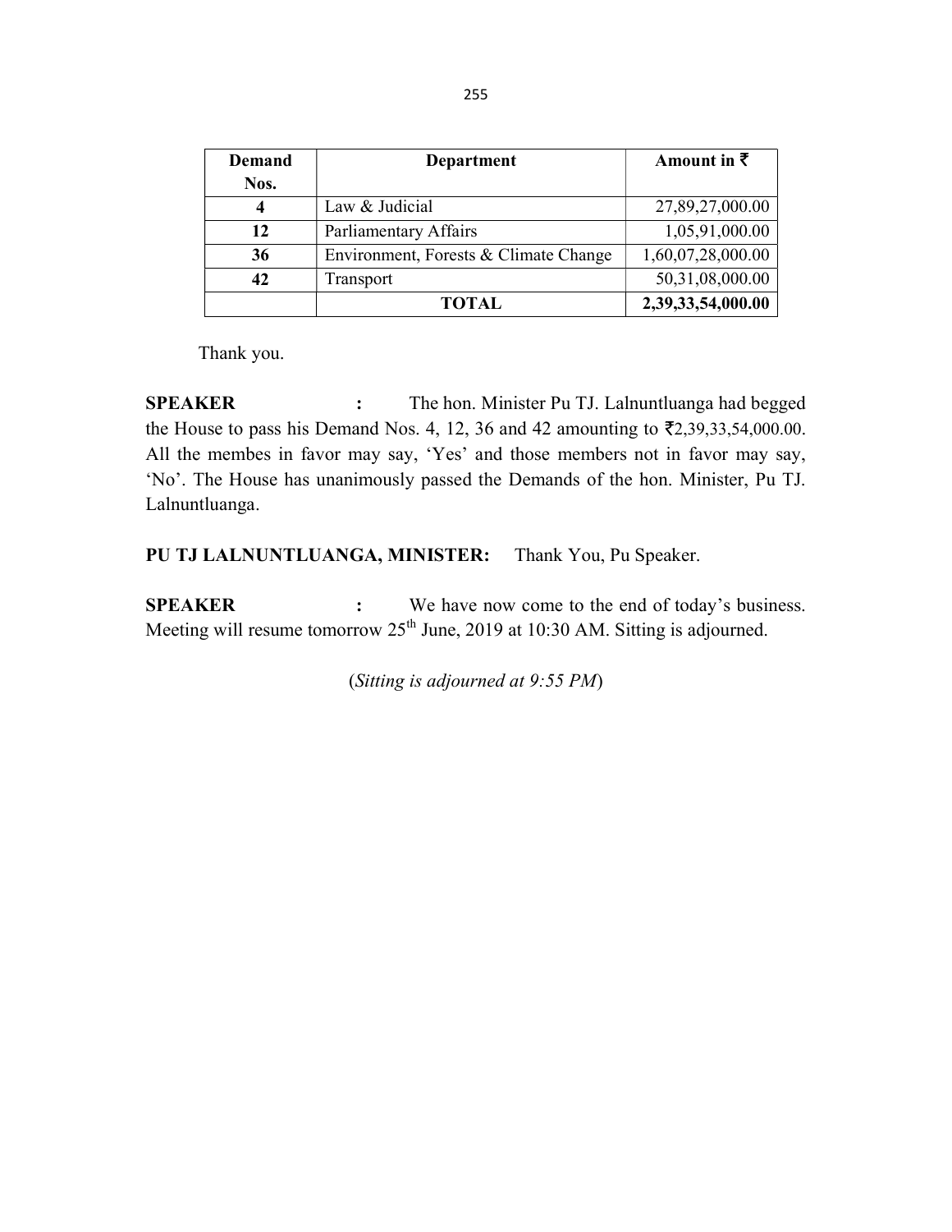| **Demand Nos.** | **Department** | **Amount in ₹** |
|---|---|---|
| **4** | Law & Judicial | 27,89,27,000.00 |
| **12** | Parliamentary Affairs | 1,05,91,000.00 |
| **36** | Environment, Forests & Climate Change | 1,60,07,28,000.00 |
| **42** | Transport | 50,31,08,000.00 |
| | **TOTAL** | **2,39,33,54,000.00** |

Thank you.

**SPEAKER :** The hon. Minister Pu TJ. Lalnuntluanga had begged the House to pass his Demand Nos. 4, 12, 36 and 42 amounting to ₹2,39,33,54,000.00. All the membes in favor may say, 'Yes' and those members not in favor may say, 'No'. The House has unanimously passed the Demands of the hon. Minister, Pu TJ. Lalnuntluanga.

**PU TJ LALNUNTLUANGA, MINISTER:** Thank You, Pu Speaker.

**SPEAKER :** We have now come to the end of today's business. Meeting will resume tomorrow 25th June, 2019 at 10:30 AM. Sitting is adjourned.

(*Sitting is adjourned at 9:55 PM*)